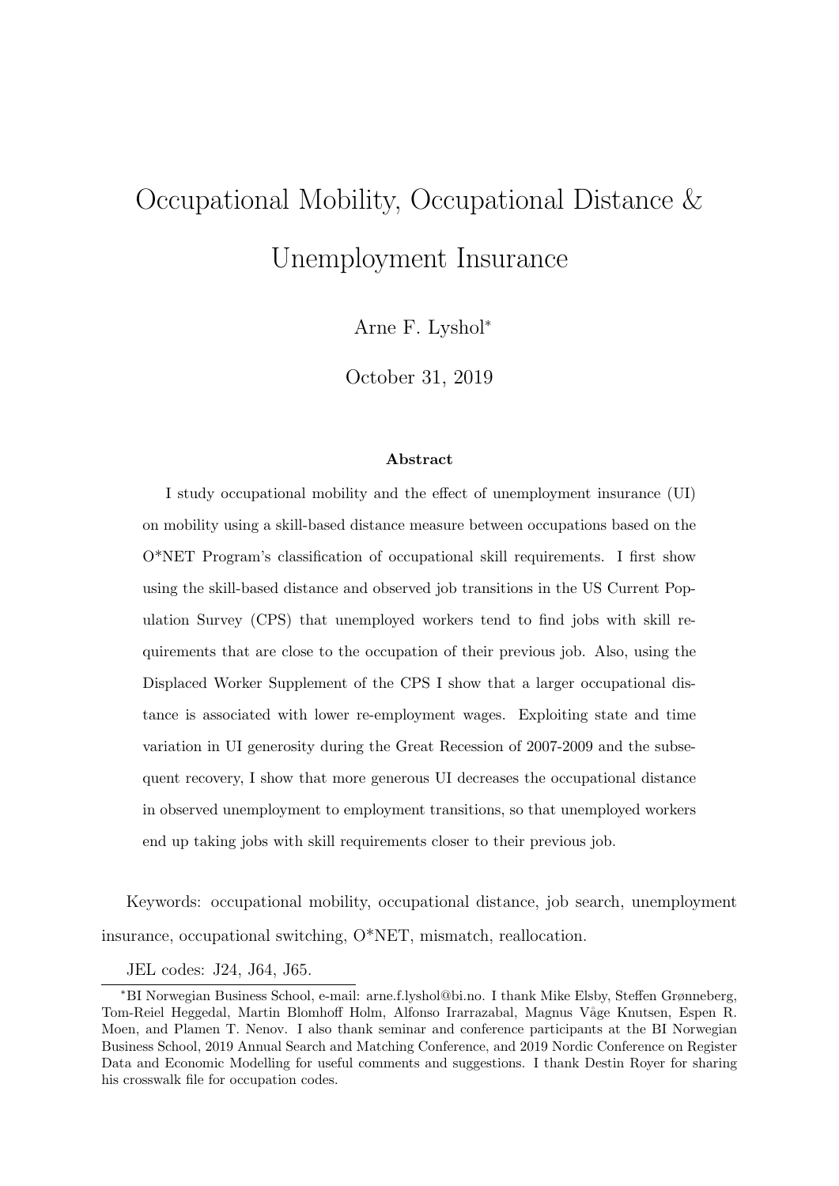# Occupational Mobility, Occupational Distance & Unemployment Insurance

Arne F. Lyshol*

October 31, 2019

### Abstract

I study occupational mobility and the effect of unemployment insurance (UI) on mobility using a skill-based distance measure between occupations based on the O*NET Program's classification of occupational skill requirements. I first show using the skill-based distance and observed job transitions in the US Current Population Survey (CPS) that unemployed workers tend to find jobs with skill requirements that are close to the occupation of their previous job. Also, using the Displaced Worker Supplement of the CPS I show that a larger occupational distance is associated with lower re-employment wages. Exploiting state and time variation in UI generosity during the Great Recession of 2007-2009 and the subsequent recovery, I show that more generous UI decreases the occupational distance in observed unemployment to employment transitions, so that unemployed workers end up taking jobs with skill requirements closer to their previous job.

Keywords: occupational mobility, occupational distance, job search, unemployment insurance, occupational switching, O*NET, mismatch, reallocation.

JEL codes: J24, J64, J65.

---

*BI Norwegian Business School, e-mail: arne.f.lyshol@bi.no. I thank Mike Elsby, Steffen Grønneberg, Tom-Reiel Heggedal, Martin Blomhoff Holm, Alfonso Irarrazabal, Magnus Våge Knutsen, Espen R. Moen, and Plamen T. Nenov. I also thank seminar and conference participants at the BI Norwegian Business School, 2019 Annual Search and Matching Conference, and 2019 Nordic Conference on Register Data and Economic Modelling for useful comments and suggestions. I thank Destin Royer for sharing his crosswalk file for occupation codes.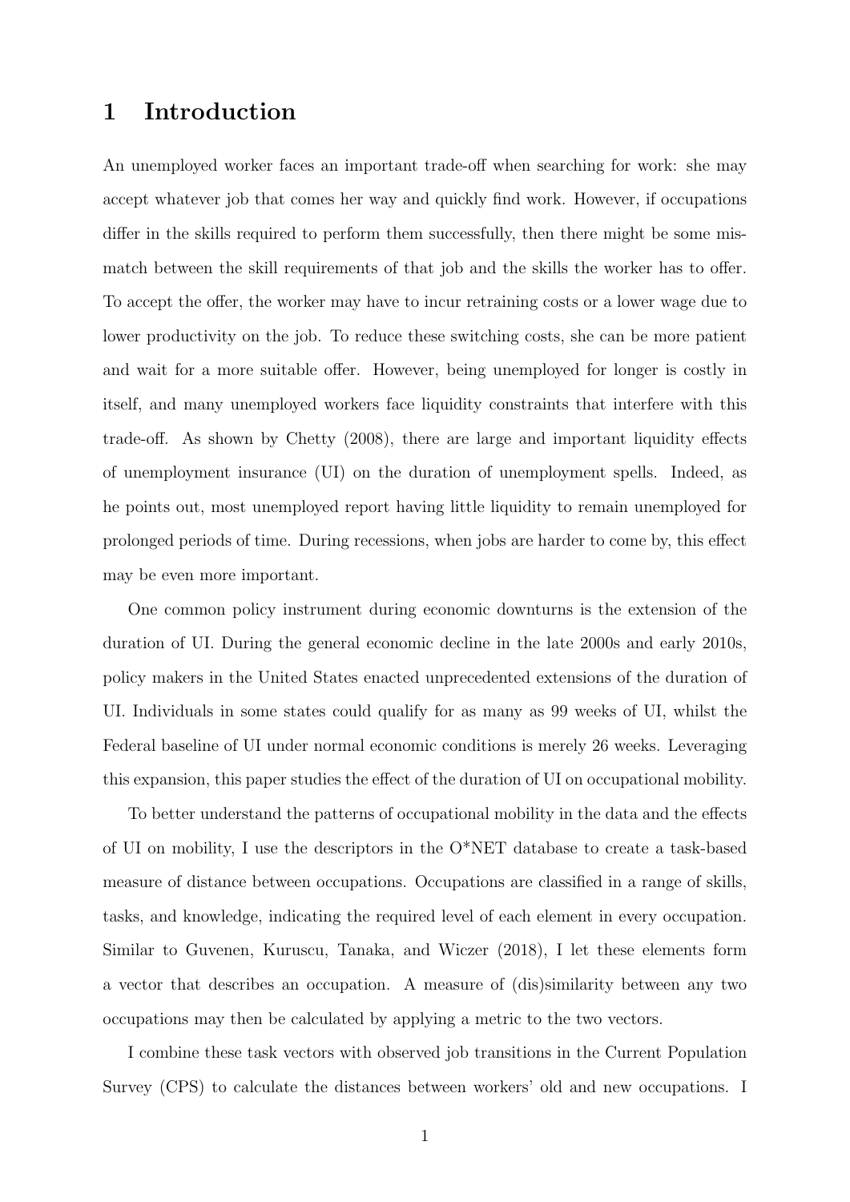# 1 Introduction

An unemployed worker faces an important trade-off when searching for work: she may accept whatever job that comes her way and quickly find work. However, if occupations differ in the skills required to perform them successfully, then there might be some mismatch between the skill requirements of that job and the skills the worker has to offer. To accept the offer, the worker may have to incur retraining costs or a lower wage due to lower productivity on the job. To reduce these switching costs, she can be more patient and wait for a more suitable offer. However, being unemployed for longer is costly in itself, and many unemployed workers face liquidity constraints that interfere with this trade-off. As shown by Chetty (2008), there are large and important liquidity effects of unemployment insurance (UI) on the duration of unemployment spells. Indeed, as he points out, most unemployed report having little liquidity to remain unemployed for prolonged periods of time. During recessions, when jobs are harder to come by, this effect may be even more important.

One common policy instrument during economic downturns is the extension of the duration of UI. During the general economic decline in the late 2000s and early 2010s, policy makers in the United States enacted unprecedented extensions of the duration of UI. Individuals in some states could qualify for as many as 99 weeks of UI, whilst the Federal baseline of UI under normal economic conditions is merely 26 weeks. Leveraging this expansion, this paper studies the effect of the duration of UI on occupational mobility.

To better understand the patterns of occupational mobility in the data and the effects of UI on mobility, I use the descriptors in the O*NET database to create a task-based measure of distance between occupations. Occupations are classified in a range of skills, tasks, and knowledge, indicating the required level of each element in every occupation. Similar to Guvenen, Kuruscu, Tanaka, and Wiczer (2018), I let these elements form a vector that describes an occupation. A measure of (dis)similarity between any two occupations may then be calculated by applying a metric to the two vectors.

I combine these task vectors with observed job transitions in the Current Population Survey (CPS) to calculate the distances between workers' old and new occupations. I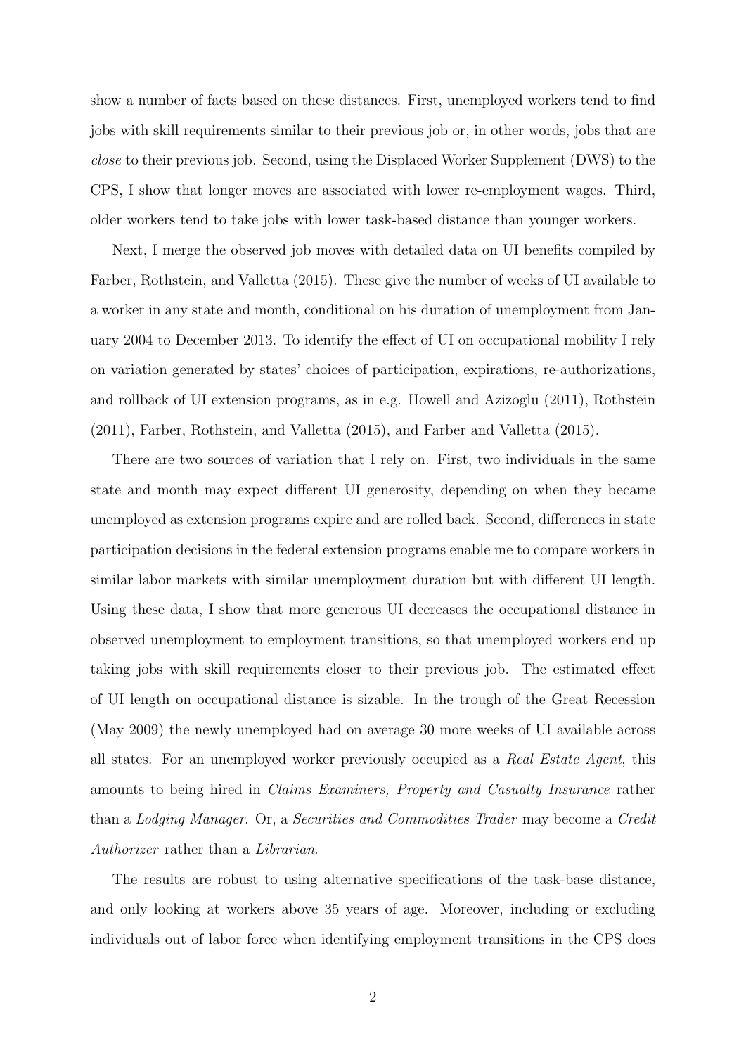show a number of facts based on these distances. First, unemployed workers tend to find jobs with skill requirements similar to their previous job or, in other words, jobs that are *close* to their previous job. Second, using the Displaced Worker Supplement (DWS) to the CPS, I show that longer moves are associated with lower re-employment wages. Third, older workers tend to take jobs with lower task-based distance than younger workers.

Next, I merge the observed job moves with detailed data on UI benefits compiled by Farber, Rothstein, and Valletta (2015). These give the number of weeks of UI available to a worker in any state and month, conditional on his duration of unemployment from January 2004 to December 2013. To identify the effect of UI on occupational mobility I rely on variation generated by states' choices of participation, expirations, re-authorizations, and rollback of UI extension programs, as in e.g. Howell and Azizoglu (2011), Rothstein (2011), Farber, Rothstein, and Valletta (2015), and Farber and Valletta (2015).

There are two sources of variation that I rely on. First, two individuals in the same state and month may expect different UI generosity, depending on when they became unemployed as extension programs expire and are rolled back. Second, differences in state participation decisions in the federal extension programs enable me to compare workers in similar labor markets with similar unemployment duration but with different UI length. Using these data, I show that more generous UI decreases the occupational distance in observed unemployment to employment transitions, so that unemployed workers end up taking jobs with skill requirements closer to their previous job. The estimated effect of UI length on occupational distance is sizable. In the trough of the Great Recession (May 2009) the newly unemployed had on average 30 more weeks of UI available across all states. For an unemployed worker previously occupied as a *Real Estate Agent*, this amounts to being hired in *Claims Examiners, Property and Casualty Insurance* rather than a *Lodging Manager*. Or, a *Securities and Commodities Trader* may become a *Credit Authorizer* rather than a *Librarian*.

The results are robust to using alternative specifications of the task-base distance, and only looking at workers above 35 years of age. Moreover, including or excluding individuals out of labor force when identifying employment transitions in the CPS does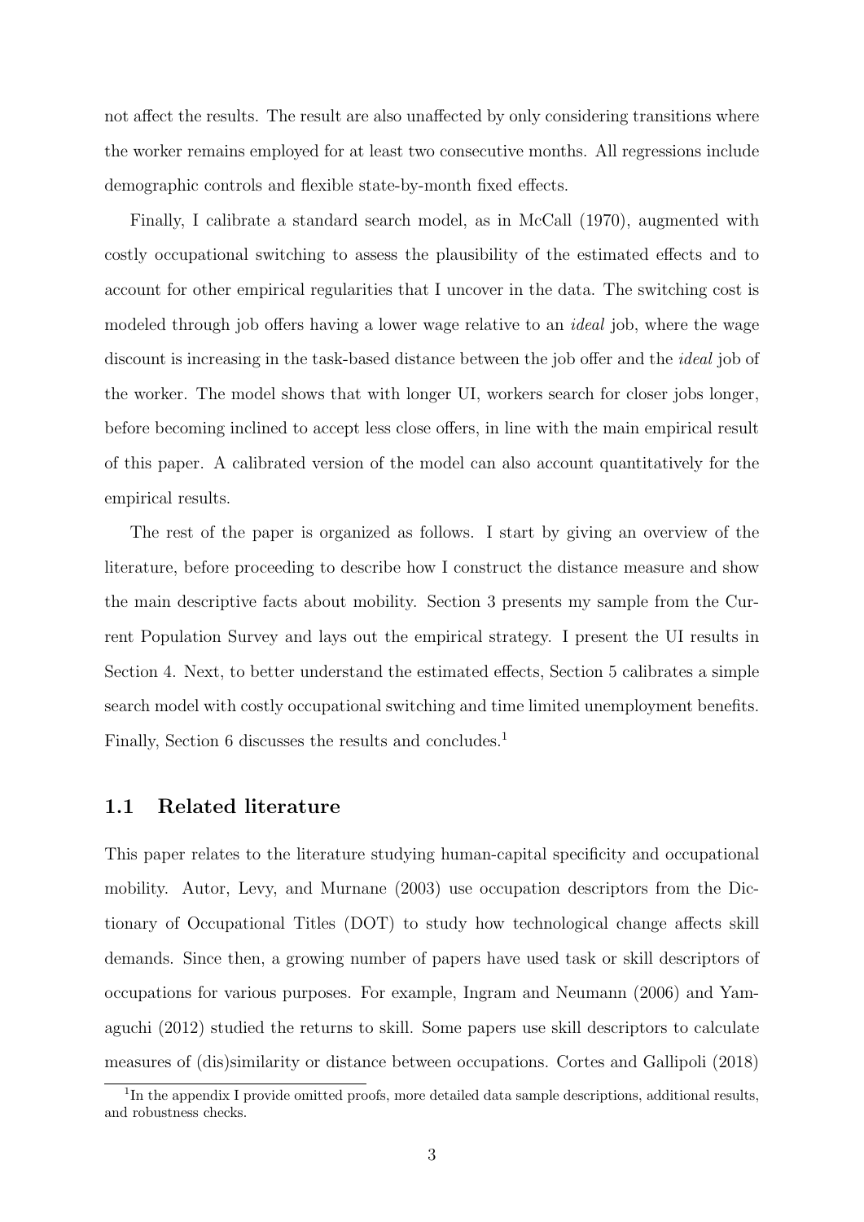not affect the results. The result are also unaffected by only considering transitions where the worker remains employed for at least two consecutive months. All regressions include demographic controls and flexible state-by-month fixed effects.

Finally, I calibrate a standard search model, as in McCall (1970), augmented with costly occupational switching to assess the plausibility of the estimated effects and to account for other empirical regularities that I uncover in the data. The switching cost is modeled through job offers having a lower wage relative to an *ideal* job, where the wage discount is increasing in the task-based distance between the job offer and the *ideal* job of the worker. The model shows that with longer UI, workers search for closer jobs longer, before becoming inclined to accept less close offers, in line with the main empirical result of this paper. A calibrated version of the model can also account quantitatively for the empirical results.

The rest of the paper is organized as follows. I start by giving an overview of the literature, before proceeding to describe how I construct the distance measure and show the main descriptive facts about mobility. Section 3 presents my sample from the Current Population Survey and lays out the empirical strategy. I present the UI results in Section 4. Next, to better understand the estimated effects, Section 5 calibrates a simple search model with costly occupational switching and time limited unemployment benefits. Finally, Section 6 discusses the results and concludes.[1]

## 1.1 Related literature

This paper relates to the literature studying human-capital specificity and occupational mobility. Autor, Levy, and Murnane (2003) use occupation descriptors from the Dictionary of Occupational Titles (DOT) to study how technological change affects skill demands. Since then, a growing number of papers have used task or skill descriptors of occupations for various purposes. For example, Ingram and Neumann (2006) and Yamaguchi (2012) studied the returns to skill. Some papers use skill descriptors to calculate measures of (dis)similarity or distance between occupations. Cortes and Gallipoli (2018)

[1] In the appendix I provide omitted proofs, more detailed data sample descriptions, additional results, and robustness checks.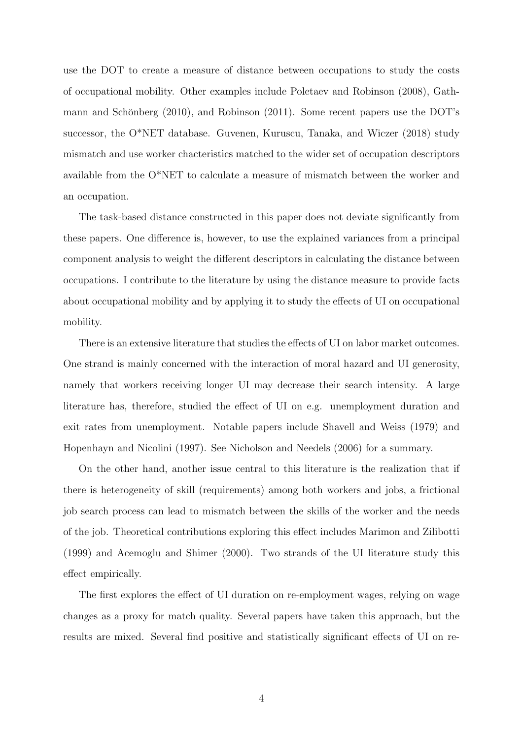use the DOT to create a measure of distance between occupations to study the costs of occupational mobility. Other examples include Poletaev and Robinson (2008), Gathmann and Schönberg (2010), and Robinson (2011). Some recent papers use the DOT's successor, the O*NET database. Guvenen, Kuruscu, Tanaka, and Wiczer (2018) study mismatch and use worker chacteristics matched to the wider set of occupation descriptors available from the O*NET to calculate a measure of mismatch between the worker and an occupation.

The task-based distance constructed in this paper does not deviate significantly from these papers. One difference is, however, to use the explained variances from a principal component analysis to weight the different descriptors in calculating the distance between occupations. I contribute to the literature by using the distance measure to provide facts about occupational mobility and by applying it to study the effects of UI on occupational mobility.

There is an extensive literature that studies the effects of UI on labor market outcomes. One strand is mainly concerned with the interaction of moral hazard and UI generosity, namely that workers receiving longer UI may decrease their search intensity. A large literature has, therefore, studied the effect of UI on e.g. unemployment duration and exit rates from unemployment. Notable papers include Shavell and Weiss (1979) and Hopenhayn and Nicolini (1997). See Nicholson and Needels (2006) for a summary.

On the other hand, another issue central to this literature is the realization that if there is heterogeneity of skill (requirements) among both workers and jobs, a frictional job search process can lead to mismatch between the skills of the worker and the needs of the job. Theoretical contributions exploring this effect includes Marimon and Zilibotti (1999) and Acemoglu and Shimer (2000). Two strands of the UI literature study this effect empirically.

The first explores the effect of UI duration on re-employment wages, relying on wage changes as a proxy for match quality. Several papers have taken this approach, but the results are mixed. Several find positive and statistically significant effects of UI on re-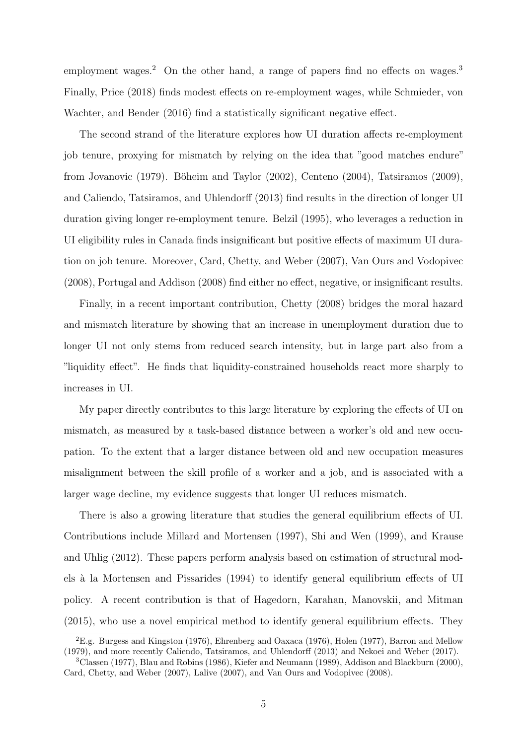employment wages.[2] On the other hand, a range of papers find no effects on wages.[3] Finally, Price (2018) finds modest effects on re-employment wages, while Schmieder, von Wachter, and Bender (2016) find a statistically significant negative effect.

The second strand of the literature explores how UI duration affects re-employment job tenure, proxying for mismatch by relying on the idea that "good matches endure" from Jovanovic (1979). Böheim and Taylor (2002), Centeno (2004), Tatsiramos (2009), and Caliendo, Tatsiramos, and Uhlendorff (2013) find results in the direction of longer UI duration giving longer re-employment tenure. Belzil (1995), who leverages a reduction in UI eligibility rules in Canada finds insignificant but positive effects of maximum UI duration on job tenure. Moreover, Card, Chetty, and Weber (2007), Van Ours and Vodopivec (2008), Portugal and Addison (2008) find either no effect, negative, or insignificant results.

Finally, in a recent important contribution, Chetty (2008) bridges the moral hazard and mismatch literature by showing that an increase in unemployment duration due to longer UI not only stems from reduced search intensity, but in large part also from a "liquidity effect". He finds that liquidity-constrained households react more sharply to increases in UI.

My paper directly contributes to this large literature by exploring the effects of UI on mismatch, as measured by a task-based distance between a worker's old and new occupation. To the extent that a larger distance between old and new occupation measures misalignment between the skill profile of a worker and a job, and is associated with a larger wage decline, my evidence suggests that longer UI reduces mismatch.

There is also a growing literature that studies the general equilibrium effects of UI. Contributions include Millard and Mortensen (1997), Shi and Wen (1999), and Krause and Uhlig (2012). These papers perform analysis based on estimation of structural models à la Mortensen and Pissarides (1994) to identify general equilibrium effects of UI policy. A recent contribution is that of Hagedorn, Karahan, Manovskii, and Mitman (2015), who use a novel empirical method to identify general equilibrium effects. They

[2] E.g. Burgess and Kingston (1976), Ehrenberg and Oaxaca (1976), Holen (1977), Barron and Mellow (1979), and more recently Caliendo, Tatsiramos, and Uhlendorff (2013) and Nekoei and Weber (2017).

[3] Classen (1977), Blau and Robins (1986), Kiefer and Neumann (1989), Addison and Blackburn (2000), Card, Chetty, and Weber (2007), Lalive (2007), and Van Ours and Vodopivec (2008).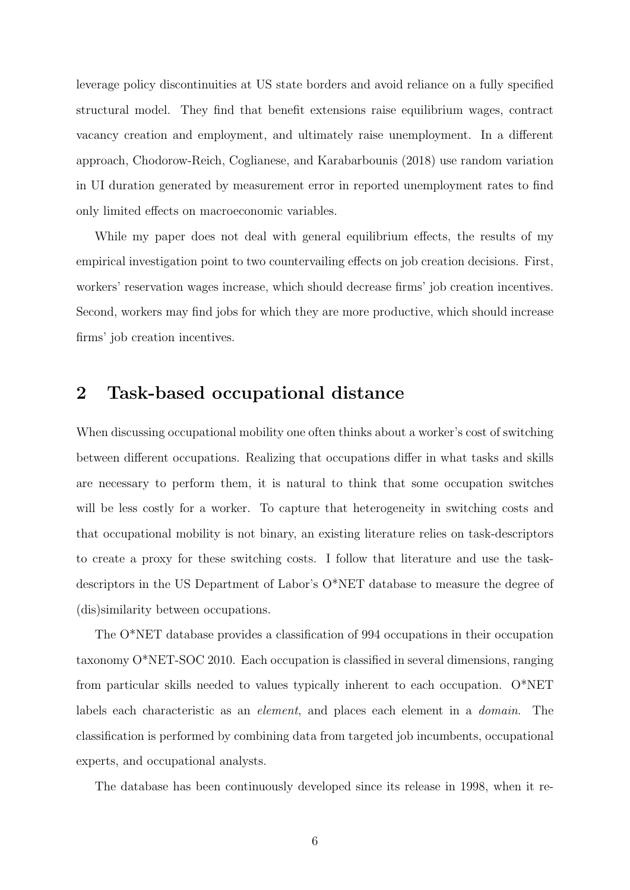leverage policy discontinuities at US state borders and avoid reliance on a fully specified structural model. They find that benefit extensions raise equilibrium wages, contract vacancy creation and employment, and ultimately raise unemployment. In a different approach, Chodorow-Reich, Coglianese, and Karabarbounis (2018) use random variation in UI duration generated by measurement error in reported unemployment rates to find only limited effects on macroeconomic variables.

While my paper does not deal with general equilibrium effects, the results of my empirical investigation point to two countervailing effects on job creation decisions. First, workers' reservation wages increase, which should decrease firms' job creation incentives. Second, workers may find jobs for which they are more productive, which should increase firms' job creation incentives.

## 2 Task-based occupational distance

When discussing occupational mobility one often thinks about a worker's cost of switching between different occupations. Realizing that occupations differ in what tasks and skills are necessary to perform them, it is natural to think that some occupation switches will be less costly for a worker. To capture that heterogeneity in switching costs and that occupational mobility is not binary, an existing literature relies on task-descriptors to create a proxy for these switching costs. I follow that literature and use the task-descriptors in the US Department of Labor's O*NET database to measure the degree of (dis)similarity between occupations.

The O*NET database provides a classification of 994 occupations in their occupation taxonomy O*NET-SOC 2010. Each occupation is classified in several dimensions, ranging from particular skills needed to values typically inherent to each occupation. O*NET labels each characteristic as an *element*, and places each element in a *domain*. The classification is performed by combining data from targeted job incumbents, occupational experts, and occupational analysts.

The database has been continuously developed since its release in 1998, when it re-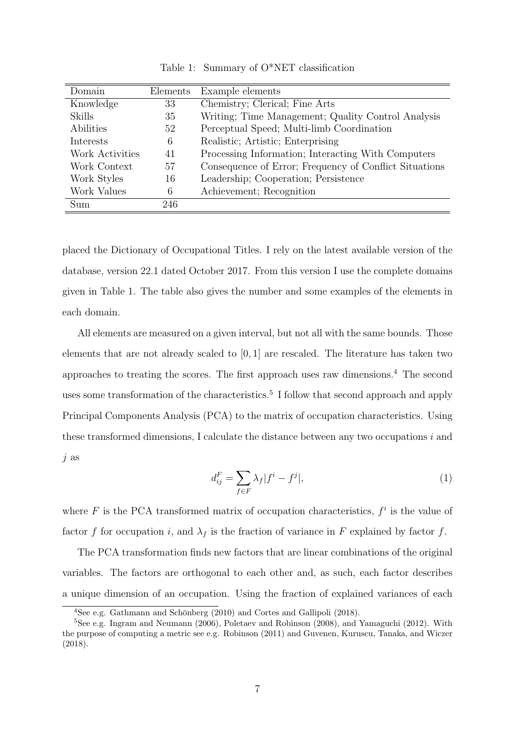Table 1: Summary of O*NET classification

| Domain | Elements | Example elements |
|---|---|---|
| Knowledge | 33 | Chemistry; Clerical; Fine Arts |
| Skills | 35 | Writing; Time Management; Quality Control Analysis |
| Abilities | 52 | Perceptual Speed; Multi-limb Coordination |
| Interests | 6 | Realistic; Artistic; Enterprising |
| Work Activities | 41 | Processing Information; Interacting With Computers |
| Work Context | 57 | Consequence of Error; Frequency of Conflict Situations |
| Work Styles | 16 | Leadership; Cooperation; Persistence |
| Work Values | 6 | Achievement; Recognition |
| Sum | 246 | |

placed the Dictionary of Occupational Titles. I rely on the latest available version of the database, version 22.1 dated October 2017. From this version I use the complete domains given in Table 1. The table also gives the number and some examples of the elements in each domain.

All elements are measured on a given interval, but not all with the same bounds. Those elements that are not already scaled to $[0, 1]$ are rescaled. The literature has taken two approaches to treating the scores. The first approach uses raw dimensions.[4] The second uses some transformation of the characteristics.[5] I follow that second approach and apply Principal Components Analysis (PCA) to the matrix of occupation characteristics. Using these transformed dimensions, I calculate the distance between any two occupations $i$ and $j$ as

$$d_{ij}^F = \sum_{f \in F} \lambda_f |f^i - f^j|, \tag{1}$$

where $F$ is the PCA transformed matrix of occupation characteristics, $f^i$ is the value of factor $f$ for occupation $i$, and $\lambda_f$ is the fraction of variance in $F$ explained by factor $f$.

The PCA transformation finds new factors that are linear combinations of the original variables. The factors are orthogonal to each other and, as such, each factor describes a unique dimension of an occupation. Using the fraction of explained variances of each

[4] See e.g. Gathmann and Schönberg (2010) and Cortes and Gallipoli (2018).

[5] See e.g. Ingram and Neumann (2006), Poletaev and Robinson (2008), and Yamaguchi (2012). With the purpose of computing a metric see e.g. Robinson (2011) and Guvenen, Kuruscu, Tanaka, and Wiczer (2018).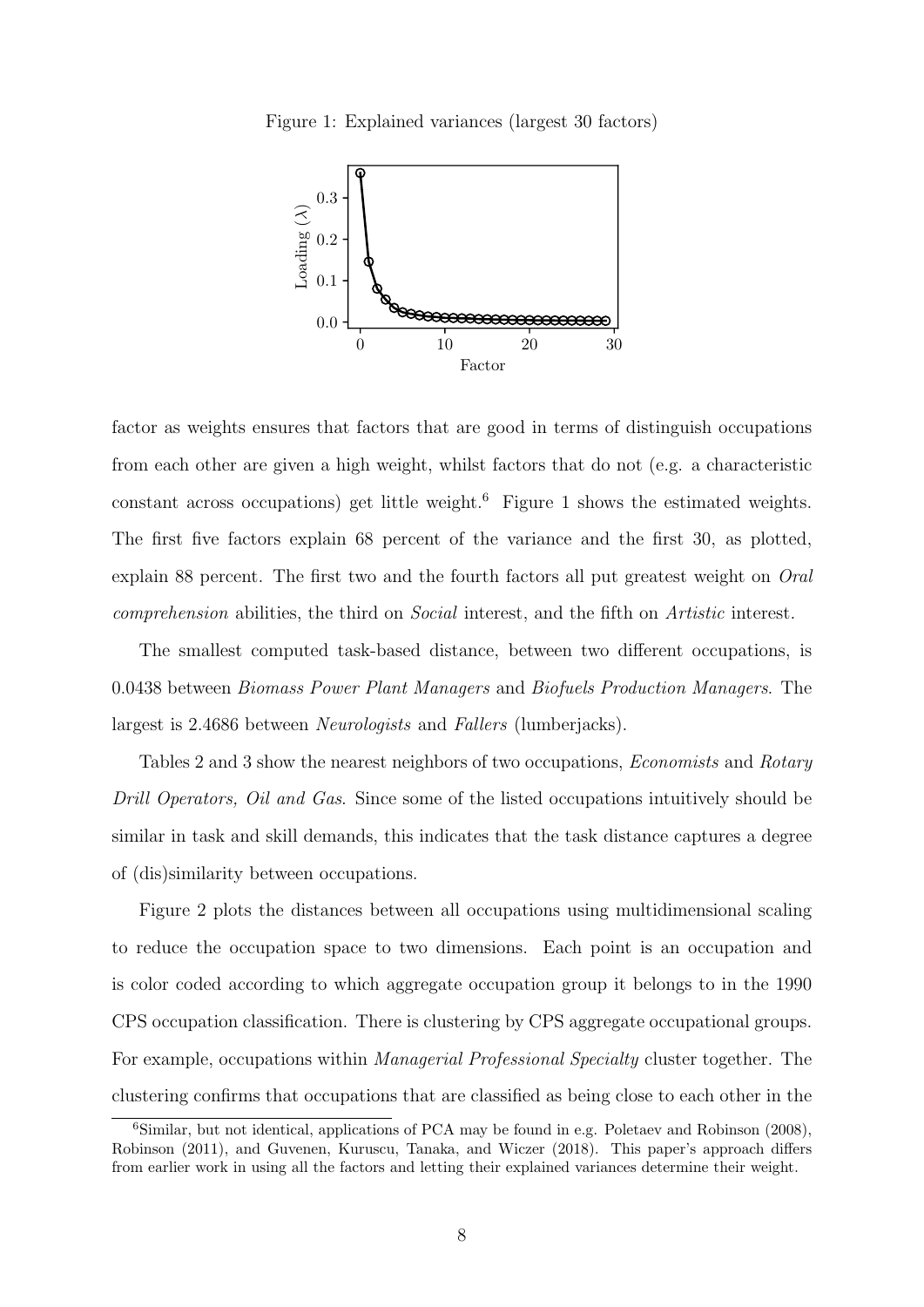Figure 1: Explained variances (largest 30 factors)

factor as weights ensures that factors that are good in terms of distinguish occupations from each other are given a high weight, whilst factors that do not (e.g. a characteristic constant across occupations) get little weight.[6] Figure 1 shows the estimated weights. The first five factors explain 68 percent of the variance and the first 30, as plotted, explain 88 percent. The first two and the fourth factors all put greatest weight on *Oral comprehension* abilities, the third on *Social* interest, and the fifth on *Artistic* interest.

The smallest computed task-based distance, between two different occupations, is 0.0438 between *Biomass Power Plant Managers* and *Biofuels Production Managers*. The largest is 2.4686 between *Neurologists* and *Fallers* (lumberjacks).

Tables 2 and 3 show the nearest neighbors of two occupations, *Economists* and *Rotary Drill Operators, Oil and Gas*. Since some of the listed occupations intuitively should be similar in task and skill demands, this indicates that the task distance captures a degree of (dis)similarity between occupations.

Figure 2 plots the distances between all occupations using multidimensional scaling to reduce the occupation space to two dimensions. Each point is an occupation and is color coded according to which aggregate occupation group it belongs to in the 1990 CPS occupation classification. There is clustering by CPS aggregate occupational groups. For example, occupations within *Managerial Professional Specialty* cluster together. The clustering confirms that occupations that are classified as being close to each other in the

[6] Similar, but not identical, applications of PCA may be found in e.g. Poletaev and Robinson (2008), Robinson (2011), and Guvenen, Kuruscu, Tanaka, and Wiczer (2018). This paper's approach differs from earlier work in using all the factors and letting their explained variances determine their weight.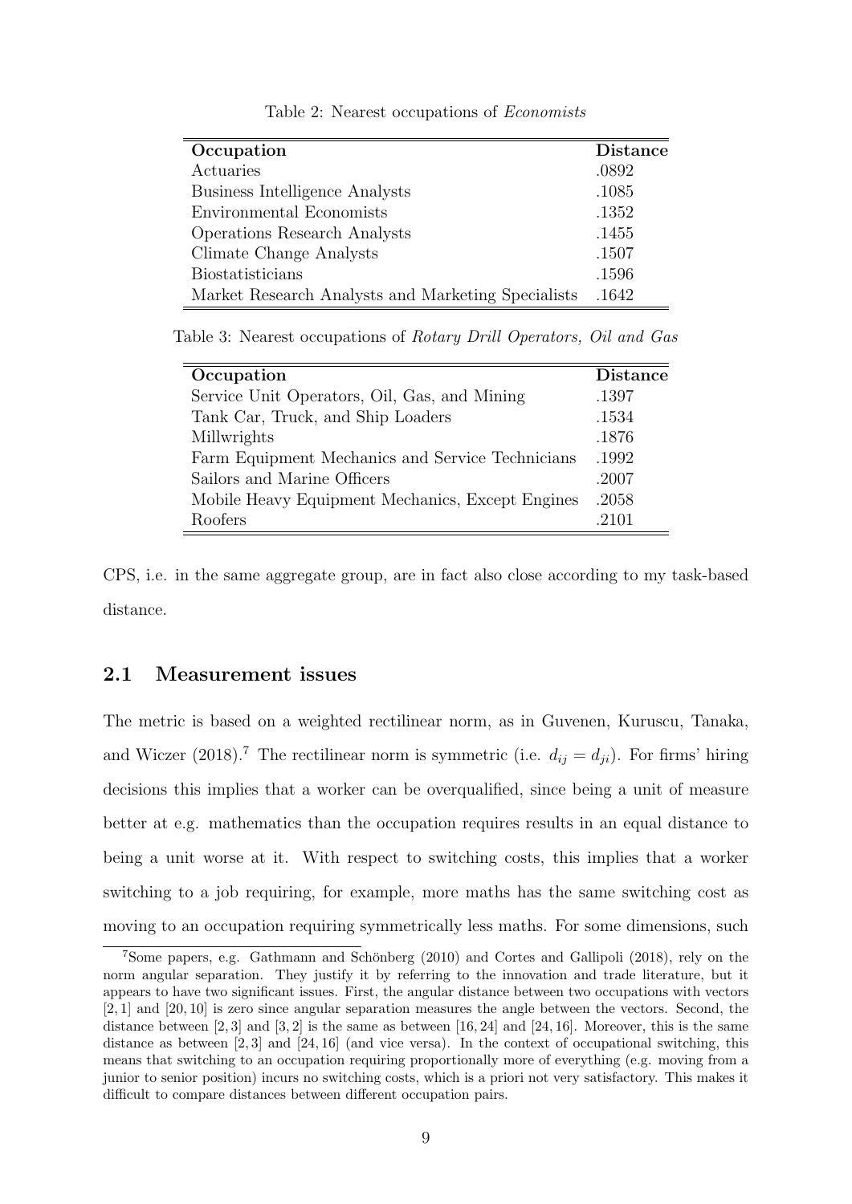Table 2: Nearest occupations of *Economists*

| Occupation | Distance |
|---|---|
| Actuaries | .0892 |
| Business Intelligence Analysts | .1085 |
| Environmental Economists | .1352 |
| Operations Research Analysts | .1455 |
| Climate Change Analysts | .1507 |
| Biostatisticians | .1596 |
| Market Research Analysts and Marketing Specialists | .1642 |

Table 3: Nearest occupations of *Rotary Drill Operators, Oil and Gas*

| Occupation | Distance |
|---|---|
| Service Unit Operators, Oil, Gas, and Mining | .1397 |
| Tank Car, Truck, and Ship Loaders | .1534 |
| Millwrights | .1876 |
| Farm Equipment Mechanics and Service Technicians | .1992 |
| Sailors and Marine Officers | .2007 |
| Mobile Heavy Equipment Mechanics, Except Engines | .2058 |
| Roofers | .2101 |

CPS, i.e. in the same aggregate group, are in fact also close according to my task-based distance.

## 2.1 Measurement issues

The metric is based on a weighted rectilinear norm, as in Guvenen, Kuruscu, Tanaka, and Wiczer (2018).[7] The rectilinear norm is symmetric (i.e. $d_{ij} = d_{ji}$). For firms' hiring decisions this implies that a worker can be overqualified, since being a unit of measure better at e.g. mathematics than the occupation requires results in an equal distance to being a unit worse at it. With respect to switching costs, this implies that a worker switching to a job requiring, for example, more maths has the same switching cost as moving to an occupation requiring symmetrically less maths. For some dimensions, such

[7] Some papers, e.g. Gathmann and Schönberg (2010) and Cortes and Gallipoli (2018), rely on the norm angular separation. They justify it by referring to the innovation and trade literature, but it appears to have two significant issues. First, the angular distance between two occupations with vectors $[2, 1]$ and $[20, 10]$ is zero since angular separation measures the angle between the vectors. Second, the distance between $[2, 3]$ and $[3, 2]$ is the same as between $[16, 24]$ and $[24, 16]$. Moreover, this is the same distance as between $[2, 3]$ and $[24, 16]$ (and vice versa). In the context of occupational switching, this means that switching to an occupation requiring proportionally more of everything (e.g. moving from a junior to senior position) incurs no switching costs, which is a priori not very satisfactory. This makes it difficult to compare distances between different occupation pairs.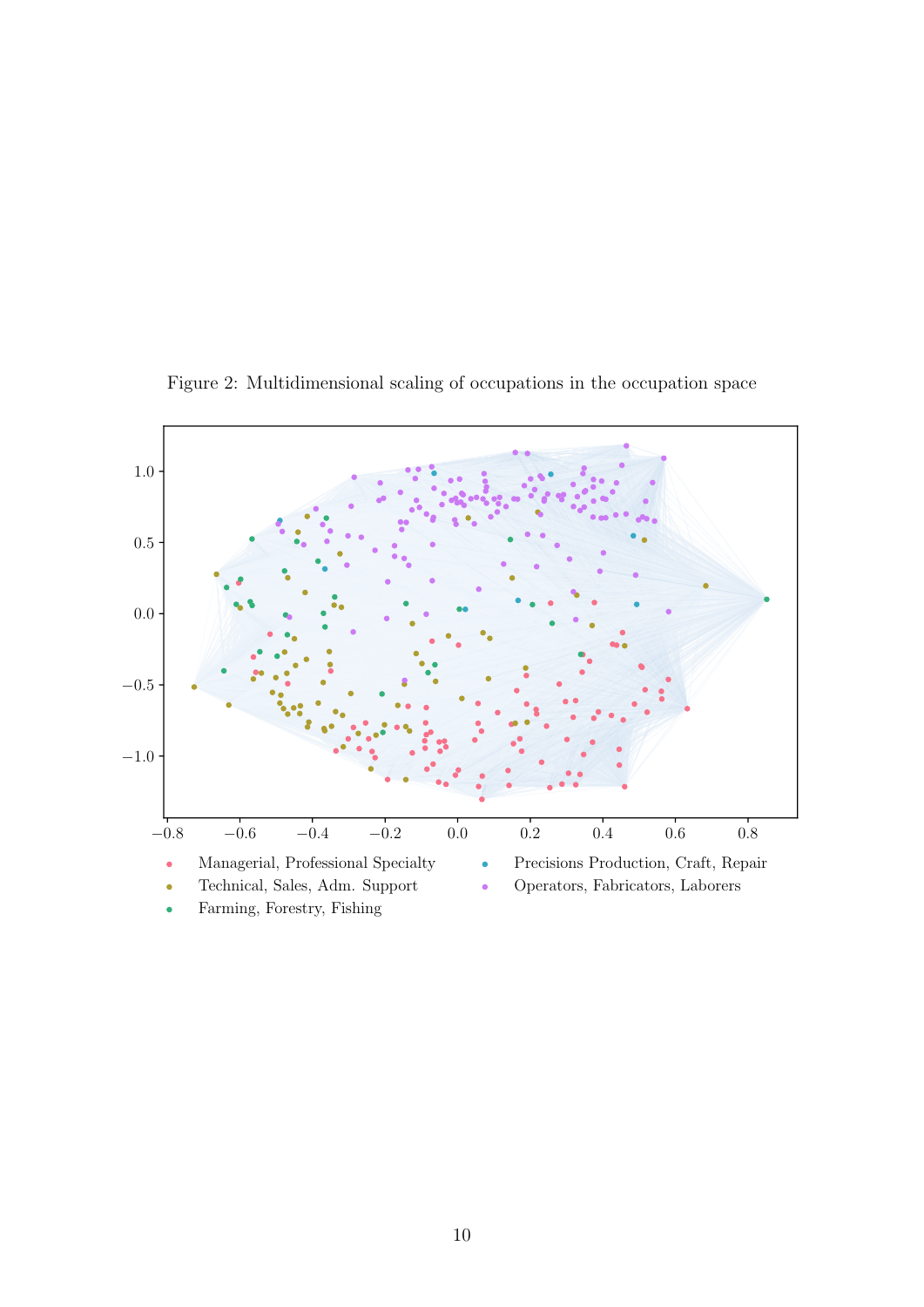Figure 2: Multidimensional scaling of occupations in the occupation space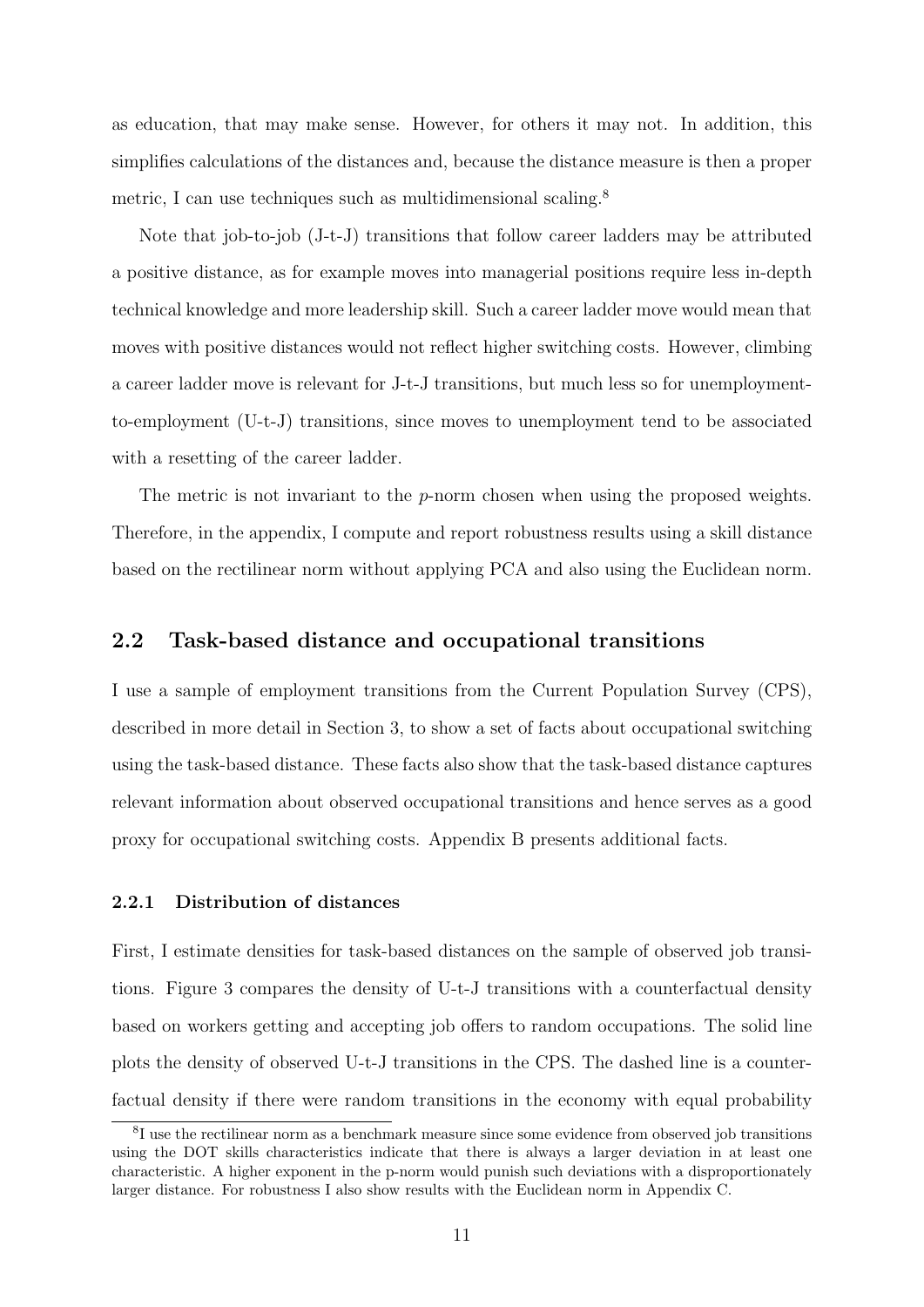as education, that may make sense. However, for others it may not. In addition, this simplifies calculations of the distances and, because the distance measure is then a proper metric, I can use techniques such as multidimensional scaling.[8]

Note that job-to-job (J-t-J) transitions that follow career ladders may be attributed a positive distance, as for example moves into managerial positions require less in-depth technical knowledge and more leadership skill. Such a career ladder move would mean that moves with positive distances would not reflect higher switching costs. However, climbing a career ladder move is relevant for J-t-J transitions, but much less so for unemployment-to-employment (U-t-J) transitions, since moves to unemployment tend to be associated with a resetting of the career ladder.

The metric is not invariant to the $p$-norm chosen when using the proposed weights. Therefore, in the appendix, I compute and report robustness results using a skill distance based on the rectilinear norm without applying PCA and also using the Euclidean norm.

## 2.2 Task-based distance and occupational transitions

I use a sample of employment transitions from the Current Population Survey (CPS), described in more detail in Section 3, to show a set of facts about occupational switching using the task-based distance. These facts also show that the task-based distance captures relevant information about observed occupational transitions and hence serves as a good proxy for occupational switching costs. Appendix B presents additional facts.

### 2.2.1 Distribution of distances

First, I estimate densities for task-based distances on the sample of observed job transitions. Figure 3 compares the density of U-t-J transitions with a counterfactual density based on workers getting and accepting job offers to random occupations. The solid line plots the density of observed U-t-J transitions in the CPS. The dashed line is a counterfactual density if there were random transitions in the economy with equal probability

[8] I use the rectilinear norm as a benchmark measure since some evidence from observed job transitions using the DOT skills characteristics indicate that there is always a larger deviation in at least one characteristic. A higher exponent in the p-norm would punish such deviations with a disproportionately larger distance. For robustness I also show results with the Euclidean norm in Appendix C.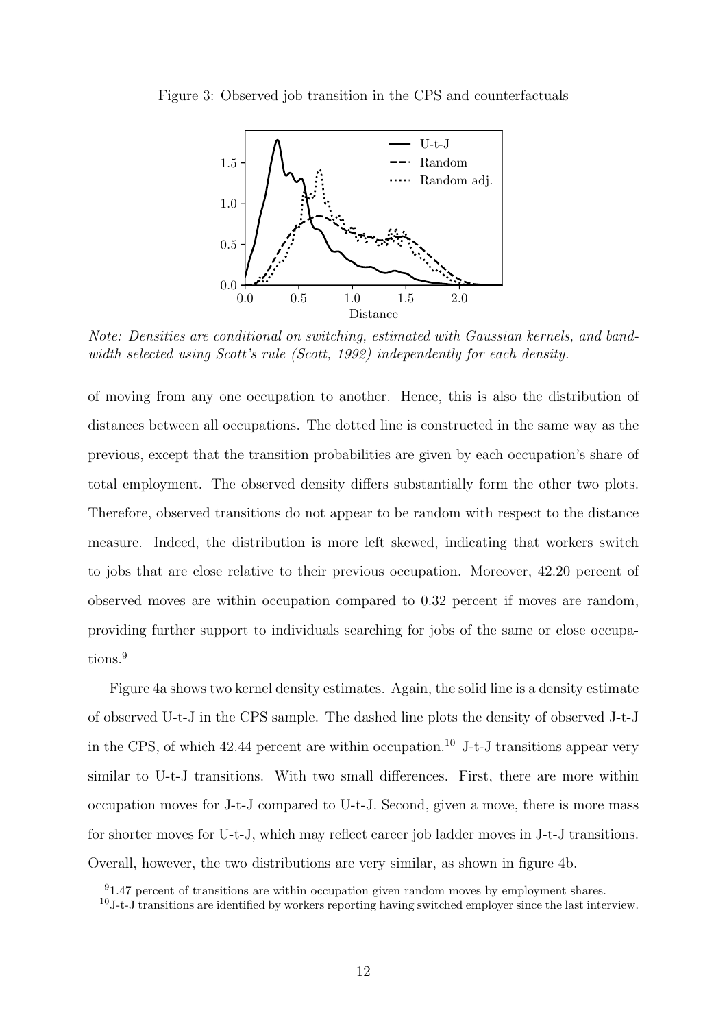Figure 3: Observed job transition in the CPS and counterfactuals

*Note: Densities are conditional on switching, estimated with Gaussian kernels, and bandwidth selected using Scott's rule (Scott, 1992) independently for each density.*

of moving from any one occupation to another. Hence, this is also the distribution of distances between all occupations. The dotted line is constructed in the same way as the previous, except that the transition probabilities are given by each occupation's share of total employment. The observed density differs substantially form the other two plots. Therefore, observed transitions do not appear to be random with respect to the distance measure. Indeed, the distribution is more left skewed, indicating that workers switch to jobs that are close relative to their previous occupation. Moreover, 42.20 percent of observed moves are within occupation compared to 0.32 percent if moves are random, providing further support to individuals searching for jobs of the same or close occupations.[9]

Figure 4a shows two kernel density estimates. Again, the solid line is a density estimate of observed U-t-J in the CPS sample. The dashed line plots the density of observed J-t-J in the CPS, of which 42.44 percent are within occupation.[10] J-t-J transitions appear very similar to U-t-J transitions. With two small differences. First, there are more within occupation moves for J-t-J compared to U-t-J. Second, given a move, there is more mass for shorter moves for U-t-J, which may reflect career job ladder moves in J-t-J transitions. Overall, however, the two distributions are very similar, as shown in figure 4b.

[9] 1.47 percent of transitions are within occupation given random moves by employment shares.

[10] J-t-J transitions are identified by workers reporting having switched employer since the last interview.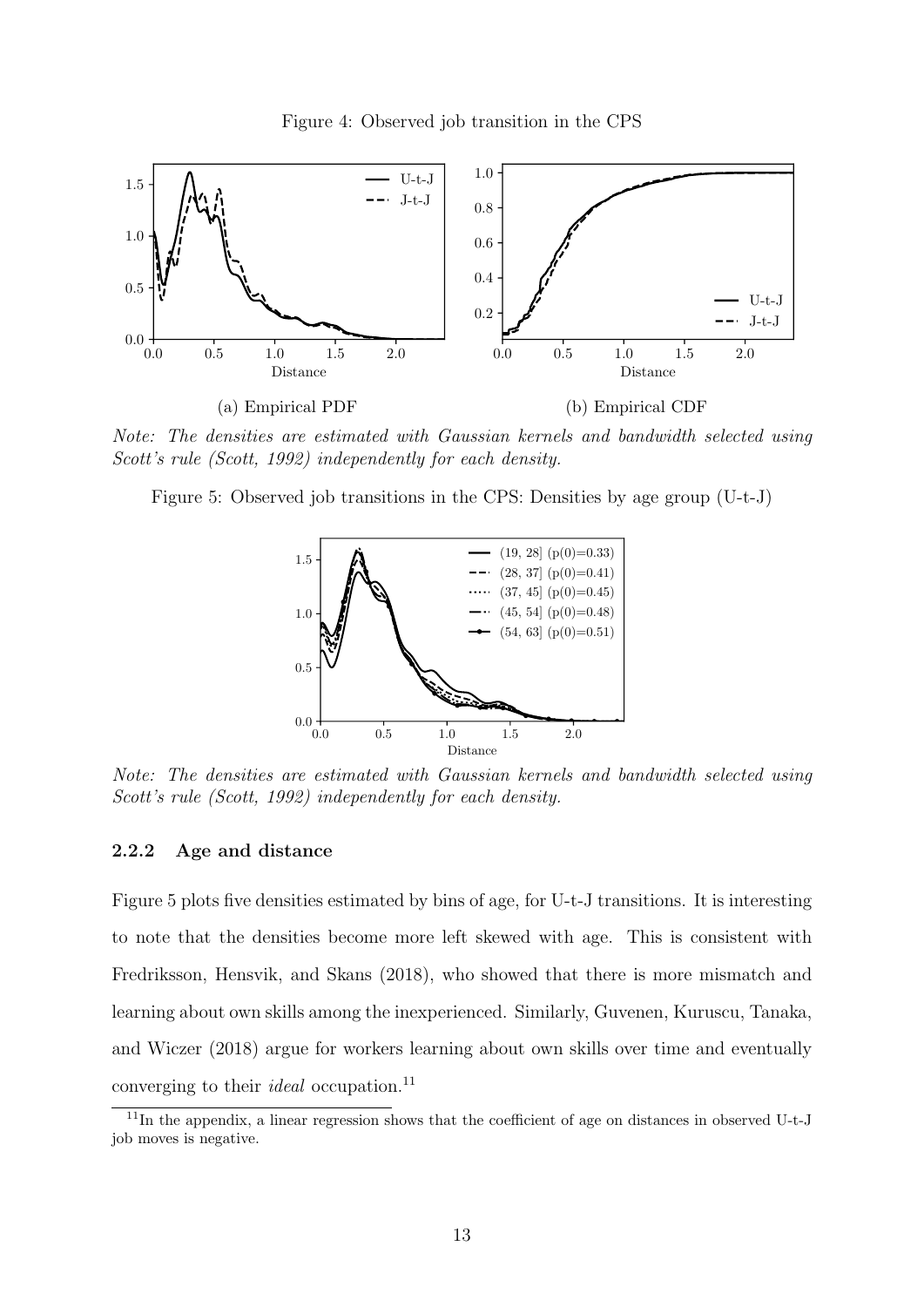Figure 4: Observed job transition in the CPS

(a) Empirical PDF

(b) Empirical CDF

*Note: The densities are estimated with Gaussian kernels and bandwidth selected using Scott's rule (Scott, 1992) independently for each density.*

Figure 5: Observed job transitions in the CPS: Densities by age group (U-t-J)

*Note: The densities are estimated with Gaussian kernels and bandwidth selected using Scott's rule (Scott, 1992) independently for each density.*

### 2.2.2 Age and distance

Figure 5 plots five densities estimated by bins of age, for U-t-J transitions. It is interesting to note that the densities become more left skewed with age. This is consistent with Fredriksson, Hensvik, and Skans (2018), who showed that there is more mismatch and learning about own skills among the inexperienced. Similarly, Guvenen, Kuruscu, Tanaka, and Wiczer (2018) argue for workers learning about own skills over time and eventually converging to their *ideal* occupation.[11]

[11] In the appendix, a linear regression shows that the coefficient of age on distances in observed U-t-J job moves is negative.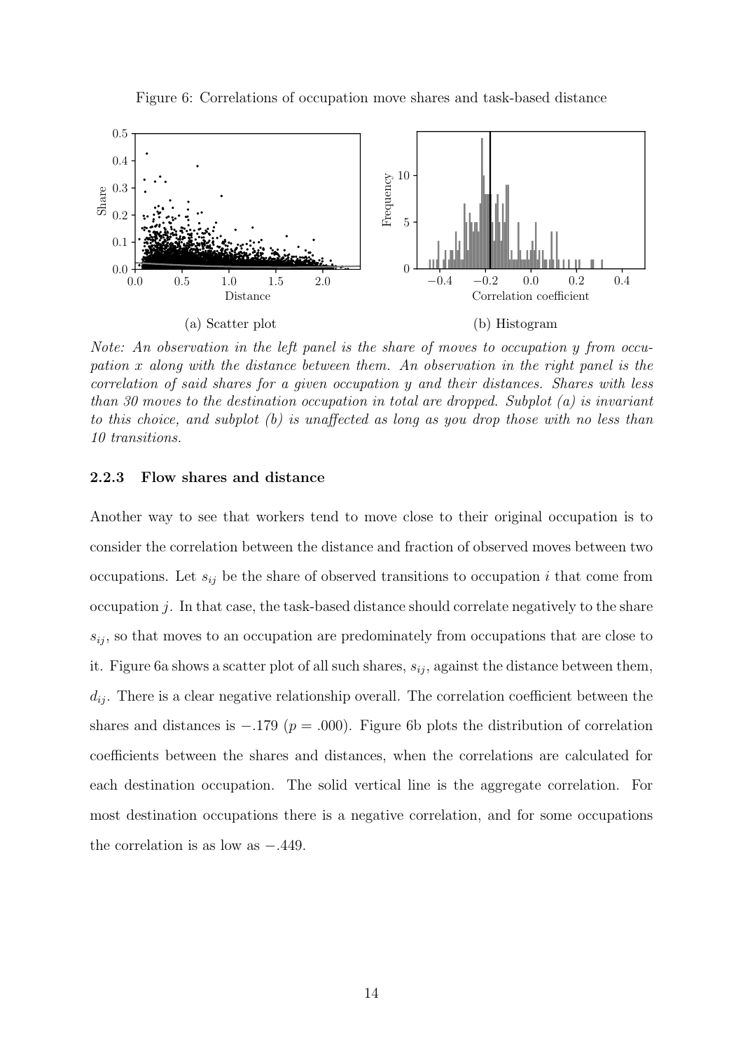Figure 6: Correlations of occupation move shares and task-based distance

(a) Scatter plot

(b) Histogram

*Note: An observation in the left panel is the share of moves to occupation y from occupation x along with the distance between them. An observation in the right panel is the correlation of said shares for a given occupation y and their distances. Shares with less than 30 moves to the destination occupation in total are dropped. Subplot (a) is invariant to this choice, and subplot (b) is unaffected as long as you drop those with no less than 10 transitions.*

### 2.2.3 Flow shares and distance

Another way to see that workers tend to move close to their original occupation is to consider the correlation between the distance and fraction of observed moves between two occupations. Let $s_{ij}$ be the share of observed transitions to occupation $i$ that come from occupation $j$. In that case, the task-based distance should correlate negatively to the share $s_{ij}$, so that moves to an occupation are predominately from occupations that are close to it. Figure 6a shows a scatter plot of all such shares, $s_{ij}$, against the distance between them, $d_{ij}$. There is a clear negative relationship overall. The correlation coefficient between the shares and distances is $-.179$ ($p = .000$). Figure 6b plots the distribution of correlation coefficients between the shares and distances, when the correlations are calculated for each destination occupation. The solid vertical line is the aggregate correlation. For most destination occupations there is a negative correlation, and for some occupations the correlation is as low as $-.449$.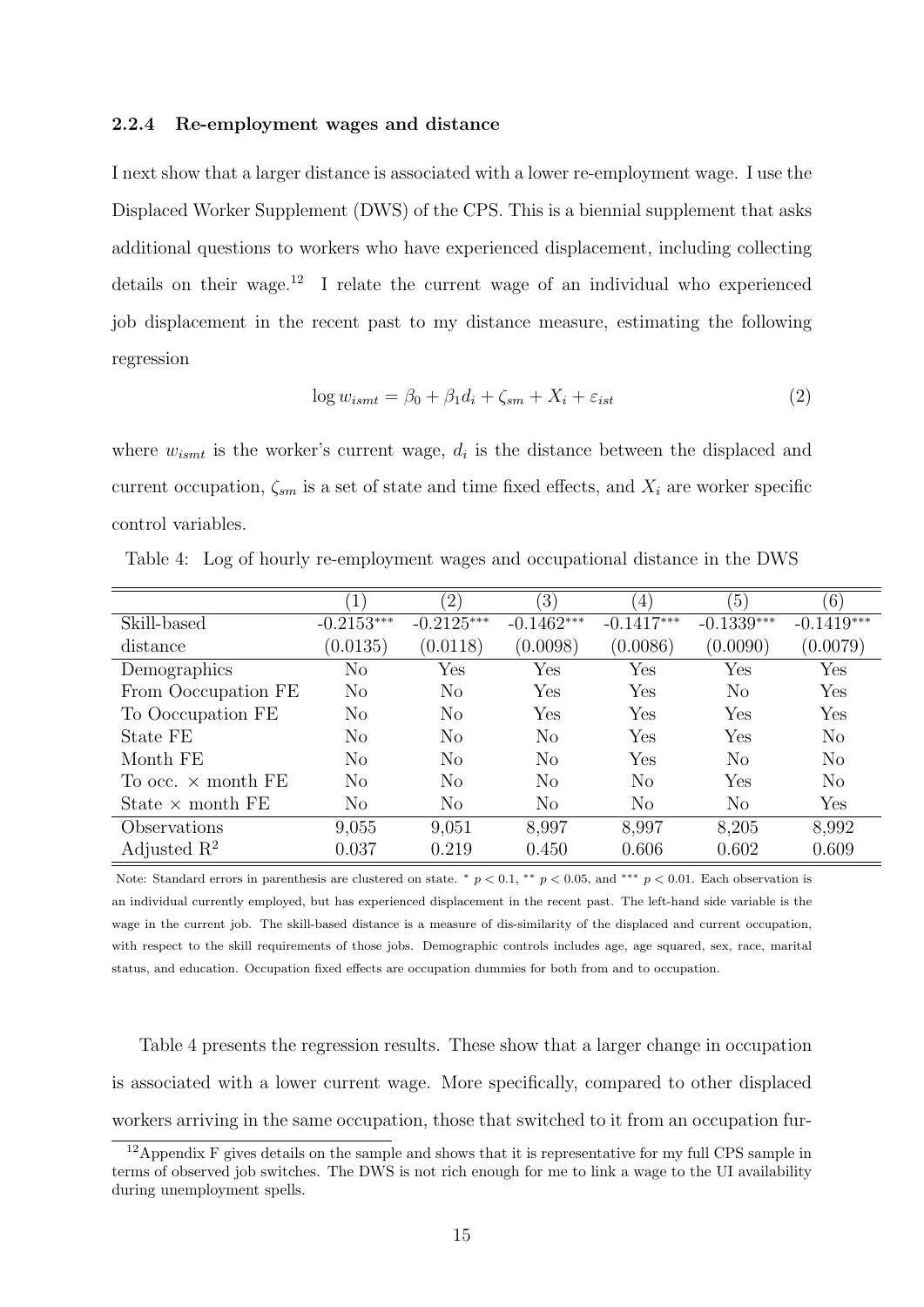### 2.2.4 Re-employment wages and distance

I next show that a larger distance is associated with a lower re-employment wage. I use the Displaced Worker Supplement (DWS) of the CPS. This is a biennial supplement that asks additional questions to workers who have experienced displacement, including collecting details on their wage.[12] I relate the current wage of an individual who experienced job displacement in the recent past to my distance measure, estimating the following regression

$$\log w_{ismt} = \beta_0 + \beta_1 d_i + \zeta_{sm} + X_i + \varepsilon_{ist} \tag{2}$$

where $w_{ismt}$ is the worker's current wage, $d_i$ is the distance between the displaced and current occupation, $\zeta_{sm}$ is a set of state and time fixed effects, and $X_i$ are worker specific control variables.

Table 4: Log of hourly re-employment wages and occupational distance in the DWS

| | (1) | (2) | (3) | (4) | (5) | (6) |
|---|---|---|---|---|---|---|
| Skill-based | -0.2153*** | -0.2125*** | -0.1462*** | -0.1417*** | -0.1339*** | -0.1419*** |
| distance | (0.0135) | (0.0118) | (0.0098) | (0.0086) | (0.0090) | (0.0079) |
| Demographics | No | Yes | Yes | Yes | Yes | Yes |
| From Ooccupation FE | No | No | Yes | Yes | No | Yes |
| To Ooccupation FE | No | No | Yes | Yes | Yes | Yes |
| State FE | No | No | No | Yes | Yes | No |
| Month FE | No | No | No | Yes | No | No |
| To occ. × month FE | No | No | No | No | Yes | No |
| State × month FE | No | No | No | No | No | Yes |
| Observations | 9,055 | 9,051 | 8,997 | 8,997 | 8,205 | 8,992 |
| Adjusted $R^2$ | 0.037 | 0.219 | 0.450 | 0.606 | 0.602 | 0.609 |

Note: Standard errors in parenthesis are clustered on state. * $p < 0.1$, ** $p < 0.05$, and *** $p < 0.01$. Each observation is an individual currently employed, but has experienced displacement in the recent past. The left-hand side variable is the wage in the current job. The skill-based distance is a measure of dis-similarity of the displaced and current occupation, with respect to the skill requirements of those jobs. Demographic controls includes age, age squared, sex, race, marital status, and education. Occupation fixed effects are occupation dummies for both from and to occupation.

Table 4 presents the regression results. These show that a larger change in occupation is associated with a lower current wage. More specifically, compared to other displaced workers arriving in the same occupation, those that switched to it from an occupation fur-

[12] Appendix F gives details on the sample and shows that it is representative for my full CPS sample in terms of observed job switches. The DWS is not rich enough for me to link a wage to the UI availability during unemployment spells.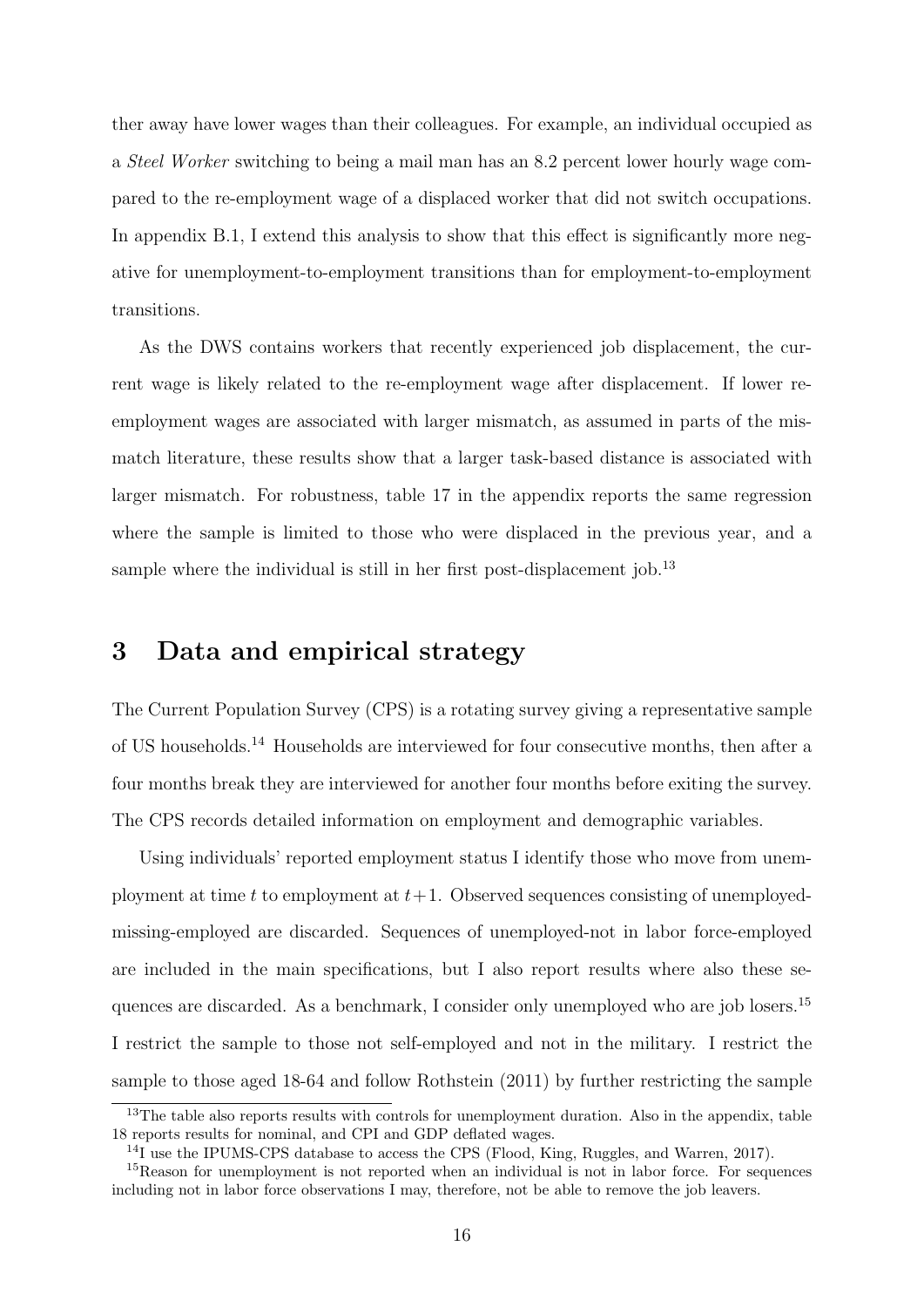ther away have lower wages than their colleagues. For example, an individual occupied as a *Steel Worker* switching to being a mail man has an 8.2 percent lower hourly wage compared to the re-employment wage of a displaced worker that did not switch occupations. In appendix B.1, I extend this analysis to show that this effect is significantly more negative for unemployment-to-employment transitions than for employment-to-employment transitions.

As the DWS contains workers that recently experienced job displacement, the current wage is likely related to the re-employment wage after displacement. If lower re-employment wages are associated with larger mismatch, as assumed in parts of the mismatch literature, these results show that a larger task-based distance is associated with larger mismatch. For robustness, table 17 in the appendix reports the same regression where the sample is limited to those who were displaced in the previous year, and a sample where the individual is still in her first post-displacement job.[13]

## 3 Data and empirical strategy

The Current Population Survey (CPS) is a rotating survey giving a representative sample of US households.[14] Households are interviewed for four consecutive months, then after a four months break they are interviewed for another four months before exiting the survey. The CPS records detailed information on employment and demographic variables.

Using individuals' reported employment status I identify those who move from unemployment at time $t$ to employment at $t+1$. Observed sequences consisting of unemployed-missing-employed are discarded. Sequences of unemployed-not in labor force-employed are included in the main specifications, but I also report results where also these sequences are discarded. As a benchmark, I consider only unemployed who are job losers.[15] I restrict the sample to those not self-employed and not in the military. I restrict the sample to those aged 18-64 and follow Rothstein (2011) by further restricting the sample

---

[13] The table also reports results with controls for unemployment duration. Also in the appendix, table 18 reports results for nominal, and CPI and GDP deflated wages.

[14] I use the IPUMS-CPS database to access the CPS (Flood, King, Ruggles, and Warren, 2017).

[15] Reason for unemployment is not reported when an individual is not in labor force. For sequences including not in labor force observations I may, therefore, not be able to remove the job leavers.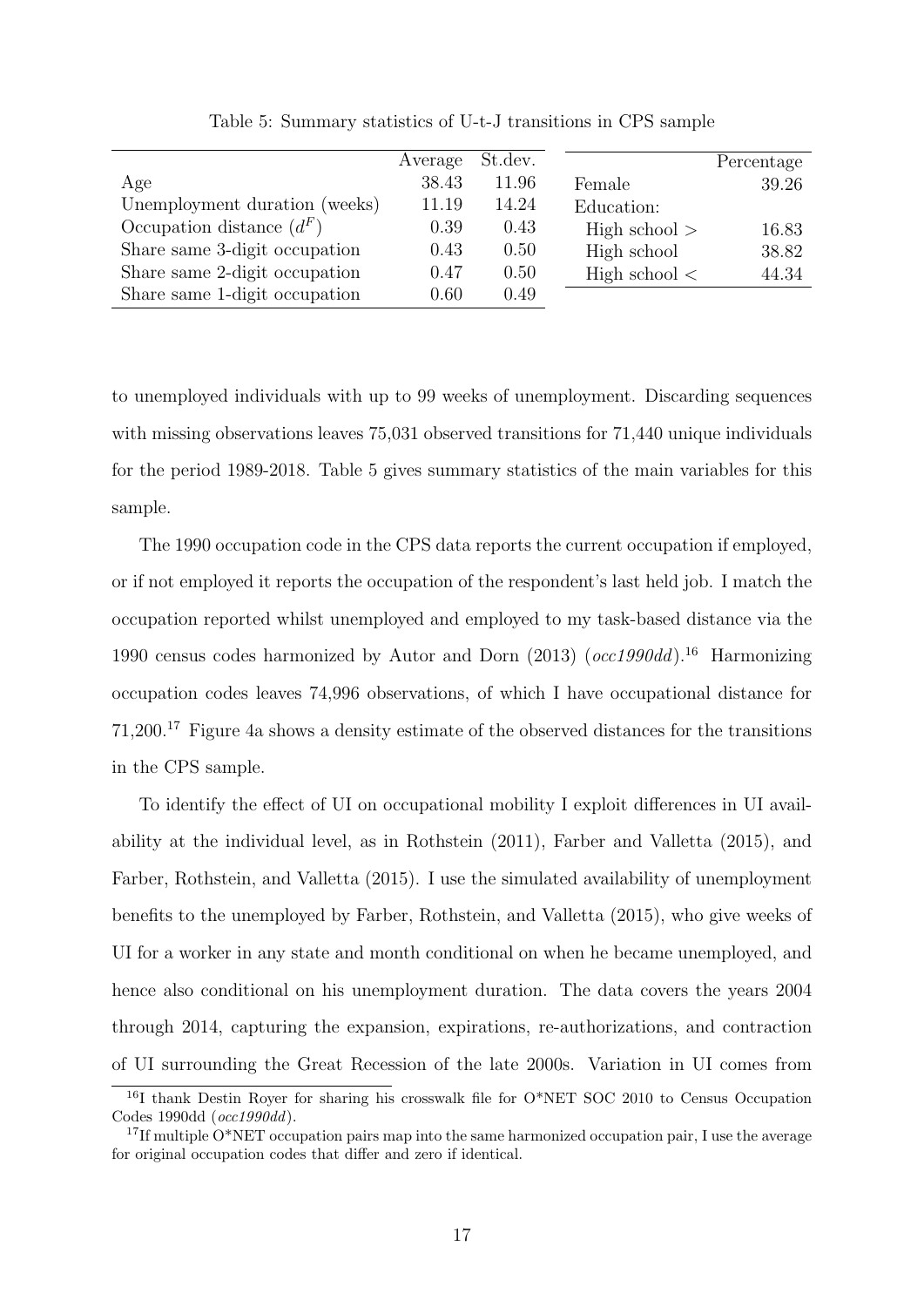Table 5: Summary statistics of U-t-J transitions in CPS sample

| | Average | St.dev. |
|---|---|---|
| Age | 38.43 | 11.96 |
| Unemployment duration (weeks) | 11.19 | 14.24 |
| Occupation distance ($d^F$) | 0.39 | 0.43 |
| Share same 3-digit occupation | 0.43 | 0.50 |
| Share same 2-digit occupation | 0.47 | 0.50 |
| Share same 1-digit occupation | 0.60 | 0.49 |

| | Percentage |
|---|---|
| Female | 39.26 |
| Education: | |
| High school > | 16.83 |
| High school | 38.82 |
| High school < | 44.34 |

to unemployed individuals with up to 99 weeks of unemployment. Discarding sequences with missing observations leaves 75,031 observed transitions for 71,440 unique individuals for the period 1989-2018. Table 5 gives summary statistics of the main variables for this sample.

The 1990 occupation code in the CPS data reports the current occupation if employed, or if not employed it reports the occupation of the respondent's last held job. I match the occupation reported whilst unemployed and employed to my task-based distance via the 1990 census codes harmonized by Autor and Dorn (2013) (*occ1990dd*).[16] Harmonizing occupation codes leaves 74,996 observations, of which I have occupational distance for 71,200.[17] Figure 4a shows a density estimate of the observed distances for the transitions in the CPS sample.

To identify the effect of UI on occupational mobility I exploit differences in UI availability at the individual level, as in Rothstein (2011), Farber and Valletta (2015), and Farber, Rothstein, and Valletta (2015). I use the simulated availability of unemployment benefits to the unemployed by Farber, Rothstein, and Valletta (2015), who give weeks of UI for a worker in any state and month conditional on when he became unemployed, and hence also conditional on his unemployment duration. The data covers the years 2004 through 2014, capturing the expansion, expirations, re-authorizations, and contraction of UI surrounding the Great Recession of the late 2000s. Variation in UI comes from

[16] I thank Destin Royer for sharing his crosswalk file for O*NET SOC 2010 to Census Occupation Codes 1990dd (*occ1990dd*).

[17] If multiple O*NET occupation pairs map into the same harmonized occupation pair, I use the average for original occupation codes that differ and zero if identical.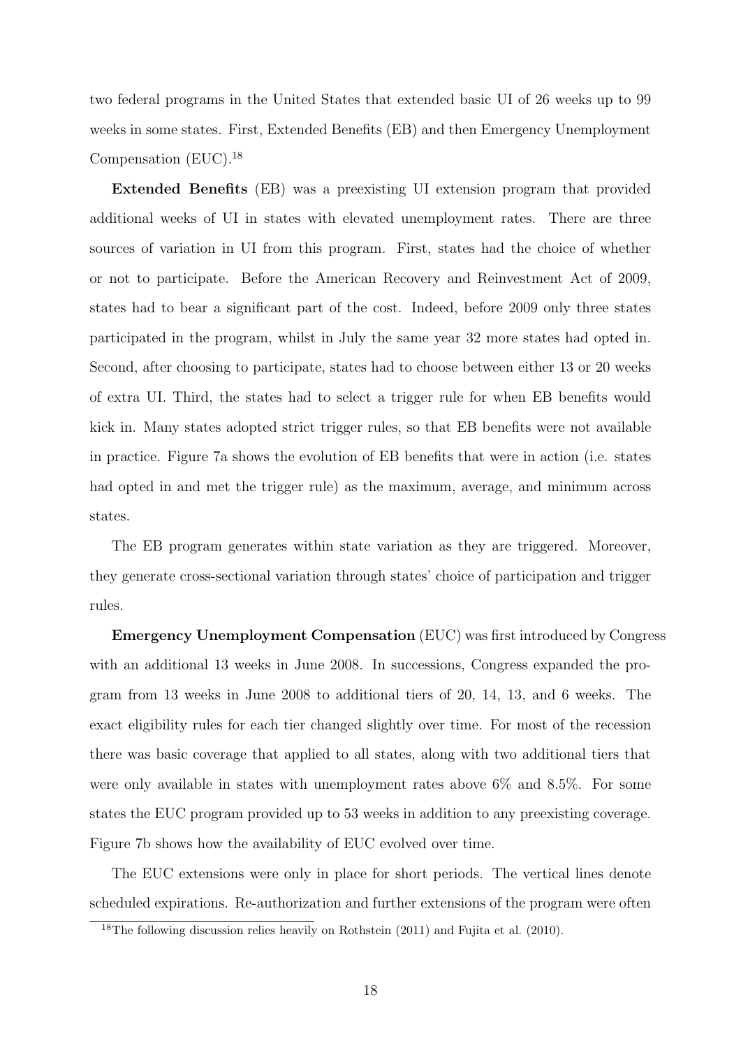two federal programs in the United States that extended basic UI of 26 weeks up to 99 weeks in some states. First, Extended Benefits (EB) and then Emergency Unemployment Compensation (EUC).[18]

**Extended Benefits** (EB) was a preexisting UI extension program that provided additional weeks of UI in states with elevated unemployment rates. There are three sources of variation in UI from this program. First, states had the choice of whether or not to participate. Before the American Recovery and Reinvestment Act of 2009, states had to bear a significant part of the cost. Indeed, before 2009 only three states participated in the program, whilst in July the same year 32 more states had opted in. Second, after choosing to participate, states had to choose between either 13 or 20 weeks of extra UI. Third, the states had to select a trigger rule for when EB benefits would kick in. Many states adopted strict trigger rules, so that EB benefits were not available in practice. Figure 7a shows the evolution of EB benefits that were in action (i.e. states had opted in and met the trigger rule) as the maximum, average, and minimum across states.

The EB program generates within state variation as they are triggered. Moreover, they generate cross-sectional variation through states' choice of participation and trigger rules.

**Emergency Unemployment Compensation** (EUC) was first introduced by Congress with an additional 13 weeks in June 2008. In successions, Congress expanded the program from 13 weeks in June 2008 to additional tiers of 20, 14, 13, and 6 weeks. The exact eligibility rules for each tier changed slightly over time. For most of the recession there was basic coverage that applied to all states, along with two additional tiers that were only available in states with unemployment rates above 6% and 8.5%. For some states the EUC program provided up to 53 weeks in addition to any preexisting coverage. Figure 7b shows how the availability of EUC evolved over time.

The EUC extensions were only in place for short periods. The vertical lines denote scheduled expirations. Re-authorization and further extensions of the program were often

[18] The following discussion relies heavily on Rothstein (2011) and Fujita et al. (2010).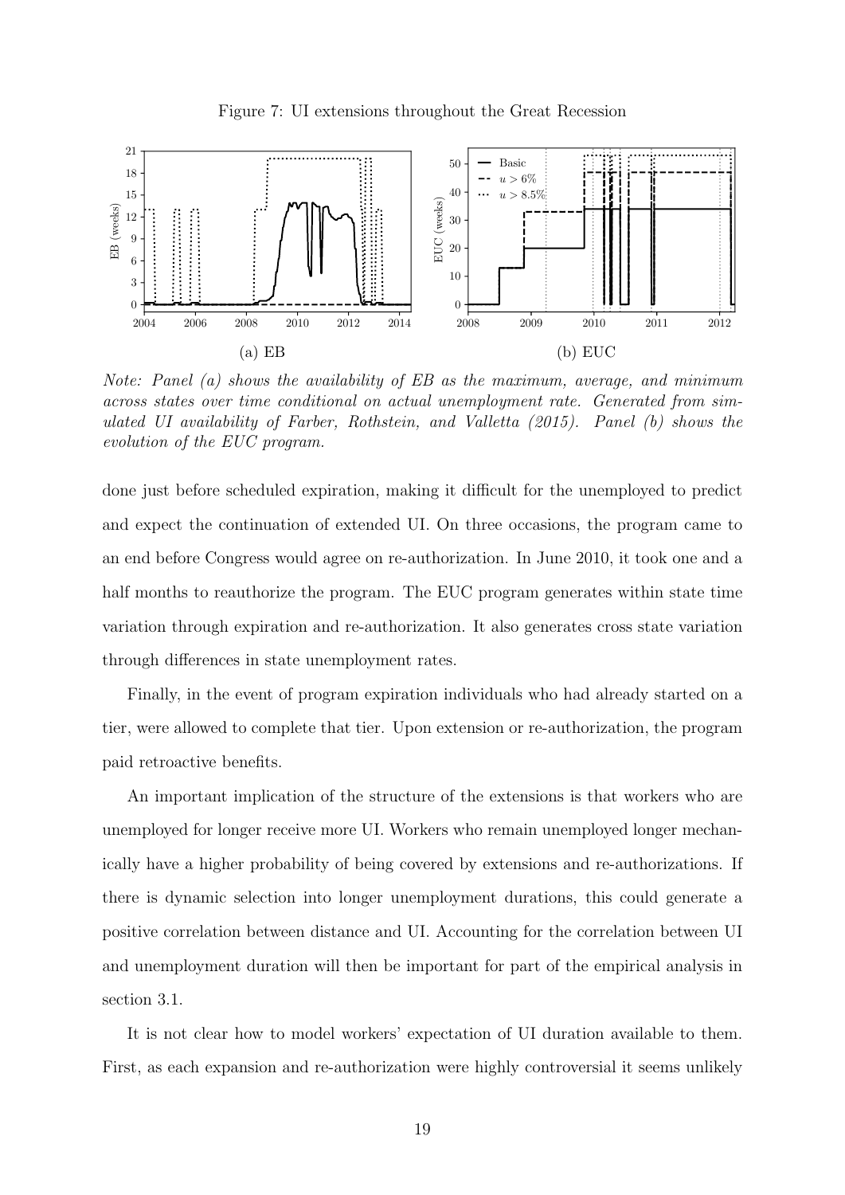Figure 7: UI extensions throughout the Great Recession

(a) EB

(b) EUC

*Note: Panel (a) shows the availability of EB as the maximum, average, and minimum across states over time conditional on actual unemployment rate. Generated from simulated UI availability of Farber, Rothstein, and Valletta (2015). Panel (b) shows the evolution of the EUC program.*

done just before scheduled expiration, making it difficult for the unemployed to predict and expect the continuation of extended UI. On three occasions, the program came to an end before Congress would agree on re-authorization. In June 2010, it took one and a half months to reauthorize the program. The EUC program generates within state time variation through expiration and re-authorization. It also generates cross state variation through differences in state unemployment rates.

Finally, in the event of program expiration individuals who had already started on a tier, were allowed to complete that tier. Upon extension or re-authorization, the program paid retroactive benefits.

An important implication of the structure of the extensions is that workers who are unemployed for longer receive more UI. Workers who remain unemployed longer mechanically have a higher probability of being covered by extensions and re-authorizations. If there is dynamic selection into longer unemployment durations, this could generate a positive correlation between distance and UI. Accounting for the correlation between UI and unemployment duration will then be important for part of the empirical analysis in section 3.1.

It is not clear how to model workers' expectation of UI duration available to them. First, as each expansion and re-authorization were highly controversial it seems unlikely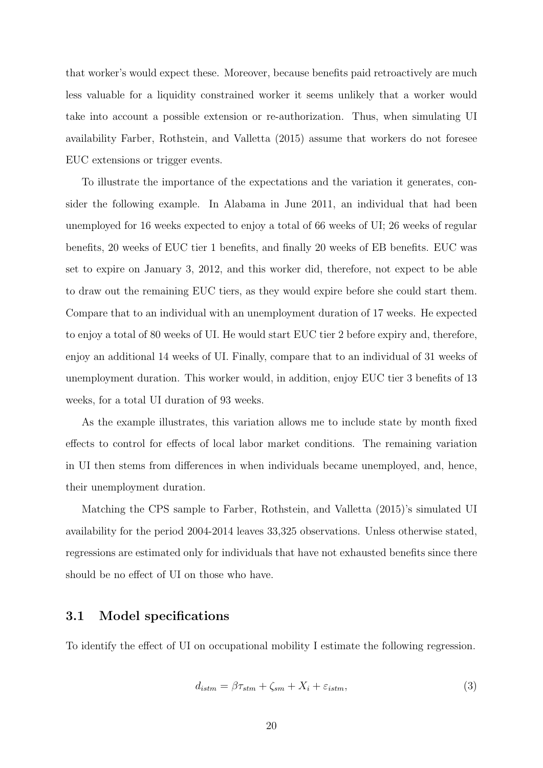that worker's would expect these. Moreover, because benefits paid retroactively are much less valuable for a liquidity constrained worker it seems unlikely that a worker would take into account a possible extension or re-authorization. Thus, when simulating UI availability Farber, Rothstein, and Valletta (2015) assume that workers do not foresee EUC extensions or trigger events.

To illustrate the importance of the expectations and the variation it generates, consider the following example. In Alabama in June 2011, an individual that had been unemployed for 16 weeks expected to enjoy a total of 66 weeks of UI; 26 weeks of regular benefits, 20 weeks of EUC tier 1 benefits, and finally 20 weeks of EB benefits. EUC was set to expire on January 3, 2012, and this worker did, therefore, not expect to be able to draw out the remaining EUC tiers, as they would expire before she could start them. Compare that to an individual with an unemployment duration of 17 weeks. He expected to enjoy a total of 80 weeks of UI. He would start EUC tier 2 before expiry and, therefore, enjoy an additional 14 weeks of UI. Finally, compare that to an individual of 31 weeks of unemployment duration. This worker would, in addition, enjoy EUC tier 3 benefits of 13 weeks, for a total UI duration of 93 weeks.

As the example illustrates, this variation allows me to include state by month fixed effects to control for effects of local labor market conditions. The remaining variation in UI then stems from differences in when individuals became unemployed, and, hence, their unemployment duration.

Matching the CPS sample to Farber, Rothstein, and Valletta (2015)'s simulated UI availability for the period 2004-2014 leaves 33,325 observations. Unless otherwise stated, regressions are estimated only for individuals that have not exhausted benefits since there should be no effect of UI on those who have.

## 3.1 Model specifications

To identify the effect of UI on occupational mobility I estimate the following regression.

$$d_{istm} = \beta\tau_{stm} + \zeta_{sm} + X_i + \varepsilon_{istm}, \tag{3}$$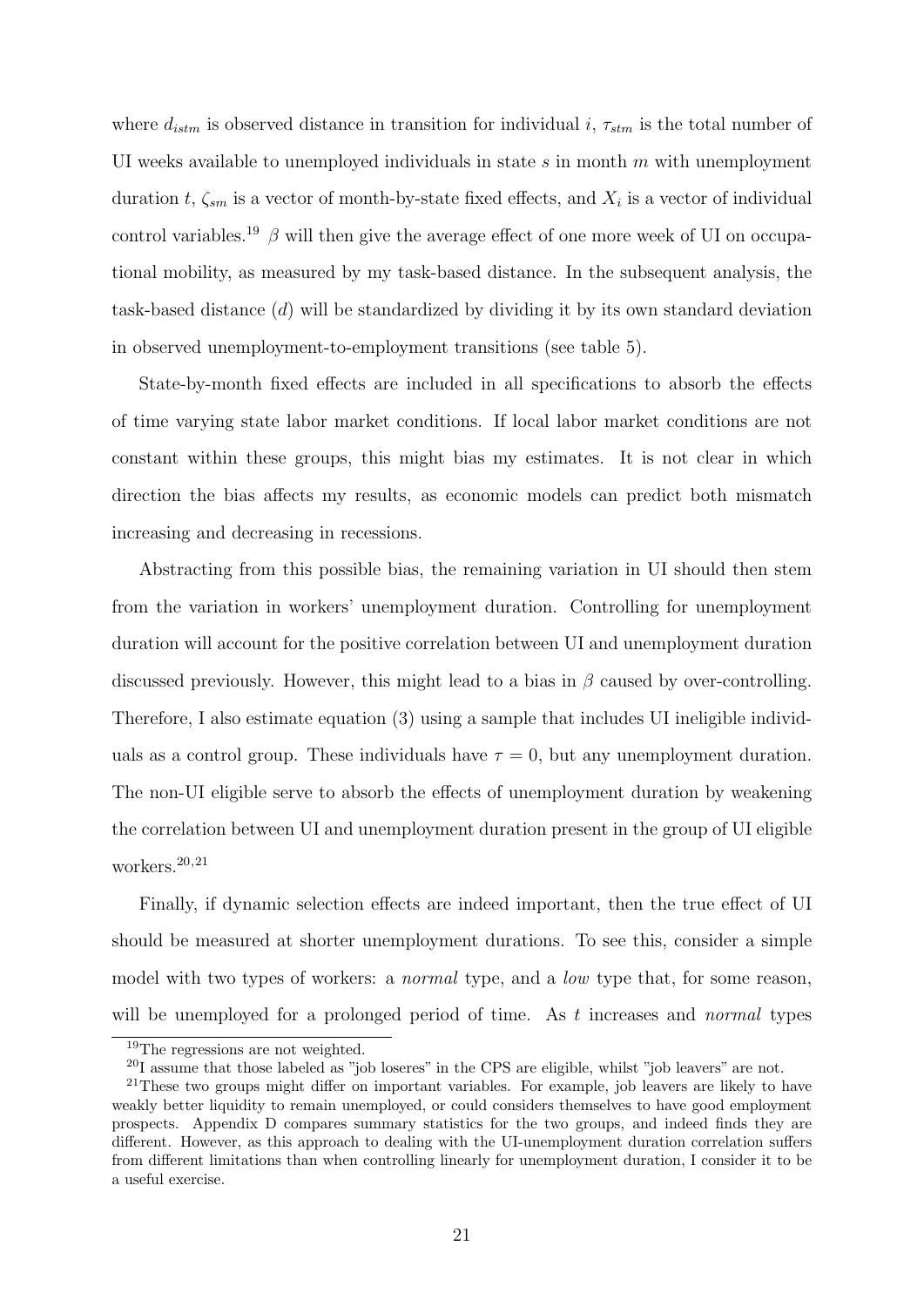where $d_{istm}$ is observed distance in transition for individual $i$, $\tau_{stm}$ is the total number of UI weeks available to unemployed individuals in state $s$ in month $m$ with unemployment duration $t$, $\zeta_{sm}$ is a vector of month-by-state fixed effects, and $X_i$ is a vector of individual control variables.[19] $\beta$ will then give the average effect of one more week of UI on occupational mobility, as measured by my task-based distance. In the subsequent analysis, the task-based distance ($d$) will be standardized by dividing it by its own standard deviation in observed unemployment-to-employment transitions (see table 5).

State-by-month fixed effects are included in all specifications to absorb the effects of time varying state labor market conditions. If local labor market conditions are not constant within these groups, this might bias my estimates. It is not clear in which direction the bias affects my results, as economic models can predict both mismatch increasing and decreasing in recessions.

Abstracting from this possible bias, the remaining variation in UI should then stem from the variation in workers' unemployment duration. Controlling for unemployment duration will account for the positive correlation between UI and unemployment duration discussed previously. However, this might lead to a bias in $\beta$ caused by over-controlling. Therefore, I also estimate equation (3) using a sample that includes UI ineligible individuals as a control group. These individuals have $\tau = 0$, but any unemployment duration. The non-UI eligible serve to absorb the effects of unemployment duration by weakening the correlation between UI and unemployment duration present in the group of UI eligible workers.[20,21]

Finally, if dynamic selection effects are indeed important, then the true effect of UI should be measured at shorter unemployment durations. To see this, consider a simple model with two types of workers: a *normal* type, and a *low* type that, for some reason, will be unemployed for a prolonged period of time. As $t$ increases and *normal* types

---

[19] The regressions are not weighted.

[20] I assume that those labeled as "job loseres" in the CPS are eligible, whilst "job leavers" are not.

[21] These two groups might differ on important variables. For example, job leavers are likely to have weakly better liquidity to remain unemployed, or could considers themselves to have good employment prospects. Appendix D compares summary statistics for the two groups, and indeed finds they are different. However, as this approach to dealing with the UI-unemployment duration correlation suffers from different limitations than when controlling linearly for unemployment duration, I consider it to be a useful exercise.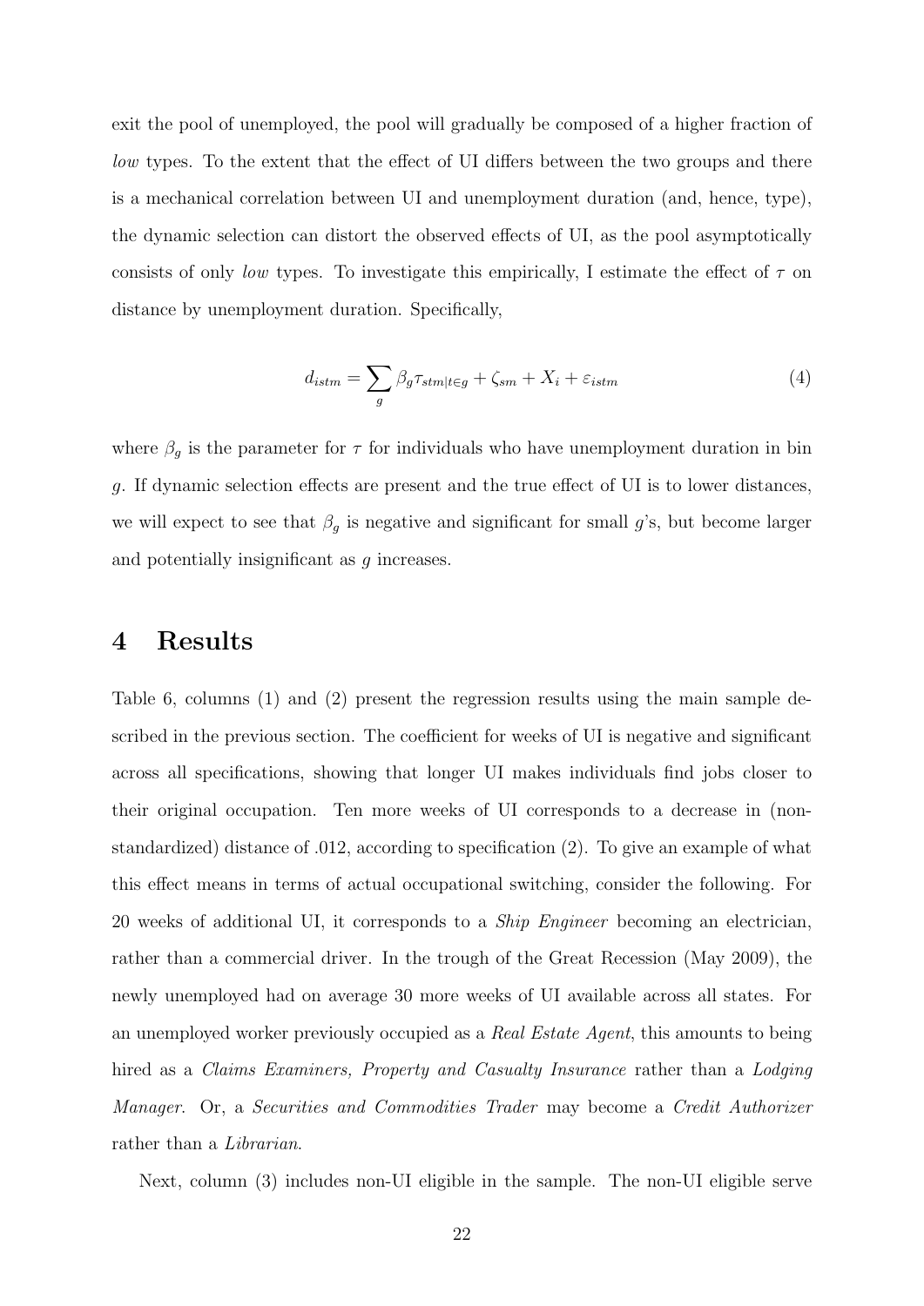exit the pool of unemployed, the pool will gradually be composed of a higher fraction of *low* types. To the extent that the effect of UI differs between the two groups and there is a mechanical correlation between UI and unemployment duration (and, hence, type), the dynamic selection can distort the observed effects of UI, as the pool asymptotically consists of only *low* types. To investigate this empirically, I estimate the effect of $\tau$ on distance by unemployment duration. Specifically,

$$d_{istm} = \sum_{g} \beta_g \tau_{stm|t \in g} + \zeta_{sm} + X_i + \varepsilon_{istm} \tag{4}$$

where $\beta_g$ is the parameter for $\tau$ for individuals who have unemployment duration in bin $g$. If dynamic selection effects are present and the true effect of UI is to lower distances, we will expect to see that $\beta_g$ is negative and significant for small $g$'s, but become larger and potentially insignificant as $g$ increases.

# 4 Results

Table 6, columns (1) and (2) present the regression results using the main sample described in the previous section. The coefficient for weeks of UI is negative and significant across all specifications, showing that longer UI makes individuals find jobs closer to their original occupation. Ten more weeks of UI corresponds to a decrease in (non-standardized) distance of .012, according to specification (2). To give an example of what this effect means in terms of actual occupational switching, consider the following. For 20 weeks of additional UI, it corresponds to a *Ship Engineer* becoming an electrician, rather than a commercial driver. In the trough of the Great Recession (May 2009), the newly unemployed had on average 30 more weeks of UI available across all states. For an unemployed worker previously occupied as a *Real Estate Agent*, this amounts to being hired as a *Claims Examiners, Property and Casualty Insurance* rather than a *Lodging Manager*. Or, a *Securities and Commodities Trader* may become a *Credit Authorizer* rather than a *Librarian*.

Next, column (3) includes non-UI eligible in the sample. The non-UI eligible serve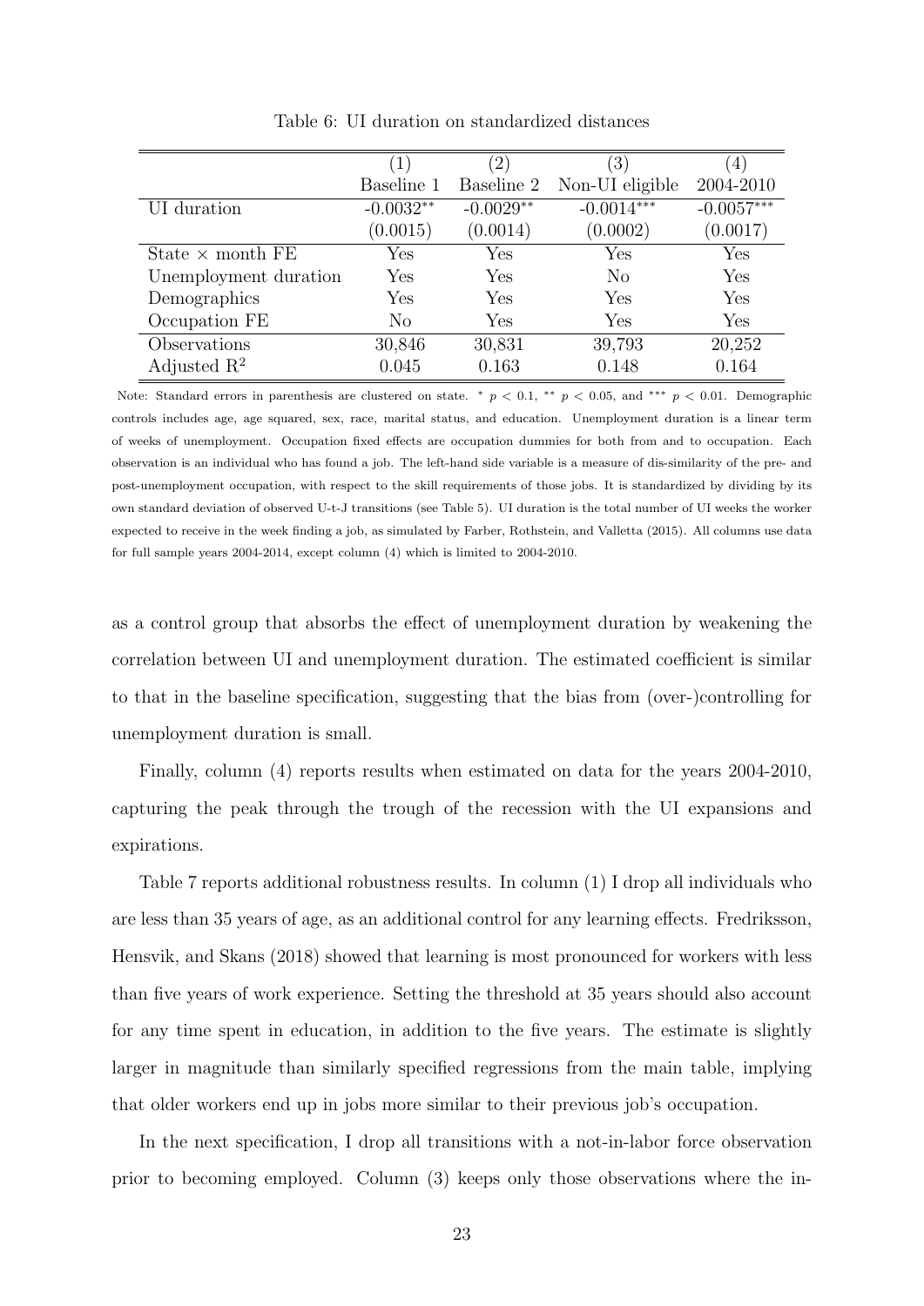Table 6: UI duration on standardized distances

| | (1) | (2) | (3) | (4) |
|---|---|---|---|---|
| | Baseline 1 | Baseline 2 | Non-UI eligible | 2004-2010 |
| UI duration | -0.0032** | -0.0029** | -0.0014*** | -0.0057*** |
| | (0.0015) | (0.0014) | (0.0002) | (0.0017) |
| State × month FE | Yes | Yes | Yes | Yes |
| Unemployment duration | Yes | Yes | No | Yes |
| Demographics | Yes | Yes | Yes | Yes |
| Occupation FE | No | Yes | Yes | Yes |
| Observations | 30,846 | 30,831 | 39,793 | 20,252 |
| Adjusted $R^2$ | 0.045 | 0.163 | 0.148 | 0.164 |

Note: Standard errors in parenthesis are clustered on state. * $p < 0.1$, ** $p < 0.05$, and *** $p < 0.01$. Demographic controls includes age, age squared, sex, race, marital status, and education. Unemployment duration is a linear term of weeks of unemployment. Occupation fixed effects are occupation dummies for both from and to occupation. Each observation is an individual who has found a job. The left-hand side variable is a measure of dis-similarity of the pre- and post-unemployment occupation, with respect to the skill requirements of those jobs. It is standardized by dividing by its own standard deviation of observed U-t-J transitions (see Table 5). UI duration is the total number of UI weeks the worker expected to receive in the week finding a job, as simulated by Farber, Rothstein, and Valletta (2015). All columns use data for full sample years 2004-2014, except column (4) which is limited to 2004-2010.

as a control group that absorbs the effect of unemployment duration by weakening the correlation between UI and unemployment duration. The estimated coefficient is similar to that in the baseline specification, suggesting that the bias from (over-)controlling for unemployment duration is small.

Finally, column (4) reports results when estimated on data for the years 2004-2010, capturing the peak through the trough of the recession with the UI expansions and expirations.

Table 7 reports additional robustness results. In column (1) I drop all individuals who are less than 35 years of age, as an additional control for any learning effects. Fredriksson, Hensvik, and Skans (2018) showed that learning is most pronounced for workers with less than five years of work experience. Setting the threshold at 35 years should also account for any time spent in education, in addition to the five years. The estimate is slightly larger in magnitude than similarly specified regressions from the main table, implying that older workers end up in jobs more similar to their previous job's occupation.

In the next specification, I drop all transitions with a not-in-labor force observation prior to becoming employed. Column (3) keeps only those observations where the in-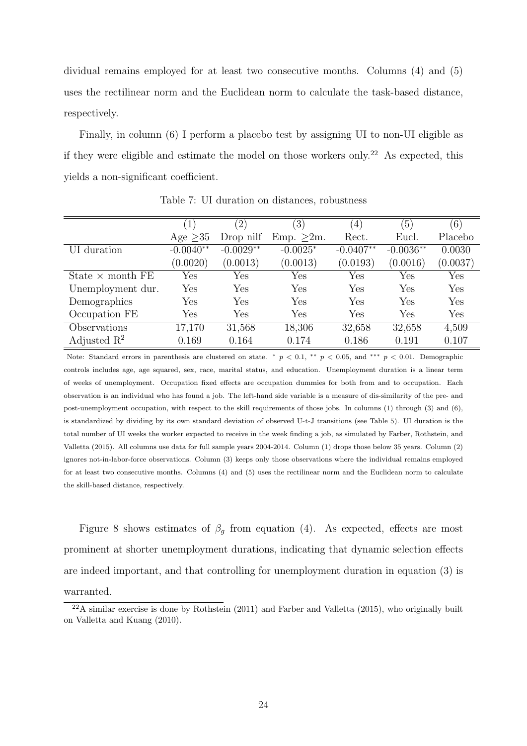dividual remains employed for at least two consecutive months. Columns (4) and (5) uses the rectilinear norm and the Euclidean norm to calculate the task-based distance, respectively.

Finally, in column (6) I perform a placebo test by assigning UI to non-UI eligible as if they were eligible and estimate the model on those workers only.[22] As expected, this yields a non-significant coefficient.

Table 7: UI duration on distances, robustness

| | (1) | (2) | (3) | (4) | (5) | (6) |
|---|---|---|---|---|---|---|
| | Age $\geq$35 | Drop nilf | Emp. $\geq$2m. | Rect. | Eucl. | Placebo |
| UI duration | -0.0040** | -0.0029** | -0.0025* | -0.0407** | -0.0036** | 0.0030 |
| | (0.0020) | (0.0013) | (0.0013) | (0.0193) | (0.0016) | (0.0037) |
| State $\times$ month FE | Yes | Yes | Yes | Yes | Yes | Yes |
| Unemployment dur. | Yes | Yes | Yes | Yes | Yes | Yes |
| Demographics | Yes | Yes | Yes | Yes | Yes | Yes |
| Occupation FE | Yes | Yes | Yes | Yes | Yes | Yes |
| Observations | 17,170 | 31,568 | 18,306 | 32,658 | 32,658 | 4,509 |
| Adjusted $R^2$ | 0.169 | 0.164 | 0.174 | 0.186 | 0.191 | 0.107 |

Note: Standard errors in parenthesis are clustered on state. * $p < 0.1$, ** $p < 0.05$, and *** $p < 0.01$. Demographic controls includes age, age squared, sex, race, marital status, and education. Unemployment duration is a linear term of weeks of unemployment. Occupation fixed effects are occupation dummies for both from and to occupation. Each observation is an individual who has found a job. The left-hand side variable is a measure of dis-similarity of the pre- and post-unemployment occupation, with respect to the skill requirements of those jobs. In columns (1) through (3) and (6), is standardized by dividing by its own standard deviation of observed U-t-J transitions (see Table 5). UI duration is the total number of UI weeks the worker expected to receive in the week finding a job, as simulated by Farber, Rothstein, and Valletta (2015). All columns use data for full sample years 2004-2014. Column (1) drops those below 35 years. Column (2) ignores not-in-labor-force observations. Column (3) keeps only those observations where the individual remains employed for at least two consecutive months. Columns (4) and (5) uses the rectilinear norm and the Euclidean norm to calculate the skill-based distance, respectively.

Figure 8 shows estimates of $\beta_g$ from equation (4). As expected, effects are most prominent at shorter unemployment durations, indicating that dynamic selection effects are indeed important, and that controlling for unemployment duration in equation (3) is warranted.

[22] A similar exercise is done by Rothstein (2011) and Farber and Valletta (2015), who originally built on Valletta and Kuang (2010).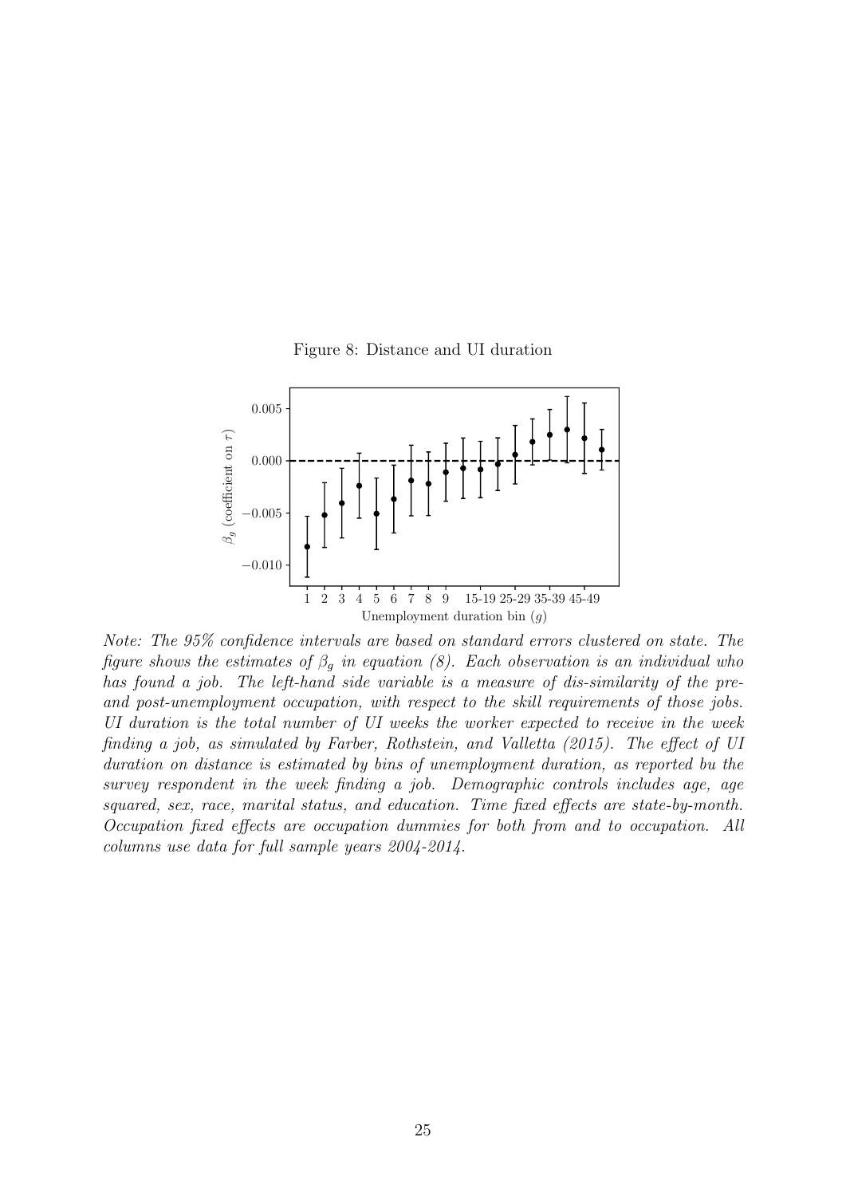Figure 8: Distance and UI duration

*Note: The 95% confidence intervals are based on standard errors clustered on state. The figure shows the estimates of $\beta_g$ in equation (8). Each observation is an individual who has found a job. The left-hand side variable is a measure of dis-similarity of the pre- and post-unemployment occupation, with respect to the skill requirements of those jobs. UI duration is the total number of UI weeks the worker expected to receive in the week finding a job, as simulated by Farber, Rothstein, and Valletta (2015). The effect of UI duration on distance is estimated by bins of unemployment duration, as reported bu the survey respondent in the week finding a job. Demographic controls includes age, age squared, sex, race, marital status, and education. Time fixed effects are state-by-month. Occupation fixed effects are occupation dummies for both from and to occupation. All columns use data for full sample years 2004-2014.*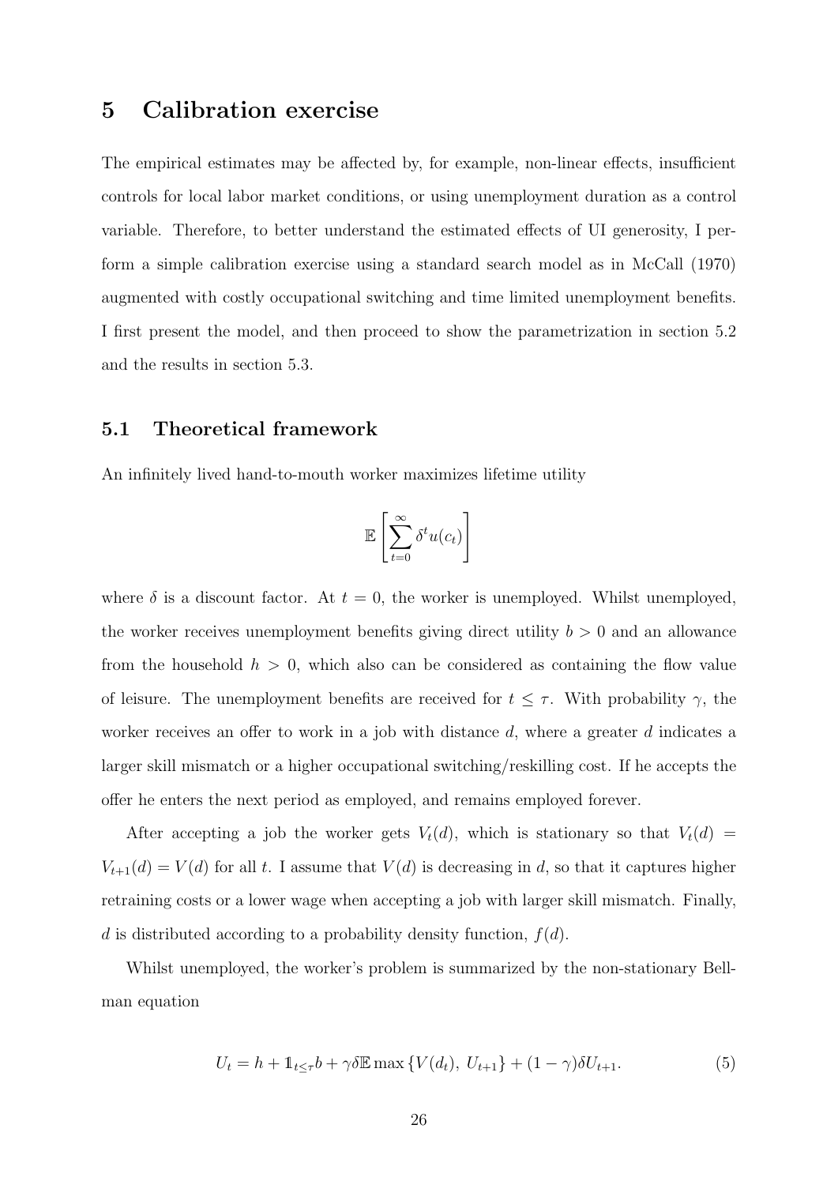## 5 Calibration exercise

The empirical estimates may be affected by, for example, non-linear effects, insufficient controls for local labor market conditions, or using unemployment duration as a control variable. Therefore, to better understand the estimated effects of UI generosity, I perform a simple calibration exercise using a standard search model as in McCall (1970) augmented with costly occupational switching and time limited unemployment benefits. I first present the model, and then proceed to show the parametrization in section 5.2 and the results in section 5.3.

### 5.1 Theoretical framework

An infinitely lived hand-to-mouth worker maximizes lifetime utility

$$\mathbb{E}\left[\sum_{t=0}^{\infty} \delta^t u(c_t)\right]$$

where $\delta$ is a discount factor. At $t = 0$, the worker is unemployed. Whilst unemployed, the worker receives unemployment benefits giving direct utility $b > 0$ and an allowance from the household $h > 0$, which also can be considered as containing the flow value of leisure. The unemployment benefits are received for $t \leq \tau$. With probability $\gamma$, the worker receives an offer to work in a job with distance $d$, where a greater $d$ indicates a larger skill mismatch or a higher occupational switching/reskilling cost. If he accepts the offer he enters the next period as employed, and remains employed forever.

After accepting a job the worker gets $V_t(d)$, which is stationary so that $V_t(d) = V_{t+1}(d) = V(d)$ for all $t$. I assume that $V(d)$ is decreasing in $d$, so that it captures higher retraining costs or a lower wage when accepting a job with larger skill mismatch. Finally, $d$ is distributed according to a probability density function, $f(d)$.

Whilst unemployed, the worker's problem is summarized by the non-stationary Bellman equation

$$U_t = h + \mathbb{1}_{t \leq \tau} b + \gamma \delta \mathbb{E} \max\{V(d_t),\ U_{t+1}\} + (1 - \gamma)\delta U_{t+1}. \tag{5}$$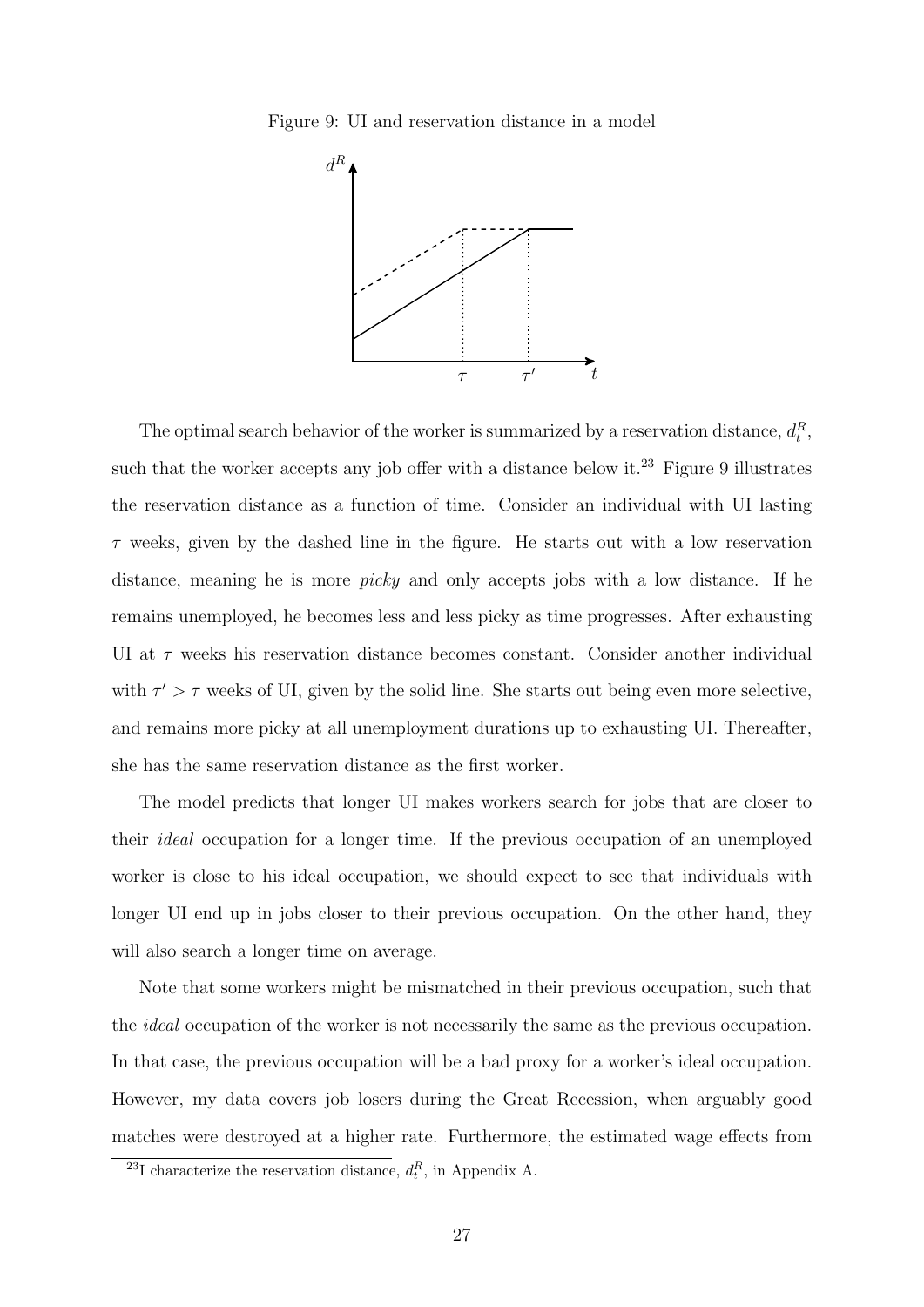Figure 9: UI and reservation distance in a model

The optimal search behavior of the worker is summarized by a reservation distance, $d_t^R$, such that the worker accepts any job offer with a distance below it.[23] Figure 9 illustrates the reservation distance as a function of time. Consider an individual with UI lasting $\tau$ weeks, given by the dashed line in the figure. He starts out with a low reservation distance, meaning he is more *picky* and only accepts jobs with a low distance. If he remains unemployed, he becomes less and less picky as time progresses. After exhausting UI at $\tau$ weeks his reservation distance becomes constant. Consider another individual with $\tau' > \tau$ weeks of UI, given by the solid line. She starts out being even more selective, and remains more picky at all unemployment durations up to exhausting UI. Thereafter, she has the same reservation distance as the first worker.

The model predicts that longer UI makes workers search for jobs that are closer to their *ideal* occupation for a longer time. If the previous occupation of an unemployed worker is close to his ideal occupation, we should expect to see that individuals with longer UI end up in jobs closer to their previous occupation. On the other hand, they will also search a longer time on average.

Note that some workers might be mismatched in their previous occupation, such that the *ideal* occupation of the worker is not necessarily the same as the previous occupation. In that case, the previous occupation will be a bad proxy for a worker's ideal occupation. However, my data covers job losers during the Great Recession, when arguably good matches were destroyed at a higher rate. Furthermore, the estimated wage effects from

[23] I characterize the reservation distance, $d_t^R$, in Appendix A.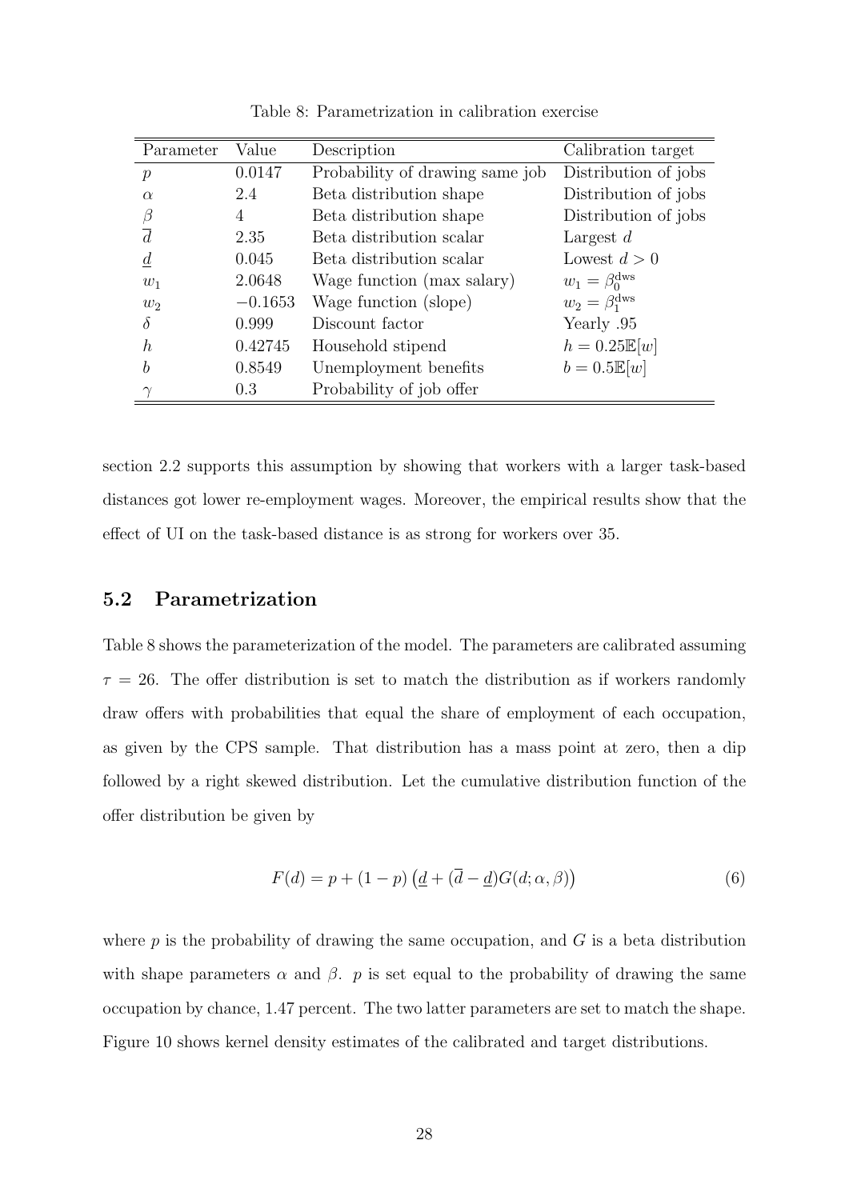Table 8: Parametrization in calibration exercise

| Parameter | Value | Description | Calibration target |
|---|---|---|---|
| $p$ | 0.0147 | Probability of drawing same job | Distribution of jobs |
| $\alpha$ | 2.4 | Beta distribution shape | Distribution of jobs |
| $\beta$ | 4 | Beta distribution shape | Distribution of jobs |
| $\overline{d}$ | 2.35 | Beta distribution scalar | Largest $d$ |
| $\underline{d}$ | 0.045 | Beta distribution scalar | Lowest $d > 0$ |
| $w_1$ | 2.0648 | Wage function (max salary) | $w_1 = \beta_0^{\text{dws}}$ |
| $w_2$ | $-0.1653$ | Wage function (slope) | $w_2 = \beta_1^{\text{dws}}$ |
| $\delta$ | 0.999 | Discount factor | Yearly .95 |
| $h$ | 0.42745 | Household stipend | $h = 0.25\mathbb{E}[w]$ |
| $b$ | 0.8549 | Unemployment benefits | $b = 0.5\mathbb{E}[w]$ |
| $\gamma$ | 0.3 | Probability of job offer | |

section 2.2 supports this assumption by showing that workers with a larger task-based distances got lower re-employment wages. Moreover, the empirical results show that the effect of UI on the task-based distance is as strong for workers over 35.

## 5.2 Parametrization

Table 8 shows the parameterization of the model. The parameters are calibrated assuming $\tau = 26$. The offer distribution is set to match the distribution as if workers randomly draw offers with probabilities that equal the share of employment of each occupation, as given by the CPS sample. That distribution has a mass point at zero, then a dip followed by a right skewed distribution. Let the cumulative distribution function of the offer distribution be given by

$$F(d) = p + (1 - p)\left(\underline{d} + (\overline{d} - \underline{d})G(d; \alpha, \beta)\right) \tag{6}$$

where $p$ is the probability of drawing the same occupation, and $G$ is a beta distribution with shape parameters $\alpha$ and $\beta$. $p$ is set equal to the probability of drawing the same occupation by chance, 1.47 percent. The two latter parameters are set to match the shape. Figure 10 shows kernel density estimates of the calibrated and target distributions.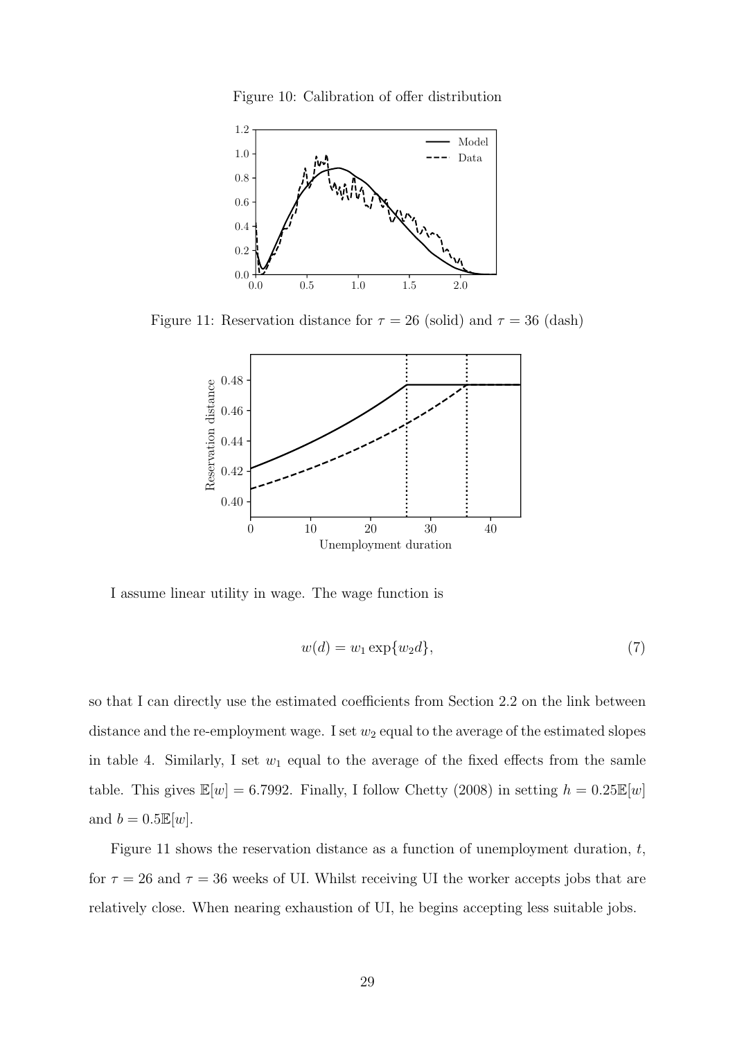Figure 10: Calibration of offer distribution

Figure 11: Reservation distance for $\tau = 26$ (solid) and $\tau = 36$ (dash)

I assume linear utility in wage. The wage function is

$$w(d) = w_1 \exp\{w_2 d\}, \tag{7}$$

so that I can directly use the estimated coefficients from Section 2.2 on the link between distance and the re-employment wage. I set $w_2$ equal to the average of the estimated slopes in table 4. Similarly, I set $w_1$ equal to the average of the fixed effects from the samle table. This gives $\mathbb{E}[w] = 6.7992$. Finally, I follow Chetty (2008) in setting $h = 0.25\mathbb{E}[w]$ and $b = 0.5\mathbb{E}[w]$.

Figure 11 shows the reservation distance as a function of unemployment duration, $t$, for $\tau = 26$ and $\tau = 36$ weeks of UI. Whilst receiving UI the worker accepts jobs that are relatively close. When nearing exhaustion of UI, he begins accepting less suitable jobs.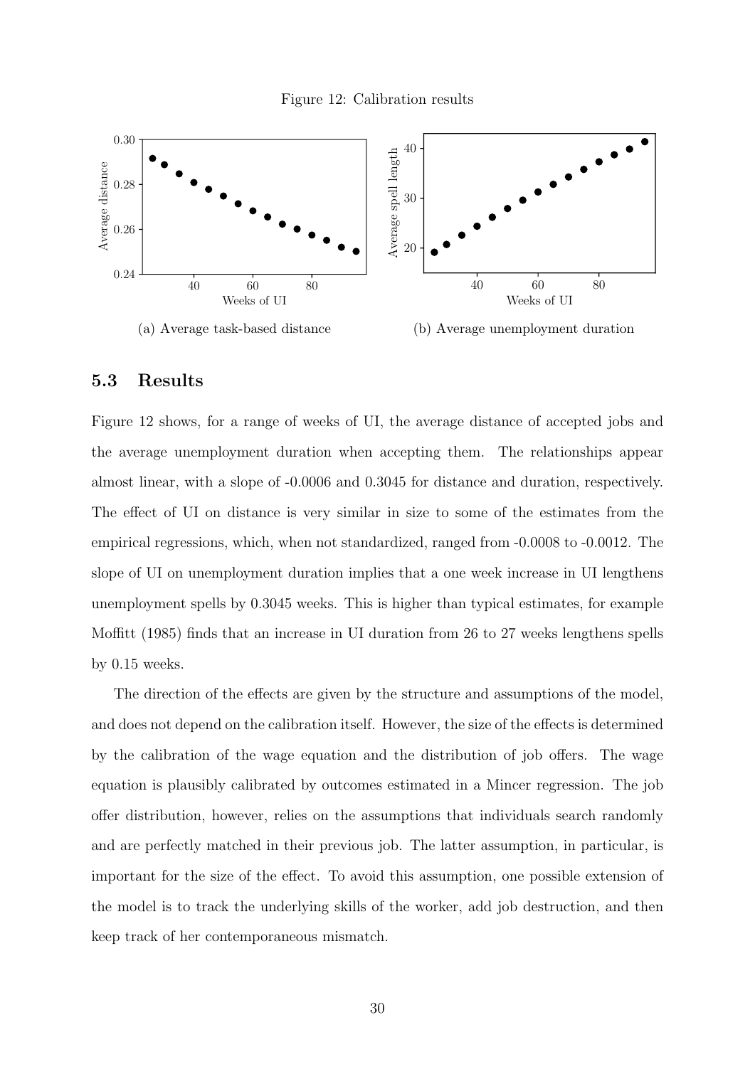Figure 12: Calibration results

(a) Average task-based distance

(b) Average unemployment duration

### 5.3 Results

Figure 12 shows, for a range of weeks of UI, the average distance of accepted jobs and the average unemployment duration when accepting them. The relationships appear almost linear, with a slope of -0.0006 and 0.3045 for distance and duration, respectively. The effect of UI on distance is very similar in size to some of the estimates from the empirical regressions, which, when not standardized, ranged from -0.0008 to -0.0012. The slope of UI on unemployment duration implies that a one week increase in UI lengthens unemployment spells by 0.3045 weeks. This is higher than typical estimates, for example Moffitt (1985) finds that an increase in UI duration from 26 to 27 weeks lengthens spells by 0.15 weeks.

The direction of the effects are given by the structure and assumptions of the model, and does not depend on the calibration itself. However, the size of the effects is determined by the calibration of the wage equation and the distribution of job offers. The wage equation is plausibly calibrated by outcomes estimated in a Mincer regression. The job offer distribution, however, relies on the assumptions that individuals search randomly and are perfectly matched in their previous job. The latter assumption, in particular, is important for the size of the effect. To avoid this assumption, one possible extension of the model is to track the underlying skills of the worker, add job destruction, and then keep track of her contemporaneous mismatch.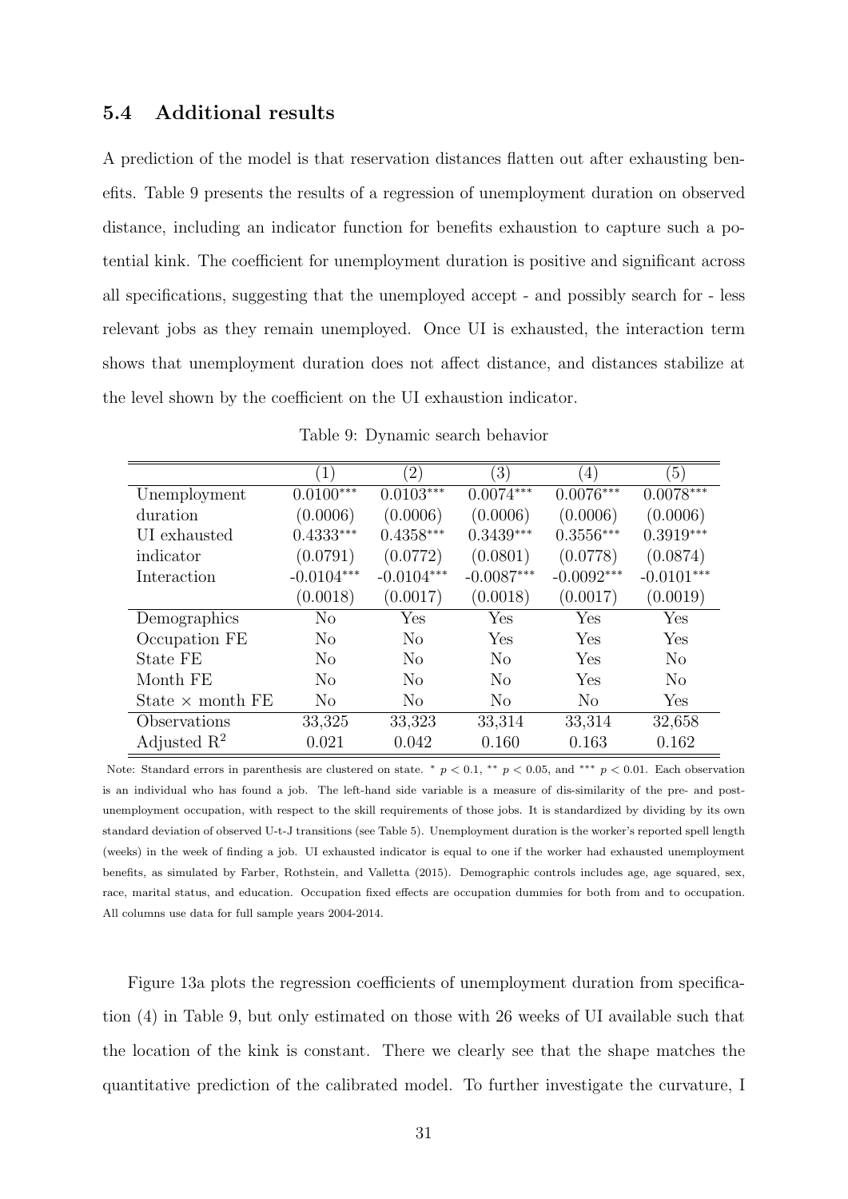## 5.4 Additional results

A prediction of the model is that reservation distances flatten out after exhausting benefits. Table 9 presents the results of a regression of unemployment duration on observed distance, including an indicator function for benefits exhaustion to capture such a potential kink. The coefficient for unemployment duration is positive and significant across all specifications, suggesting that the unemployed accept - and possibly search for - less relevant jobs as they remain unemployed. Once UI is exhausted, the interaction term shows that unemployment duration does not affect distance, and distances stabilize at the level shown by the coefficient on the UI exhaustion indicator.

Table 9: Dynamic search behavior

| | (1) | (2) | (3) | (4) | (5) |
|---|---|---|---|---|---|
| Unemployment | 0.0100*** | 0.0103*** | 0.0074*** | 0.0076*** | 0.0078*** |
| duration | (0.0006) | (0.0006) | (0.0006) | (0.0006) | (0.0006) |
| UI exhausted | 0.4333*** | 0.4358*** | 0.3439*** | 0.3556*** | 0.3919*** |
| indicator | (0.0791) | (0.0772) | (0.0801) | (0.0778) | (0.0874) |
| Interaction | -0.0104*** | -0.0104*** | -0.0087*** | -0.0092*** | -0.0101*** |
| | (0.0018) | (0.0017) | (0.0018) | (0.0017) | (0.0019) |
| Demographics | No | Yes | Yes | Yes | Yes |
| Occupation FE | No | No | Yes | Yes | Yes |
| State FE | No | No | No | Yes | No |
| Month FE | No | No | No | Yes | No |
| State × month FE | No | No | No | No | Yes |
| Observations | 33,325 | 33,323 | 33,314 | 33,314 | 32,658 |
| Adjusted $R^2$ | 0.021 | 0.042 | 0.160 | 0.163 | 0.162 |

Note: Standard errors in parenthesis are clustered on state. * $p < 0.1$, ** $p < 0.05$, and *** $p < 0.01$. Each observation is an individual who has found a job. The left-hand side variable is a measure of dis-similarity of the pre- and post-unemployment occupation, with respect to the skill requirements of those jobs. It is standardized by dividing by its own standard deviation of observed U-t-J transitions (see Table 5). Unemployment duration is the worker's reported spell length (weeks) in the week of finding a job. UI exhausted indicator is equal to one if the worker had exhausted unemployment benefits, as simulated by Farber, Rothstein, and Valletta (2015). Demographic controls includes age, age squared, sex, race, marital status, and education. Occupation fixed effects are occupation dummies for both from and to occupation. All columns use data for full sample years 2004-2014.

Figure 13a plots the regression coefficients of unemployment duration from specification (4) in Table 9, but only estimated on those with 26 weeks of UI available such that the location of the kink is constant. There we clearly see that the shape matches the quantitative prediction of the calibrated model. To further investigate the curvature, I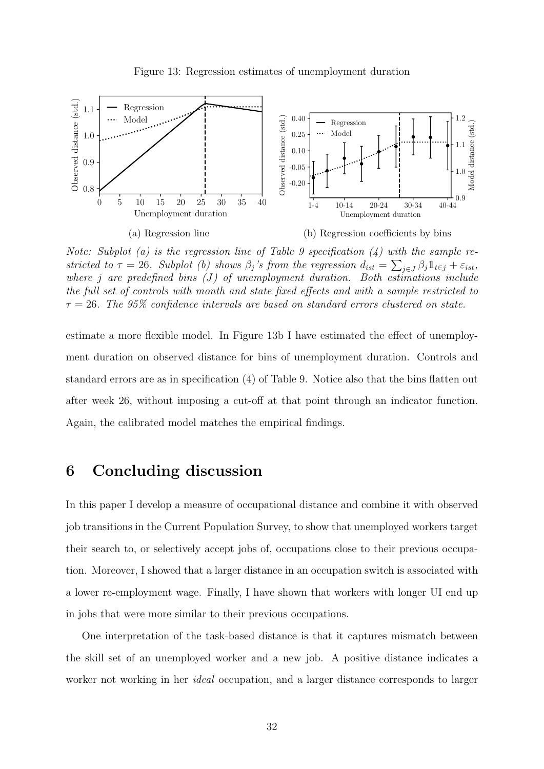Figure 13: Regression estimates of unemployment duration

(a) Regression line

(b) Regression coefficients by bins

*Note: Subplot (a) is the regression line of Table 9 specification (4) with the sample restricted to $\tau = 26$. Subplot (b) shows $\beta_j$'s from the regression $d_{ist} = \sum_{j \in J} \beta_j \mathbb{1}_{t \in j} + \varepsilon_{ist}$, where $j$ are predefined bins ($J$) of unemployment duration. Both estimations include the full set of controls with month and state fixed effects and with a sample restricted to $\tau = 26$. The 95% confidence intervals are based on standard errors clustered on state.*

estimate a more flexible model. In Figure 13b I have estimated the effect of unemployment duration on observed distance for bins of unemployment duration. Controls and standard errors are as in specification (4) of Table 9. Notice also that the bins flatten out after week 26, without imposing a cut-off at that point through an indicator function. Again, the calibrated model matches the empirical findings.

# 6 Concluding discussion

In this paper I develop a measure of occupational distance and combine it with observed job transitions in the Current Population Survey, to show that unemployed workers target their search to, or selectively accept jobs of, occupations close to their previous occupation. Moreover, I showed that a larger distance in an occupation switch is associated with a lower re-employment wage. Finally, I have shown that workers with longer UI end up in jobs that were more similar to their previous occupations.

One interpretation of the task-based distance is that it captures mismatch between the skill set of an unemployed worker and a new job. A positive distance indicates a worker not working in her *ideal* occupation, and a larger distance corresponds to larger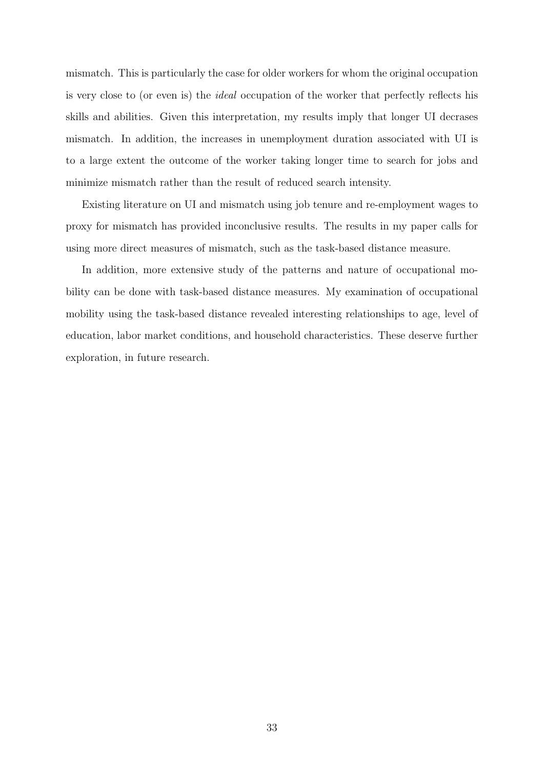mismatch. This is particularly the case for older workers for whom the original occupation is very close to (or even is) the *ideal* occupation of the worker that perfectly reflects his skills and abilities. Given this interpretation, my results imply that longer UI decrases mismatch. In addition, the increases in unemployment duration associated with UI is to a large extent the outcome of the worker taking longer time to search for jobs and minimize mismatch rather than the result of reduced search intensity.

Existing literature on UI and mismatch using job tenure and re-employment wages to proxy for mismatch has provided inconclusive results. The results in my paper calls for using more direct measures of mismatch, such as the task-based distance measure.

In addition, more extensive study of the patterns and nature of occupational mobility can be done with task-based distance measures. My examination of occupational mobility using the task-based distance revealed interesting relationships to age, level of education, labor market conditions, and household characteristics. These deserve further exploration, in future research.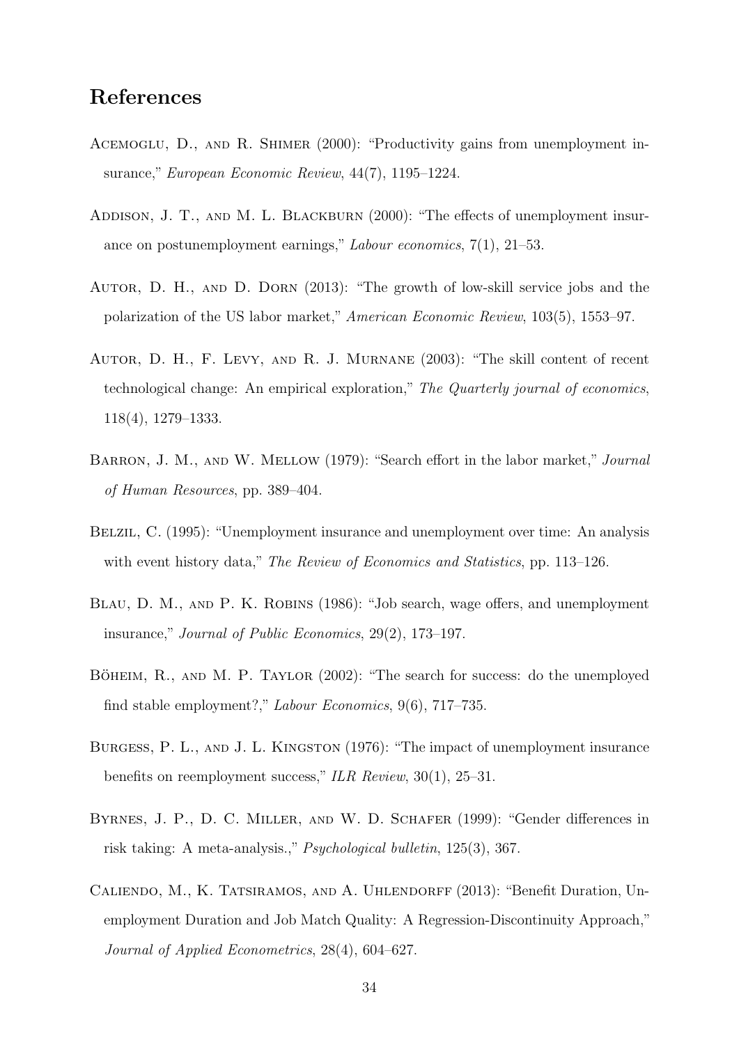# References

Acemoglu, D., and R. Shimer (2000): "Productivity gains from unemployment insurance," *European Economic Review*, 44(7), 1195–1224.

Addison, J. T., and M. L. Blackburn (2000): "The effects of unemployment insurance on postunemployment earnings," *Labour economics*, 7(1), 21–53.

Autor, D. H., and D. Dorn (2013): "The growth of low-skill service jobs and the polarization of the US labor market," *American Economic Review*, 103(5), 1553–97.

Autor, D. H., F. Levy, and R. J. Murnane (2003): "The skill content of recent technological change: An empirical exploration," *The Quarterly journal of economics*, 118(4), 1279–1333.

Barron, J. M., and W. Mellow (1979): "Search effort in the labor market," *Journal of Human Resources*, pp. 389–404.

Belzil, C. (1995): "Unemployment insurance and unemployment over time: An analysis with event history data," *The Review of Economics and Statistics*, pp. 113–126.

Blau, D. M., and P. K. Robins (1986): "Job search, wage offers, and unemployment insurance," *Journal of Public Economics*, 29(2), 173–197.

Böheim, R., and M. P. Taylor (2002): "The search for success: do the unemployed find stable employment?," *Labour Economics*, 9(6), 717–735.

Burgess, P. L., and J. L. Kingston (1976): "The impact of unemployment insurance benefits on reemployment success," *ILR Review*, 30(1), 25–31.

Byrnes, J. P., D. C. Miller, and W. D. Schafer (1999): "Gender differences in risk taking: A meta-analysis.," *Psychological bulletin*, 125(3), 367.

Caliendo, M., K. Tatsiramos, and A. Uhlendorff (2013): "Benefit Duration, Unemployment Duration and Job Match Quality: A Regression-Discontinuity Approach," *Journal of Applied Econometrics*, 28(4), 604–627.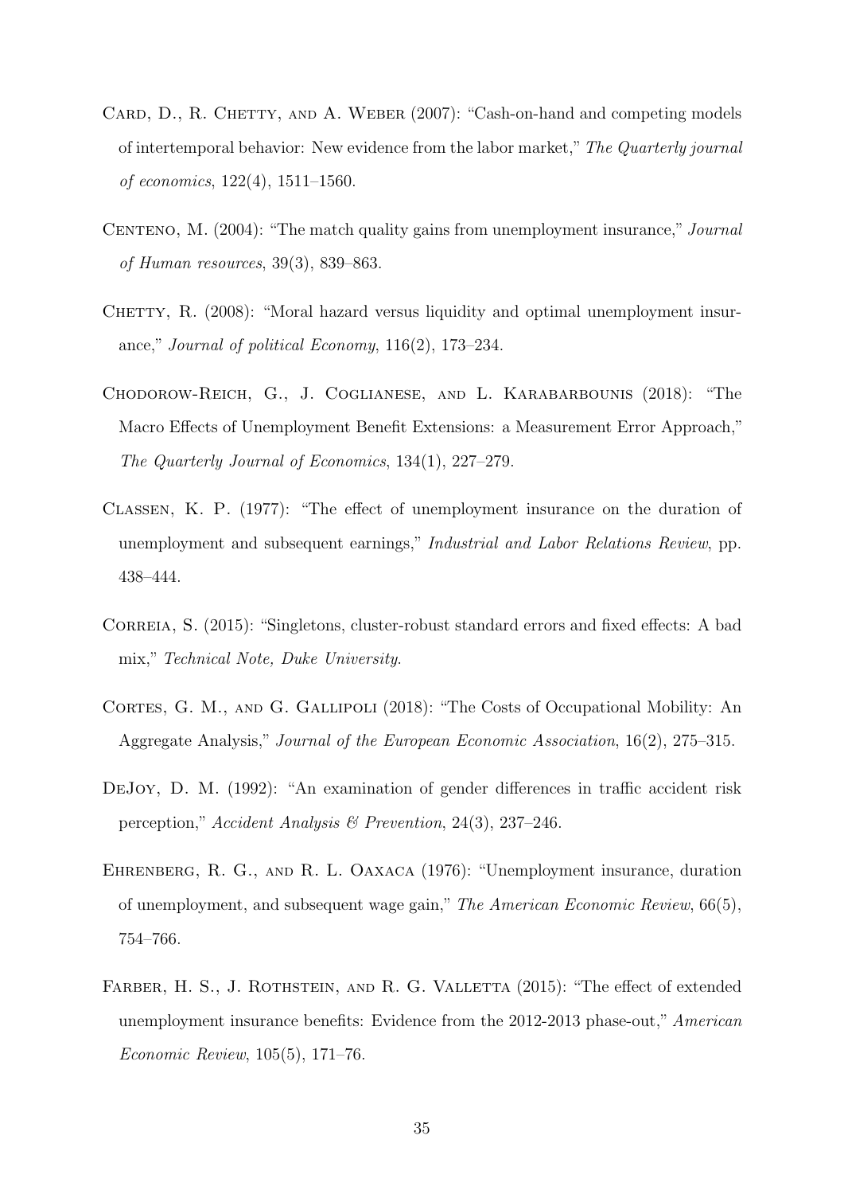Card, D., R. Chetty, and A. Weber (2007): "Cash-on-hand and competing models of intertemporal behavior: New evidence from the labor market," *The Quarterly journal of economics*, 122(4), 1511–1560.

Centeno, M. (2004): "The match quality gains from unemployment insurance," *Journal of Human resources*, 39(3), 839–863.

Chetty, R. (2008): "Moral hazard versus liquidity and optimal unemployment insurance," *Journal of political Economy*, 116(2), 173–234.

Chodorow-Reich, G., J. Coglianese, and L. Karabarbounis (2018): "The Macro Effects of Unemployment Benefit Extensions: a Measurement Error Approach," *The Quarterly Journal of Economics*, 134(1), 227–279.

Classen, K. P. (1977): "The effect of unemployment insurance on the duration of unemployment and subsequent earnings," *Industrial and Labor Relations Review*, pp. 438–444.

Correia, S. (2015): "Singletons, cluster-robust standard errors and fixed effects: A bad mix," *Technical Note, Duke University*.

Cortes, G. M., and G. Gallipoli (2018): "The Costs of Occupational Mobility: An Aggregate Analysis," *Journal of the European Economic Association*, 16(2), 275–315.

DeJoy, D. M. (1992): "An examination of gender differences in traffic accident risk perception," *Accident Analysis & Prevention*, 24(3), 237–246.

Ehrenberg, R. G., and R. L. Oaxaca (1976): "Unemployment insurance, duration of unemployment, and subsequent wage gain," *The American Economic Review*, 66(5), 754–766.

Farber, H. S., J. Rothstein, and R. G. Valletta (2015): "The effect of extended unemployment insurance benefits: Evidence from the 2012-2013 phase-out," *American Economic Review*, 105(5), 171–76.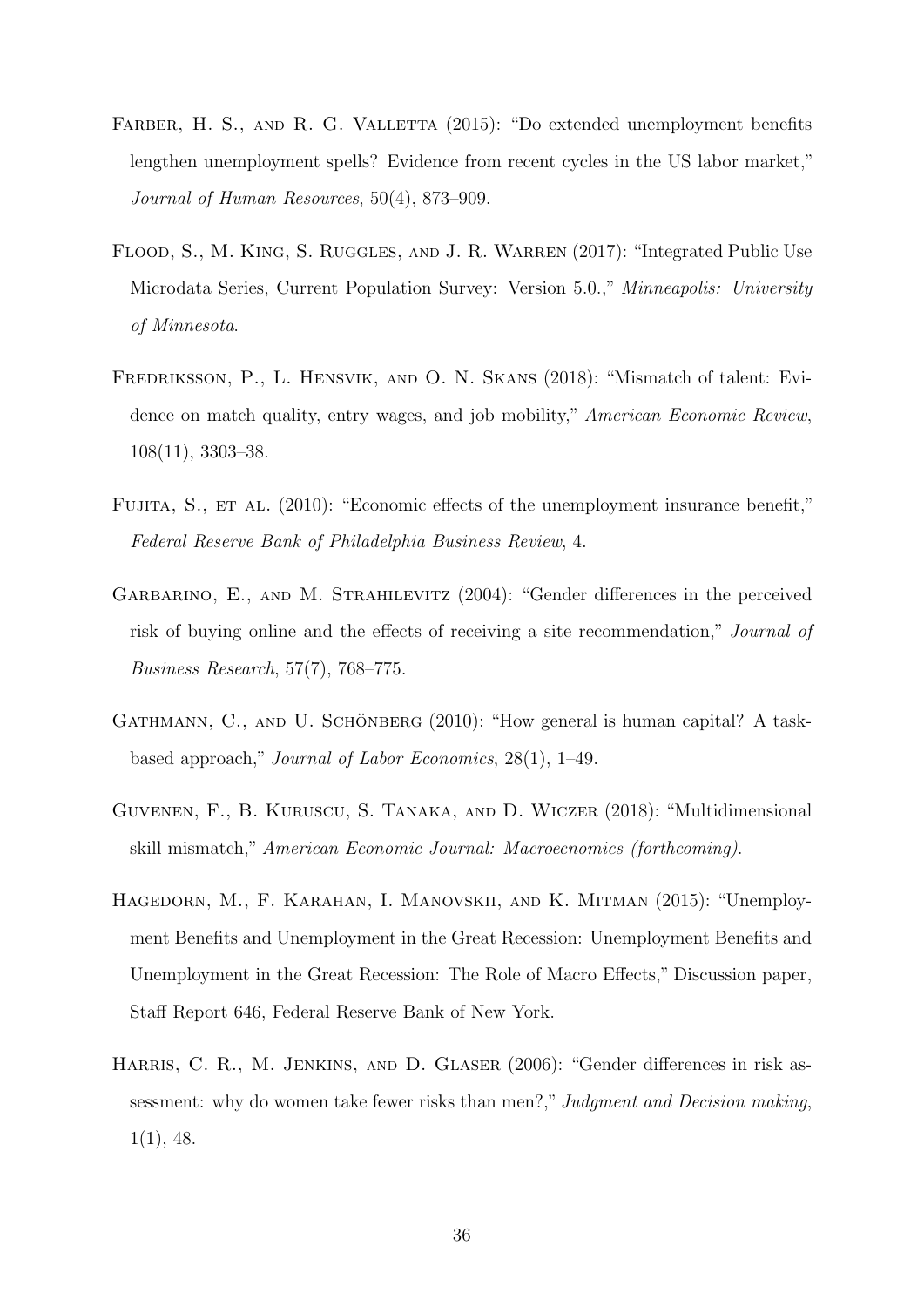Farber, H. S., and R. G. Valletta (2015): "Do extended unemployment benefits lengthen unemployment spells? Evidence from recent cycles in the US labor market," *Journal of Human Resources*, 50(4), 873–909.

Flood, S., M. King, S. Ruggles, and J. R. Warren (2017): "Integrated Public Use Microdata Series, Current Population Survey: Version 5.0.," *Minneapolis: University of Minnesota*.

Fredriksson, P., L. Hensvik, and O. N. Skans (2018): "Mismatch of talent: Evidence on match quality, entry wages, and job mobility," *American Economic Review*, 108(11), 3303–38.

Fujita, S., et al. (2010): "Economic effects of the unemployment insurance benefit," *Federal Reserve Bank of Philadelphia Business Review*, 4.

Garbarino, E., and M. Strahilevitz (2004): "Gender differences in the perceived risk of buying online and the effects of receiving a site recommendation," *Journal of Business Research*, 57(7), 768–775.

Gathmann, C., and U. Schönberg (2010): "How general is human capital? A task-based approach," *Journal of Labor Economics*, 28(1), 1–49.

Guvenen, F., B. Kuruscu, S. Tanaka, and D. Wiczer (2018): "Multidimensional skill mismatch," *American Economic Journal: Macroecnomics (forthcoming)*.

Hagedorn, M., F. Karahan, I. Manovskii, and K. Mitman (2015): "Unemployment Benefits and Unemployment in the Great Recession: Unemployment Benefits and Unemployment in the Great Recession: The Role of Macro Effects," Discussion paper, Staff Report 646, Federal Reserve Bank of New York.

Harris, C. R., M. Jenkins, and D. Glaser (2006): "Gender differences in risk assessment: why do women take fewer risks than men?," *Judgment and Decision making*, 1(1), 48.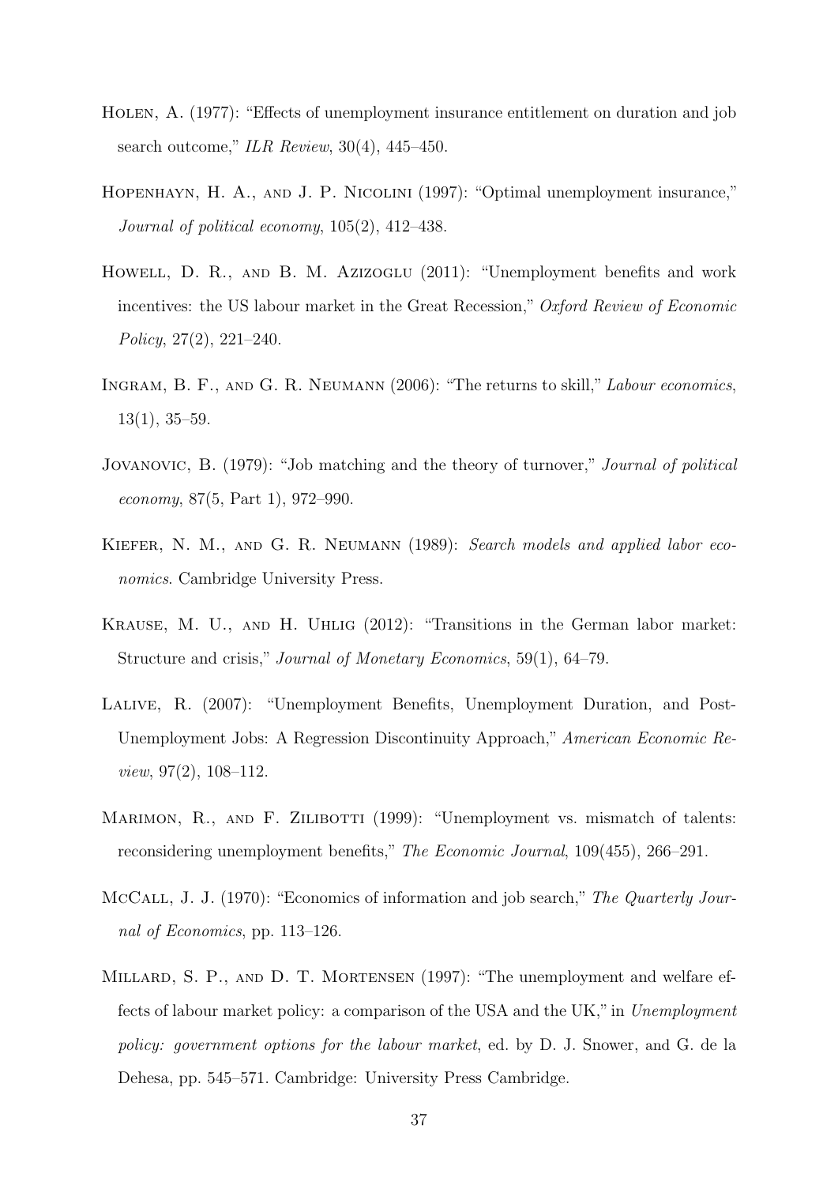Holen, A. (1977): "Effects of unemployment insurance entitlement on duration and job search outcome," *ILR Review*, 30(4), 445–450.

Hopenhayn, H. A., and J. P. Nicolini (1997): "Optimal unemployment insurance," *Journal of political economy*, 105(2), 412–438.

Howell, D. R., and B. M. Azizoglu (2011): "Unemployment benefits and work incentives: the US labour market in the Great Recession," *Oxford Review of Economic Policy*, 27(2), 221–240.

Ingram, B. F., and G. R. Neumann (2006): "The returns to skill," *Labour economics*, 13(1), 35–59.

Jovanovic, B. (1979): "Job matching and the theory of turnover," *Journal of political economy*, 87(5, Part 1), 972–990.

Kiefer, N. M., and G. R. Neumann (1989): *Search models and applied labor economics*. Cambridge University Press.

Krause, M. U., and H. Uhlig (2012): "Transitions in the German labor market: Structure and crisis," *Journal of Monetary Economics*, 59(1), 64–79.

Lalive, R. (2007): "Unemployment Benefits, Unemployment Duration, and Post-Unemployment Jobs: A Regression Discontinuity Approach," *American Economic Review*, 97(2), 108–112.

Marimon, R., and F. Zilibotti (1999): "Unemployment vs. mismatch of talents: reconsidering unemployment benefits," *The Economic Journal*, 109(455), 266–291.

McCall, J. J. (1970): "Economics of information and job search," *The Quarterly Journal of Economics*, pp. 113–126.

Millard, S. P., and D. T. Mortensen (1997): "The unemployment and welfare effects of labour market policy: a comparison of the USA and the UK," in *Unemployment policy: government options for the labour market*, ed. by D. J. Snower, and G. de la Dehesa, pp. 545–571. Cambridge: University Press Cambridge.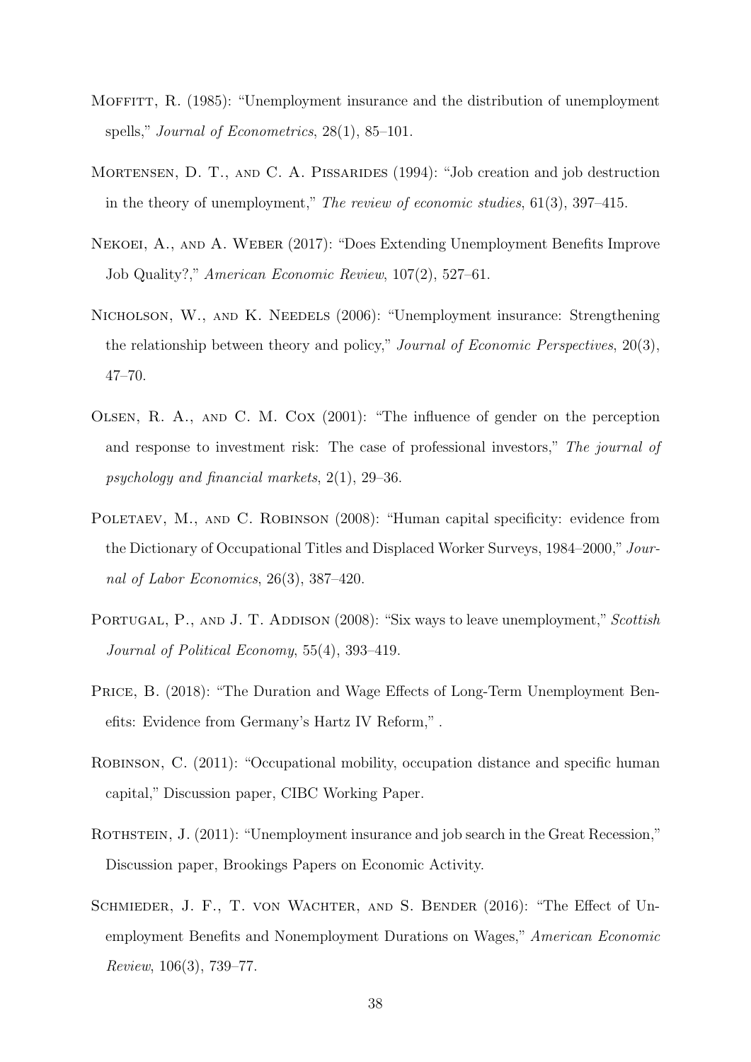Moffitt, R. (1985): "Unemployment insurance and the distribution of unemployment spells," *Journal of Econometrics*, 28(1), 85–101.

Mortensen, D. T., and C. A. Pissarides (1994): "Job creation and job destruction in the theory of unemployment," *The review of economic studies*, 61(3), 397–415.

Nekoei, A., and A. Weber (2017): "Does Extending Unemployment Benefits Improve Job Quality?," *American Economic Review*, 107(2), 527–61.

Nicholson, W., and K. Needels (2006): "Unemployment insurance: Strengthening the relationship between theory and policy," *Journal of Economic Perspectives*, 20(3), 47–70.

Olsen, R. A., and C. M. Cox (2001): "The influence of gender on the perception and response to investment risk: The case of professional investors," *The journal of psychology and financial markets*, 2(1), 29–36.

Poletaev, M., and C. Robinson (2008): "Human capital specificity: evidence from the Dictionary of Occupational Titles and Displaced Worker Surveys, 1984–2000," *Journal of Labor Economics*, 26(3), 387–420.

Portugal, P., and J. T. Addison (2008): "Six ways to leave unemployment," *Scottish Journal of Political Economy*, 55(4), 393–419.

Price, B. (2018): "The Duration and Wage Effects of Long-Term Unemployment Benefits: Evidence from Germany's Hartz IV Reform," .

Robinson, C. (2011): "Occupational mobility, occupation distance and specific human capital," Discussion paper, CIBC Working Paper.

Rothstein, J. (2011): "Unemployment insurance and job search in the Great Recession," Discussion paper, Brookings Papers on Economic Activity.

Schmieder, J. F., T. von Wachter, and S. Bender (2016): "The Effect of Unemployment Benefits and Nonemployment Durations on Wages," *American Economic Review*, 106(3), 739–77.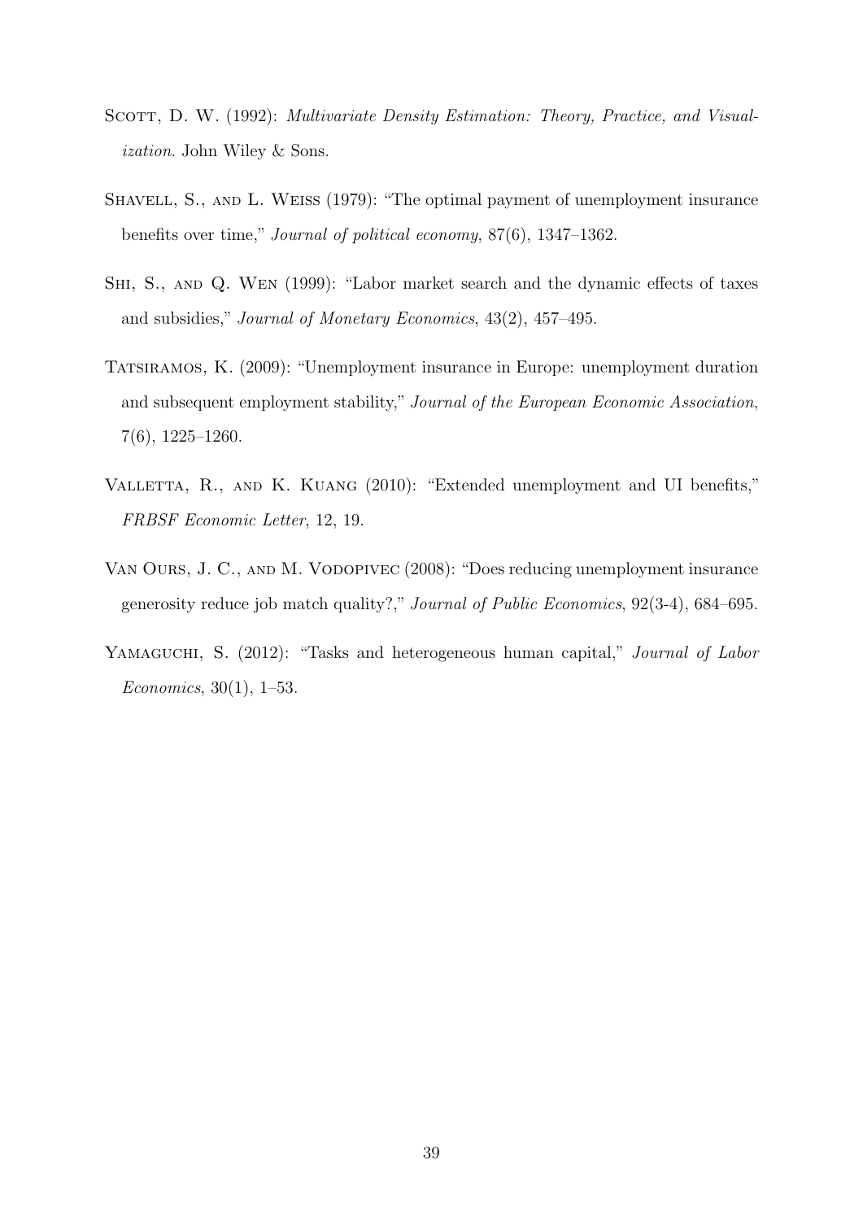Scott, D. W. (1992): *Multivariate Density Estimation: Theory, Practice, and Visualization*. John Wiley & Sons.

Shavell, S., and L. Weiss (1979): "The optimal payment of unemployment insurance benefits over time," *Journal of political economy*, 87(6), 1347–1362.

Shi, S., and Q. Wen (1999): "Labor market search and the dynamic effects of taxes and subsidies," *Journal of Monetary Economics*, 43(2), 457–495.

Tatsiramos, K. (2009): "Unemployment insurance in Europe: unemployment duration and subsequent employment stability," *Journal of the European Economic Association*, 7(6), 1225–1260.

Valletta, R., and K. Kuang (2010): "Extended unemployment and UI benefits," *FRBSF Economic Letter*, 12, 19.

Van Ours, J. C., and M. Vodopivec (2008): "Does reducing unemployment insurance generosity reduce job match quality?," *Journal of Public Economics*, 92(3-4), 684–695.

Yamaguchi, S. (2012): "Tasks and heterogeneous human capital," *Journal of Labor Economics*, 30(1), 1–53.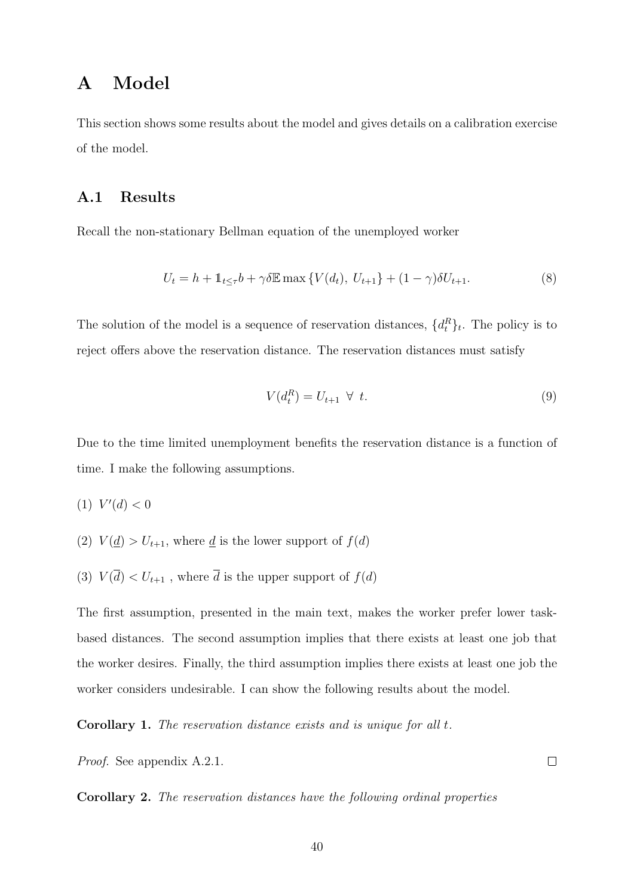# A Model

This section shows some results about the model and gives details on a calibration exercise of the model.

## A.1 Results

Recall the non-stationary Bellman equation of the unemployed worker

$$U_t = h + \mathbb{1}_{t \leq \tau} b + \gamma \delta \mathbb{E} \max \{V(d_t),\ U_{t+1}\} + (1 - \gamma)\delta U_{t+1}. \tag{8}$$

The solution of the model is a sequence of reservation distances, $\{d_t^R\}_t$. The policy is to reject offers above the reservation distance. The reservation distances must satisfy

$$V(d_t^R) = U_{t+1} \ \forall \ t. \tag{9}$$

Due to the time limited unemployment benefits the reservation distance is a function of time. I make the following assumptions.

(1) $V'(d) < 0$

(2) $V(\underline{d}) > U_{t+1}$, where $\underline{d}$ is the lower support of $f(d)$

(3) $V(\overline{d}) < U_{t+1}$ , where $\overline{d}$ is the upper support of $f(d)$

The first assumption, presented in the main text, makes the worker prefer lower task-based distances. The second assumption implies that there exists at least one job that the worker desires. Finally, the third assumption implies there exists at least one job the worker considers undesirable. I can show the following results about the model.

**Corollary 1.** *The reservation distance exists and is unique for all $t$.*

*Proof.* See appendix A.2.1. □

**Corollary 2.** *The reservation distances have the following ordinal properties*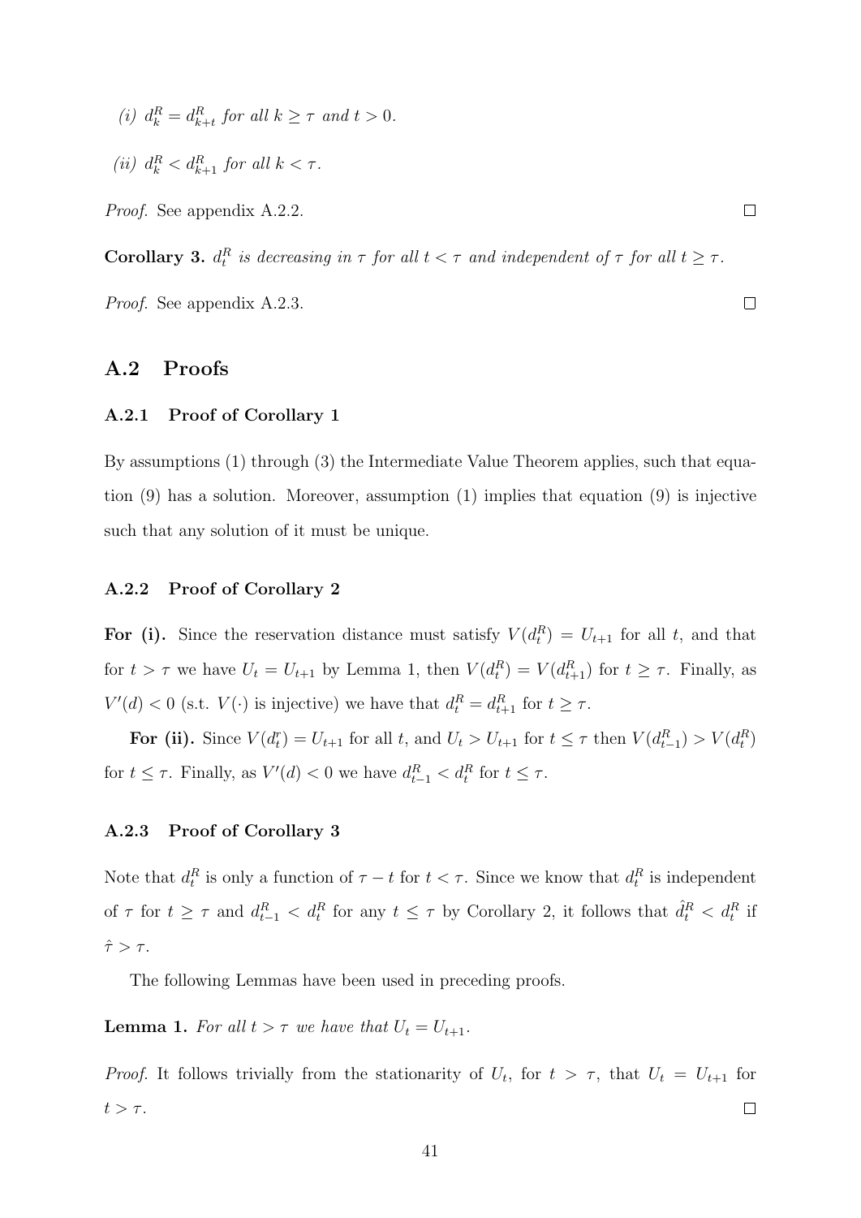(i) $d_k^R = d_{k+t}^R$ for all $k \geq \tau$ and $t > 0$.

(ii) $d_k^R < d_{k+1}^R$ for all $k < \tau$.

*Proof.* See appendix A.2.2. □

**Corollary 3.** *$d_t^R$ is decreasing in $\tau$ for all $t < \tau$ and independent of $\tau$ for all $t \geq \tau$.*

*Proof.* See appendix A.2.3. □

## A.2 Proofs

### A.2.1 Proof of Corollary 1

By assumptions (1) through (3) the Intermediate Value Theorem applies, such that equation (9) has a solution. Moreover, assumption (1) implies that equation (9) is injective such that any solution of it must be unique.

### A.2.2 Proof of Corollary 2

**For (i).** Since the reservation distance must satisfy $V(d_t^R) = U_{t+1}$ for all $t$, and that for $t > \tau$ we have $U_t = U_{t+1}$ by Lemma 1, then $V(d_t^R) = V(d_{t+1}^R)$ for $t \geq \tau$. Finally, as $V'(d) < 0$ (s.t. $V(\cdot)$ is injective) we have that $d_t^R = d_{t+1}^R$ for $t \geq \tau$.

**For (ii).** Since $V(d_t^r) = U_{t+1}$ for all $t$, and $U_t > U_{t+1}$ for $t \leq \tau$ then $V(d_{t-1}^R) > V(d_t^R)$ for $t \leq \tau$. Finally, as $V'(d) < 0$ we have $d_{t-1}^R < d_t^R$ for $t \leq \tau$.

### A.2.3 Proof of Corollary 3

Note that $d_t^R$ is only a function of $\tau - t$ for $t < \tau$. Since we know that $d_t^R$ is independent of $\tau$ for $t \geq \tau$ and $d_{t-1}^R < d_t^R$ for any $t \leq \tau$ by Corollary 2, it follows that $\hat{d}_t^R < d_t^R$ if $\hat{\tau} > \tau$.

The following Lemmas have been used in preceding proofs.

**Lemma 1.** *For all $t > \tau$ we have that $U_t = U_{t+1}$.*

*Proof.* It follows trivially from the stationarity of $U_t$, for $t > \tau$, that $U_t = U_{t+1}$ for $t > \tau$. □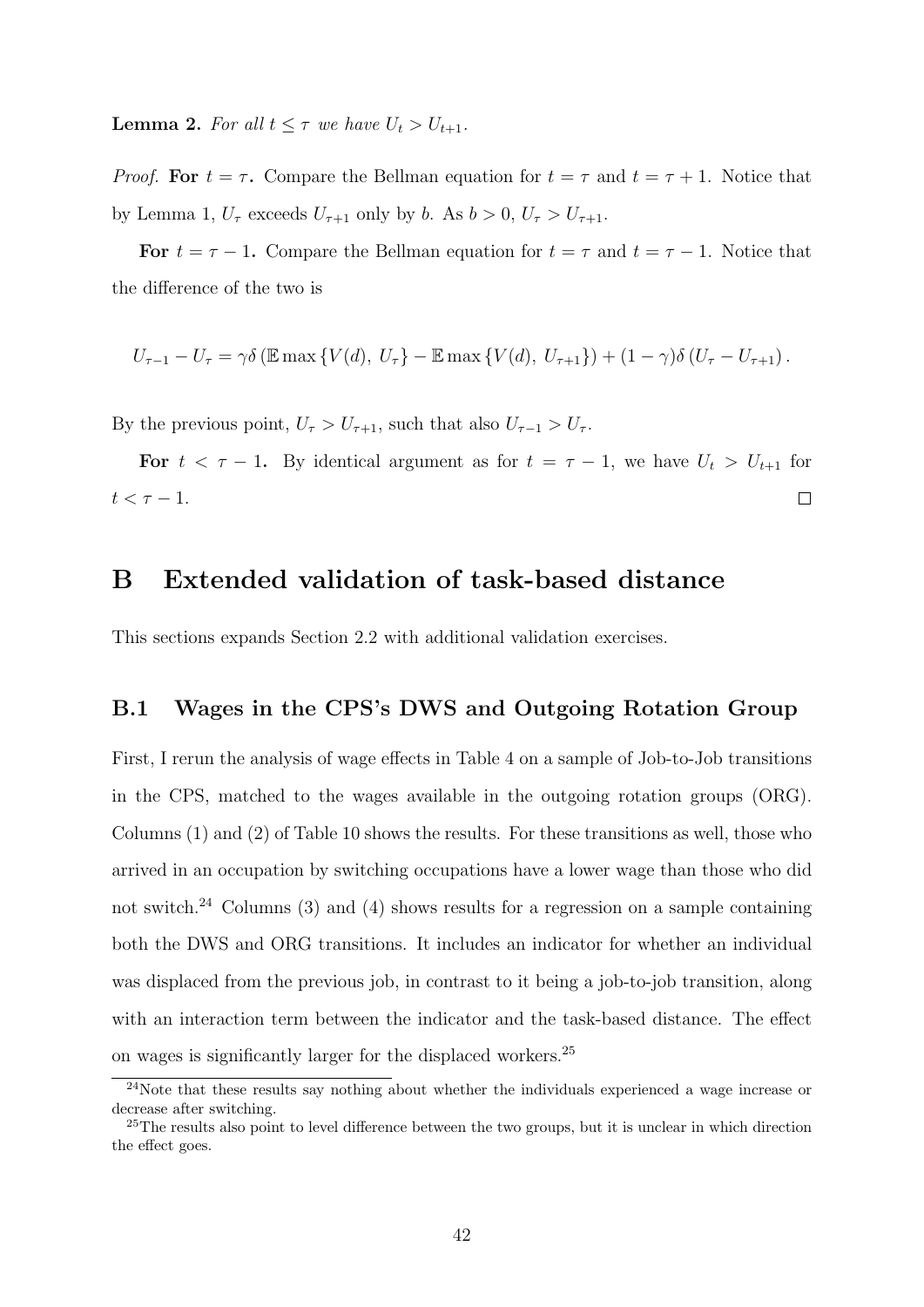**Lemma 2.** *For all $t \leq \tau$ we have $U_t > U_{t+1}$.*

*Proof.* **For $t = \tau$.** Compare the Bellman equation for $t = \tau$ and $t = \tau + 1$. Notice that by Lemma 1, $U_\tau$ exceeds $U_{\tau+1}$ only by $b$. As $b > 0$, $U_\tau > U_{\tau+1}$.

**For $t = \tau - 1$.** Compare the Bellman equation for $t = \tau$ and $t = \tau - 1$. Notice that the difference of the two is

$$U_{\tau-1} - U_\tau = \gamma\delta \left( \mathbb{E} \max \left\{ V(d),\ U_\tau \right\} - \mathbb{E} \max \left\{ V(d),\ U_{\tau+1} \right\} \right) + (1-\gamma)\delta \left( U_\tau - U_{\tau+1} \right).$$

By the previous point, $U_\tau > U_{\tau+1}$, such that also $U_{\tau-1} > U_\tau$.

**For $t < \tau - 1$.** By identical argument as for $t = \tau - 1$, we have $U_t > U_{t+1}$ for $t < \tau - 1$. ∎

# B Extended validation of task-based distance

This sections expands Section 2.2 with additional validation exercises.

## B.1 Wages in the CPS's DWS and Outgoing Rotation Group

First, I rerun the analysis of wage effects in Table 4 on a sample of Job-to-Job transitions in the CPS, matched to the wages available in the outgoing rotation groups (ORG). Columns (1) and (2) of Table 10 shows the results. For these transitions as well, those who arrived in an occupation by switching occupations have a lower wage than those who did not switch.[24] Columns (3) and (4) shows results for a regression on a sample containing both the DWS and ORG transitions. It includes an indicator for whether an individual was displaced from the previous job, in contrast to it being a job-to-job transition, along with an interaction term between the indicator and the task-based distance. The effect on wages is significantly larger for the displaced workers.[25]

[24] Note that these results say nothing about whether the individuals experienced a wage increase or decrease after switching.

[25] The results also point to level difference between the two groups, but it is unclear in which direction the effect goes.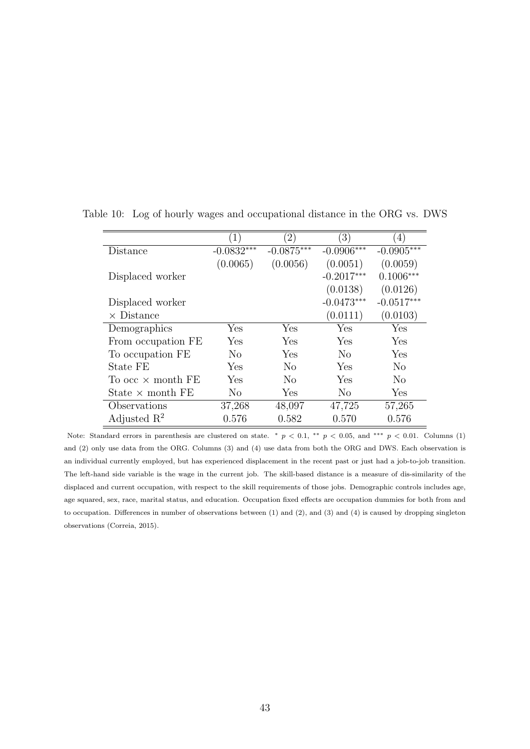Table 10: Log of hourly wages and occupational distance in the ORG vs. DWS

| | (1) | (2) | (3) | (4) |
|---|---|---|---|---|
| Distance | -0.0832*** | -0.0875*** | -0.0906*** | -0.0905*** |
| | (0.0065) | (0.0056) | (0.0051) | (0.0059) |
| Displaced worker | | | -0.2017*** | 0.1006*** |
| | | | (0.0138) | (0.0126) |
| Displaced worker | | | -0.0473*** | -0.0517*** |
| × Distance | | | (0.0111) | (0.0103) |
| Demographics | Yes | Yes | Yes | Yes |
| From occupation FE | Yes | Yes | Yes | Yes |
| To occupation FE | No | Yes | No | Yes |
| State FE | Yes | No | Yes | No |
| To occ × month FE | Yes | No | Yes | No |
| State × month FE | No | Yes | No | Yes |
| Observations | 37,268 | 48,097 | 47,725 | 57,265 |
| Adjusted $R^2$ | 0.576 | 0.582 | 0.570 | 0.576 |

Note: Standard errors in parenthesis are clustered on state. * $p < 0.1$, ** $p < 0.05$, and *** $p < 0.01$. Columns (1) and (2) only use data from the ORG. Columns (3) and (4) use data from both the ORG and DWS. Each observation is an individual currently employed, but has experienced displacement in the recent past or just had a job-to-job transition. The left-hand side variable is the wage in the current job. The skill-based distance is a measure of dis-similarity of the displaced and current occupation, with respect to the skill requirements of those jobs. Demographic controls includes age, age squared, sex, race, marital status, and education. Occupation fixed effects are occupation dummies for both from and to occupation. Differences in number of observations between (1) and (2), and (3) and (4) is caused by dropping singleton observations (Correia, 2015).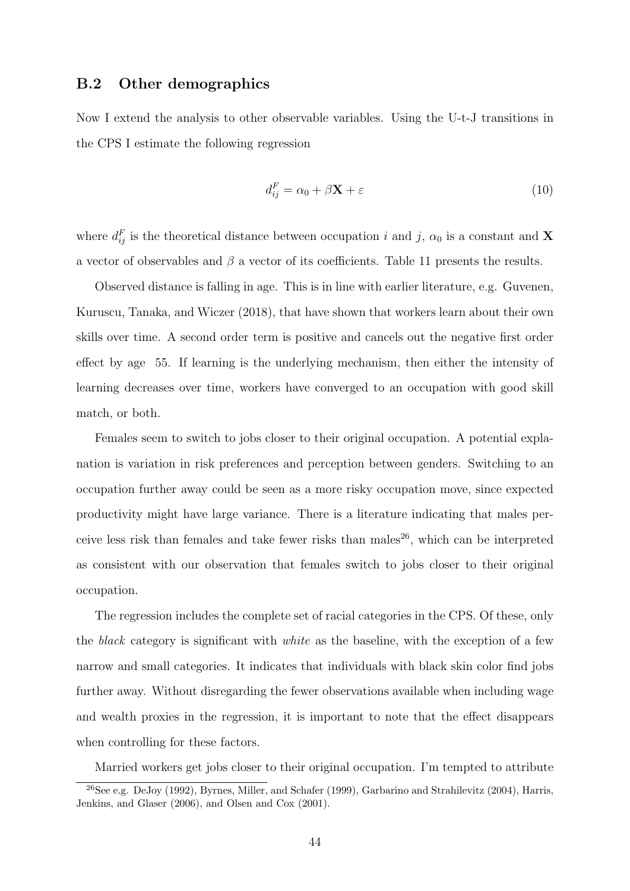## B.2 Other demographics

Now I extend the analysis to other observable variables. Using the U-t-J transitions in the CPS I estimate the following regression

$$d_{ij}^F = \alpha_0 + \beta \mathbf{X} + \varepsilon \tag{10}$$

where $d_{ij}^F$ is the theoretical distance between occupation $i$ and $j$, $\alpha_0$ is a constant and $\mathbf{X}$ a vector of observables and $\beta$ a vector of its coefficients. Table 11 presents the results.

Observed distance is falling in age. This is in line with earlier literature, e.g. Guvenen, Kuruscu, Tanaka, and Wiczer (2018), that have shown that workers learn about their own skills over time. A second order term is positive and cancels out the negative first order effect by age 55. If learning is the underlying mechanism, then either the intensity of learning decreases over time, workers have converged to an occupation with good skill match, or both.

Females seem to switch to jobs closer to their original occupation. A potential explanation is variation in risk preferences and perception between genders. Switching to an occupation further away could be seen as a more risky occupation move, since expected productivity might have large variance. There is a literature indicating that males perceive less risk than females and take fewer risks than males[26], which can be interpreted as consistent with our observation that females switch to jobs closer to their original occupation.

The regression includes the complete set of racial categories in the CPS. Of these, only the *black* category is significant with *white* as the baseline, with the exception of a few narrow and small categories. It indicates that individuals with black skin color find jobs further away. Without disregarding the fewer observations available when including wage and wealth proxies in the regression, it is important to note that the effect disappears when controlling for these factors.

Married workers get jobs closer to their original occupation. I'm tempted to attribute

[26] See e.g. DeJoy (1992), Byrnes, Miller, and Schafer (1999), Garbarino and Strahilevitz (2004), Harris, Jenkins, and Glaser (2006), and Olsen and Cox (2001).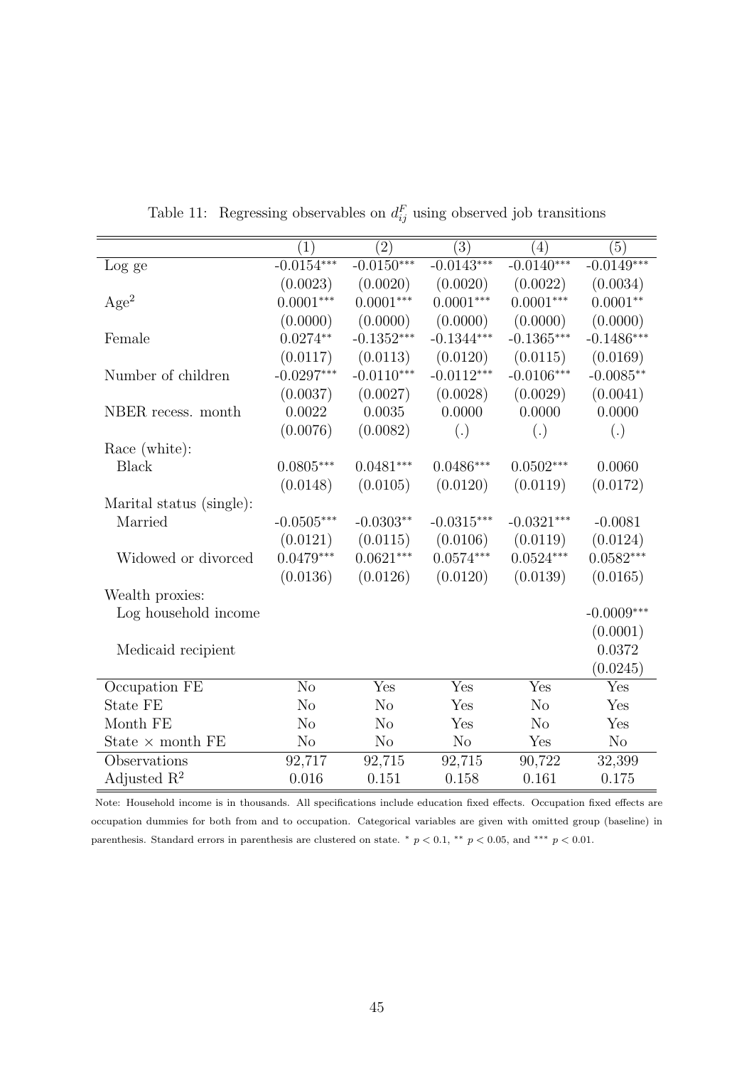Table 11: Regressing observables on $d_{ij}^F$ using observed job transitions

| | (1) | (2) | (3) | (4) | (5) |
|---|---|---|---|---|---|
| Log ge | -0.0154*** | -0.0150*** | -0.0143*** | -0.0140*** | -0.0149*** |
| | (0.0023) | (0.0020) | (0.0020) | (0.0022) | (0.0034) |
| Age$^2$ | 0.0001*** | 0.0001*** | 0.0001*** | 0.0001*** | 0.0001** |
| | (0.0000) | (0.0000) | (0.0000) | (0.0000) | (0.0000) |
| Female | 0.0274** | -0.1352*** | -0.1344*** | -0.1365*** | -0.1486*** |
| | (0.0117) | (0.0113) | (0.0120) | (0.0115) | (0.0169) |
| Number of children | -0.0297*** | -0.0110*** | -0.0112*** | -0.0106*** | -0.0085** |
| | (0.0037) | (0.0027) | (0.0028) | (0.0029) | (0.0041) |
| NBER recess. month | 0.0022 | 0.0035 | 0.0000 | 0.0000 | 0.0000 |
| | (0.0076) | (0.0082) | (.) | (.) | (.) |
| Race (white): | | | | | |
| Black | 0.0805*** | 0.0481*** | 0.0486*** | 0.0502*** | 0.0060 |
| | (0.0148) | (0.0105) | (0.0120) | (0.0119) | (0.0172) |
| Marital status (single): | | | | | |
| Married | -0.0505*** | -0.0303** | -0.0315*** | -0.0321*** | -0.0081 |
| | (0.0121) | (0.0115) | (0.0106) | (0.0119) | (0.0124) |
| Widowed or divorced | 0.0479*** | 0.0621*** | 0.0574*** | 0.0524*** | 0.0582*** |
| | (0.0136) | (0.0126) | (0.0120) | (0.0139) | (0.0165) |
| Wealth proxies: | | | | | |
| Log household income | | | | | -0.0009*** |
| | | | | | (0.0001) |
| Medicaid recipient | | | | | 0.0372 |
| | | | | | (0.0245) |
| Occupation FE | No | Yes | Yes | Yes | Yes |
| State FE | No | No | Yes | No | Yes |
| Month FE | No | No | Yes | No | Yes |
| State × month FE | No | No | No | Yes | No |
| Observations | 92,717 | 92,715 | 92,715 | 90,722 | 32,399 |
| Adjusted R$^2$ | 0.016 | 0.151 | 0.158 | 0.161 | 0.175 |

Note: Household income is in thousands. All specifications include education fixed effects. Occupation fixed effects are occupation dummies for both from and to occupation. Categorical variables are given with omitted group (baseline) in parenthesis. Standard errors in parenthesis are clustered on state. * $p < 0.1$, ** $p < 0.05$, and *** $p < 0.01$.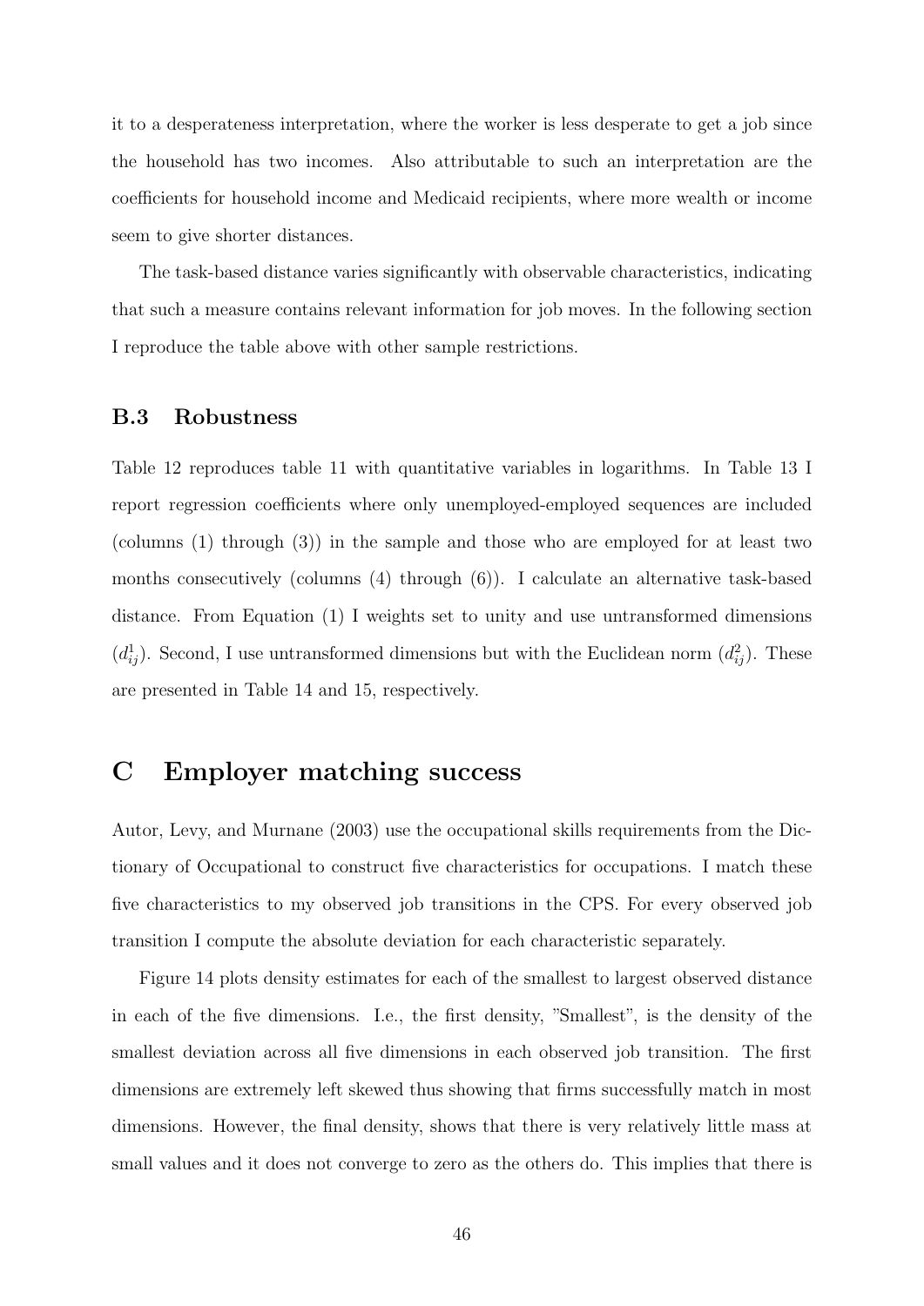it to a desperateness interpretation, where the worker is less desperate to get a job since the household has two incomes. Also attributable to such an interpretation are the coefficients for household income and Medicaid recipients, where more wealth or income seem to give shorter distances.

The task-based distance varies significantly with observable characteristics, indicating that such a measure contains relevant information for job moves. In the following section I reproduce the table above with other sample restrictions.

### B.3 Robustness

Table 12 reproduces table 11 with quantitative variables in logarithms. In Table 13 I report regression coefficients where only unemployed-employed sequences are included (columns (1) through (3)) in the sample and those who are employed for at least two months consecutively (columns (4) through (6)). I calculate an alternative task-based distance. From Equation (1) I weights set to unity and use untransformed dimensions ($d^1_{ij}$). Second, I use untransformed dimensions but with the Euclidean norm ($d^2_{ij}$). These are presented in Table 14 and 15, respectively.

## C Employer matching success

Autor, Levy, and Murnane (2003) use the occupational skills requirements from the Dictionary of Occupational to construct five characteristics for occupations. I match these five characteristics to my observed job transitions in the CPS. For every observed job transition I compute the absolute deviation for each characteristic separately.

Figure 14 plots density estimates for each of the smallest to largest observed distance in each of the five dimensions. I.e., the first density, "Smallest", is the density of the smallest deviation across all five dimensions in each observed job transition. The first dimensions are extremely left skewed thus showing that firms successfully match in most dimensions. However, the final density, shows that there is very relatively little mass at small values and it does not converge to zero as the others do. This implies that there is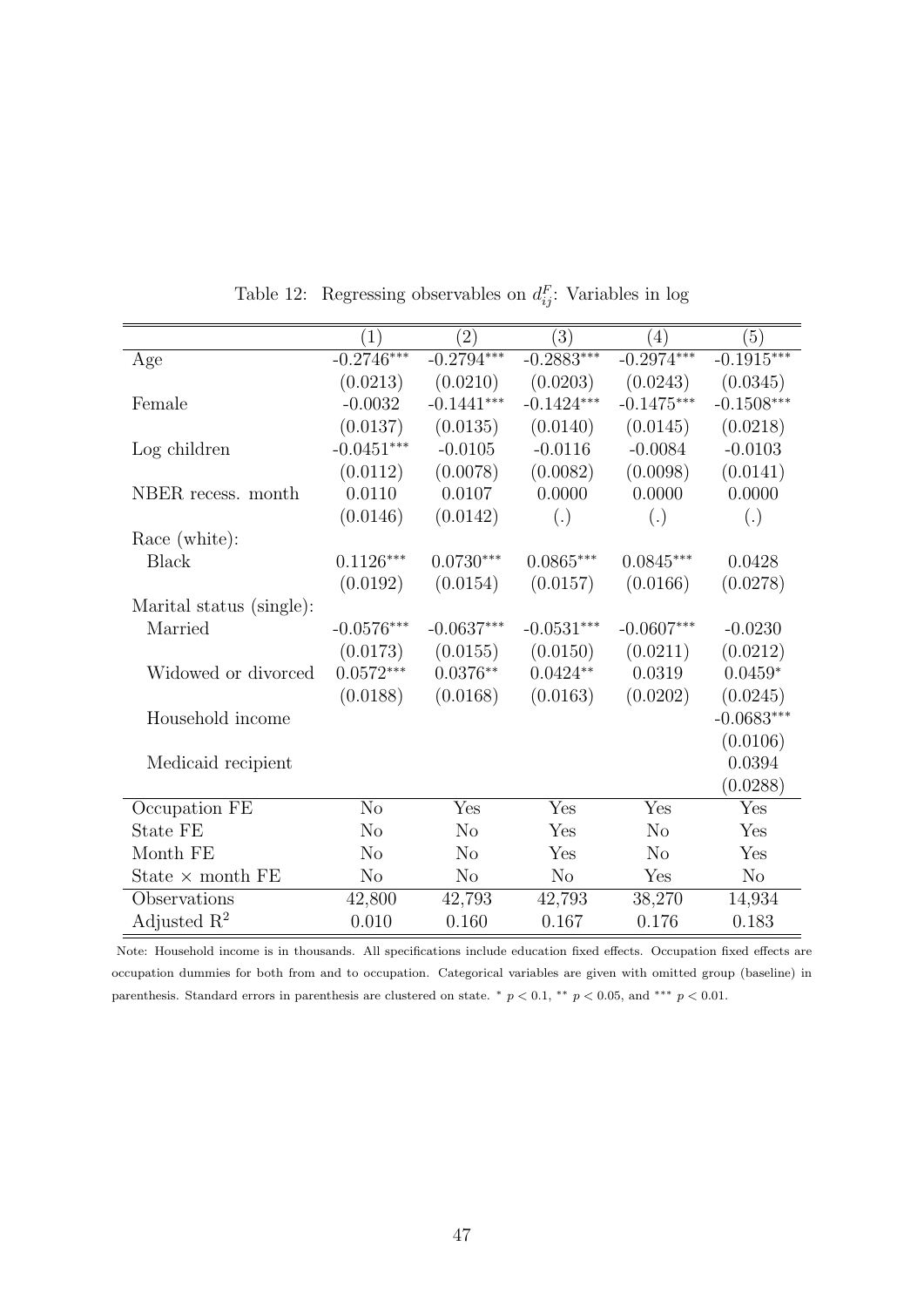Table 12: Regressing observables on $d_{ij}^F$: Variables in log

| | (1) | (2) | (3) | (4) | (5) |
|---|---|---|---|---|---|
| Age | -0.2746*** | -0.2794*** | -0.2883*** | -0.2974*** | -0.1915*** |
| | (0.0213) | (0.0210) | (0.0203) | (0.0243) | (0.0345) |
| Female | -0.0032 | -0.1441*** | -0.1424*** | -0.1475*** | -0.1508*** |
| | (0.0137) | (0.0135) | (0.0140) | (0.0145) | (0.0218) |
| Log children | -0.0451*** | -0.0105 | -0.0116 | -0.0084 | -0.0103 |
| | (0.0112) | (0.0078) | (0.0082) | (0.0098) | (0.0141) |
| NBER recess. month | 0.0110 | 0.0107 | 0.0000 | 0.0000 | 0.0000 |
| | (0.0146) | (0.0142) | (.) | (.) | (.) |
| Race (white): | | | | | |
| Black | 0.1126*** | 0.0730*** | 0.0865*** | 0.0845*** | 0.0428 |
| | (0.0192) | (0.0154) | (0.0157) | (0.0166) | (0.0278) |
| Marital status (single): | | | | | |
| Married | -0.0576*** | -0.0637*** | -0.0531*** | -0.0607*** | -0.0230 |
| | (0.0173) | (0.0155) | (0.0150) | (0.0211) | (0.0212) |
| Widowed or divorced | 0.0572*** | 0.0376** | 0.0424** | 0.0319 | 0.0459* |
| | (0.0188) | (0.0168) | (0.0163) | (0.0202) | (0.0245) |
| Household income | | | | | -0.0683*** |
| | | | | | (0.0106) |
| Medicaid recipient | | | | | 0.0394 |
| | | | | | (0.0288) |
| Occupation FE | No | Yes | Yes | Yes | Yes |
| State FE | No | No | Yes | No | Yes |
| Month FE | No | No | Yes | No | Yes |
| State × month FE | No | No | No | Yes | No |
| Observations | 42,800 | 42,793 | 42,793 | 38,270 | 14,934 |
| Adjusted $R^2$ | 0.010 | 0.160 | 0.167 | 0.176 | 0.183 |

Note: Household income is in thousands. All specifications include education fixed effects. Occupation fixed effects are occupation dummies for both from and to occupation. Categorical variables are given with omitted group (baseline) in parenthesis. Standard errors in parenthesis are clustered on state. * $p < 0.1$, ** $p < 0.05$, and *** $p < 0.01$.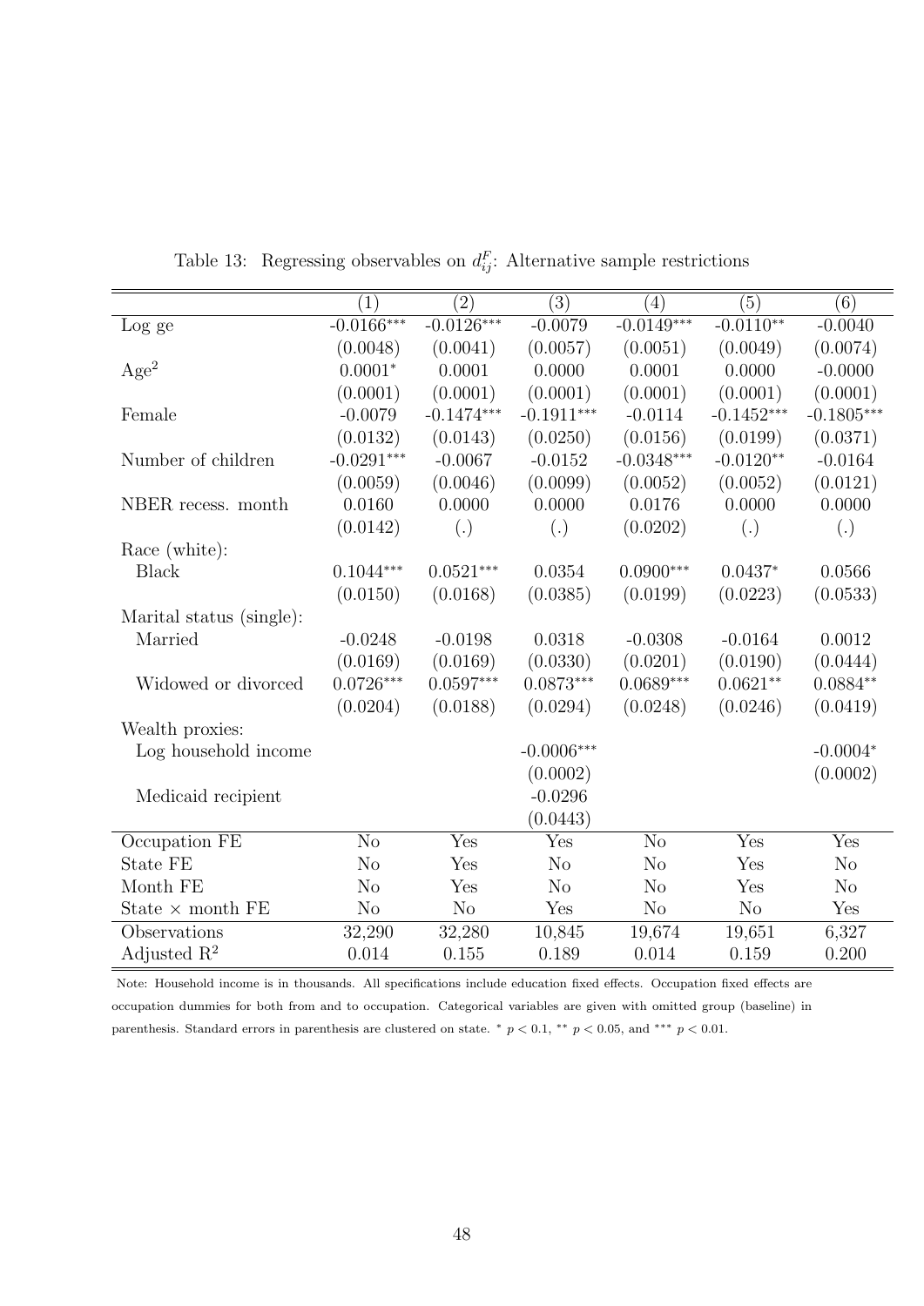Table 13: Regressing observables on $d_{ij}^F$: Alternative sample restrictions

| | (1) | (2) | (3) | (4) | (5) | (6) |
|---|---|---|---|---|---|---|
| Log ge | -0.0166*** | -0.0126*** | -0.0079 | -0.0149*** | -0.0110** | -0.0040 |
| | (0.0048) | (0.0041) | (0.0057) | (0.0051) | (0.0049) | (0.0074) |
| Age$^2$ | 0.0001* | 0.0001 | 0.0000 | 0.0001 | 0.0000 | -0.0000 |
| | (0.0001) | (0.0001) | (0.0001) | (0.0001) | (0.0001) | (0.0001) |
| Female | -0.0079 | -0.1474*** | -0.1911*** | -0.0114 | -0.1452*** | -0.1805*** |
| | (0.0132) | (0.0143) | (0.0250) | (0.0156) | (0.0199) | (0.0371) |
| Number of children | -0.0291*** | -0.0067 | -0.0152 | -0.0348*** | -0.0120** | -0.0164 |
| | (0.0059) | (0.0046) | (0.0099) | (0.0052) | (0.0052) | (0.0121) |
| NBER recess. month | 0.0160 | 0.0000 | 0.0000 | 0.0176 | 0.0000 | 0.0000 |
| | (0.0142) | (.) | (.) | (0.0202) | (.) | (.) |
| Race (white): | | | | | | |
| Black | 0.1044*** | 0.0521*** | 0.0354 | 0.0900*** | 0.0437* | 0.0566 |
| | (0.0150) | (0.0168) | (0.0385) | (0.0199) | (0.0223) | (0.0533) |
| Marital status (single): | | | | | | |
| Married | -0.0248 | -0.0198 | 0.0318 | -0.0308 | -0.0164 | 0.0012 |
| | (0.0169) | (0.0169) | (0.0330) | (0.0201) | (0.0190) | (0.0444) |
| Widowed or divorced | 0.0726*** | 0.0597*** | 0.0873*** | 0.0689*** | 0.0621** | 0.0884** |
| | (0.0204) | (0.0188) | (0.0294) | (0.0248) | (0.0246) | (0.0419) |
| Wealth proxies: | | | | | | |
| Log household income | | | -0.0006*** | | | -0.0004* |
| | | | (0.0002) | | | (0.0002) |
| Medicaid recipient | | | -0.0296 | | | |
| | | | (0.0443) | | | |
| Occupation FE | No | Yes | Yes | No | Yes | Yes |
| State FE | No | Yes | No | No | Yes | No |
| Month FE | No | Yes | No | No | Yes | No |
| State × month FE | No | No | Yes | No | No | Yes |
| Observations | 32,290 | 32,280 | 10,845 | 19,674 | 19,651 | 6,327 |
| Adjusted R$^2$ | 0.014 | 0.155 | 0.189 | 0.014 | 0.159 | 0.200 |

Note: Household income is in thousands. All specifications include education fixed effects. Occupation fixed effects are occupation dummies for both from and to occupation. Categorical variables are given with omitted group (baseline) in parenthesis. Standard errors in parenthesis are clustered on state. * $p < 0.1$, ** $p < 0.05$, and *** $p < 0.01$.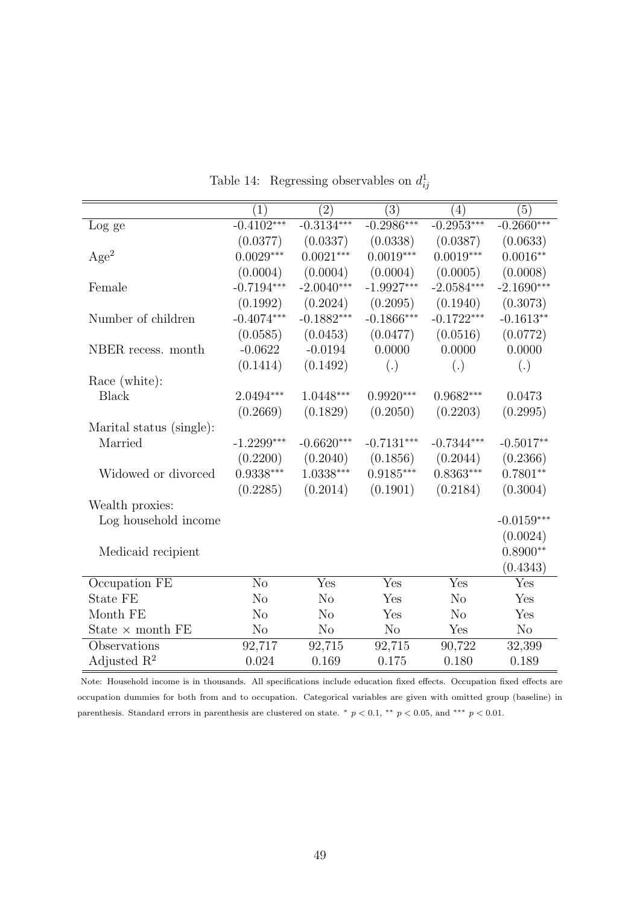Table 14: Regressing observables on $d_{ij}^1$

| | (1) | (2) | (3) | (4) | (5) |
|---|---|---|---|---|---|
| Log ge | -0.4102*** | -0.3134*** | -0.2986*** | -0.2953*** | -0.2660*** |
| | (0.0377) | (0.0337) | (0.0338) | (0.0387) | (0.0633) |
| Age$^2$ | 0.0029*** | 0.0021*** | 0.0019*** | 0.0019*** | 0.0016** |
| | (0.0004) | (0.0004) | (0.0004) | (0.0005) | (0.0008) |
| Female | -0.7194*** | -2.0040*** | -1.9927*** | -2.0584*** | -2.1690*** |
| | (0.1992) | (0.2024) | (0.2095) | (0.1940) | (0.3073) |
| Number of children | -0.4074*** | -0.1882*** | -0.1866*** | -0.1722*** | -0.1613** |
| | (0.0585) | (0.0453) | (0.0477) | (0.0516) | (0.0772) |
| NBER recess. month | -0.0622 | -0.0194 | 0.0000 | 0.0000 | 0.0000 |
| | (0.1414) | (0.1492) | (.) | (.) | (.) |
| Race (white): | | | | | |
| Black | 2.0494*** | 1.0448*** | 0.9920*** | 0.9682*** | 0.0473 |
| | (0.2669) | (0.1829) | (0.2050) | (0.2203) | (0.2995) |
| Marital status (single): | | | | | |
| Married | -1.2299*** | -0.6620*** | -0.7131*** | -0.7344*** | -0.5017** |
| | (0.2200) | (0.2040) | (0.1856) | (0.2044) | (0.2366) |
| Widowed or divorced | 0.9338*** | 1.0338*** | 0.9185*** | 0.8363*** | 0.7801** |
| | (0.2285) | (0.2014) | (0.1901) | (0.2184) | (0.3004) |
| Wealth proxies: | | | | | |
| Log household income | | | | | -0.0159*** |
| | | | | | (0.0024) |
| Medicaid recipient | | | | | 0.8900** |
| | | | | | (0.4343) |
| Occupation FE | No | Yes | Yes | Yes | Yes |
| State FE | No | No | Yes | No | Yes |
| Month FE | No | No | Yes | No | Yes |
| State × month FE | No | No | No | Yes | No |
| Observations | 92,717 | 92,715 | 92,715 | 90,722 | 32,399 |
| Adjusted R$^2$ | 0.024 | 0.169 | 0.175 | 0.180 | 0.189 |

Note: Household income is in thousands. All specifications include education fixed effects. Occupation fixed effects are occupation dummies for both from and to occupation. Categorical variables are given with omitted group (baseline) in parenthesis. Standard errors in parenthesis are clustered on state. * $p < 0.1$, ** $p < 0.05$, and *** $p < 0.01$.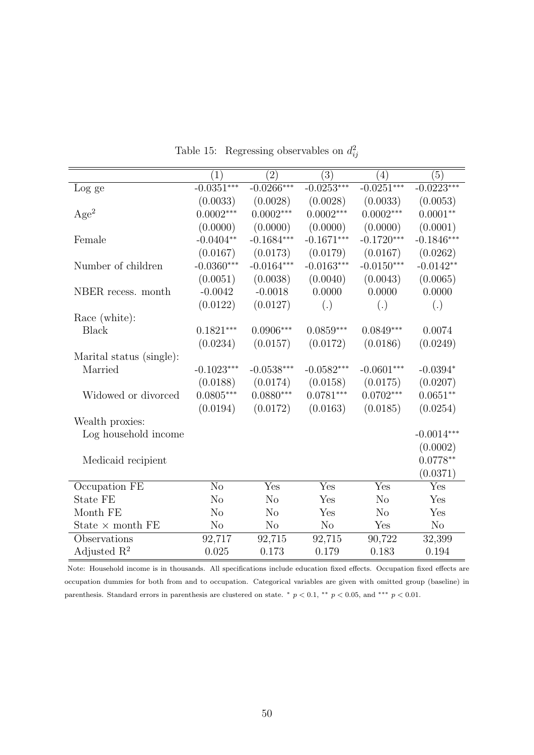Table 15: Regressing observables on $d_{ij}^2$

| | (1) | (2) | (3) | (4) | (5) |
|---|---|---|---|---|---|
| Log ge | -0.0351*** | -0.0266*** | -0.0253*** | -0.0251*** | -0.0223*** |
| | (0.0033) | (0.0028) | (0.0028) | (0.0033) | (0.0053) |
| Age$^2$ | 0.0002*** | 0.0002*** | 0.0002*** | 0.0002*** | 0.0001** |
| | (0.0000) | (0.0000) | (0.0000) | (0.0000) | (0.0001) |
| Female | -0.0404** | -0.1684*** | -0.1671*** | -0.1720*** | -0.1846*** |
| | (0.0167) | (0.0173) | (0.0179) | (0.0167) | (0.0262) |
| Number of children | -0.0360*** | -0.0164*** | -0.0163*** | -0.0150*** | -0.0142** |
| | (0.0051) | (0.0038) | (0.0040) | (0.0043) | (0.0065) |
| NBER recess. month | -0.0042 | -0.0018 | 0.0000 | 0.0000 | 0.0000 |
| | (0.0122) | (0.0127) | (.) | (.) | (.) |
| Race (white): | | | | | |
| Black | 0.1821*** | 0.0906*** | 0.0859*** | 0.0849*** | 0.0074 |
| | (0.0234) | (0.0157) | (0.0172) | (0.0186) | (0.0249) |
| Marital status (single): | | | | | |
| Married | -0.1023*** | -0.0538*** | -0.0582*** | -0.0601*** | -0.0394* |
| | (0.0188) | (0.0174) | (0.0158) | (0.0175) | (0.0207) |
| Widowed or divorced | 0.0805*** | 0.0880*** | 0.0781*** | 0.0702*** | 0.0651** |
| | (0.0194) | (0.0172) | (0.0163) | (0.0185) | (0.0254) |
| Wealth proxies: | | | | | |
| Log household income | | | | | -0.0014*** |
| | | | | | (0.0002) |
| Medicaid recipient | | | | | 0.0778** |
| | | | | | (0.0371) |
| Occupation FE | No | Yes | Yes | Yes | Yes |
| State FE | No | No | Yes | No | Yes |
| Month FE | No | No | Yes | No | Yes |
| State × month FE | No | No | No | Yes | No |
| Observations | 92,717 | 92,715 | 92,715 | 90,722 | 32,399 |
| Adjusted R$^2$ | 0.025 | 0.173 | 0.179 | 0.183 | 0.194 |

Note: Household income is in thousands. All specifications include education fixed effects. Occupation fixed effects are occupation dummies for both from and to occupation. Categorical variables are given with omitted group (baseline) in parenthesis. Standard errors in parenthesis are clustered on state. * $p < 0.1$, ** $p < 0.05$, and *** $p < 0.01$.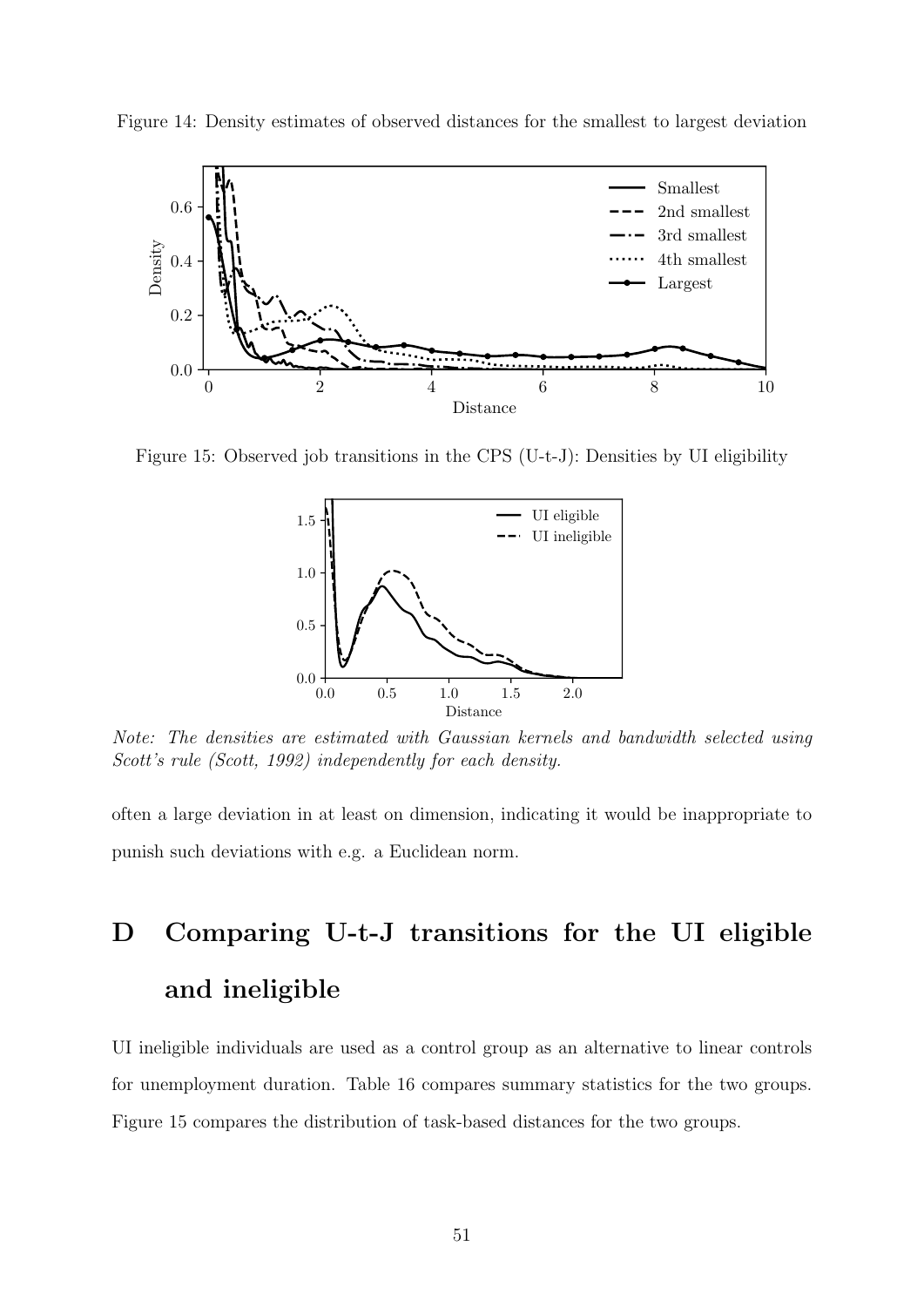Figure 14: Density estimates of observed distances for the smallest to largest deviation

Figure 15: Observed job transitions in the CPS (U-t-J): Densities by UI eligibility

*Note: The densities are estimated with Gaussian kernels and bandwidth selected using Scott's rule (Scott, 1992) independently for each density.*

often a large deviation in at least on dimension, indicating it would be inappropriate to punish such deviations with e.g. a Euclidean norm.

# D Comparing U-t-J transitions for the UI eligible and ineligible

UI ineligible individuals are used as a control group as an alternative to linear controls for unemployment duration. Table 16 compares summary statistics for the two groups. Figure 15 compares the distribution of task-based distances for the two groups.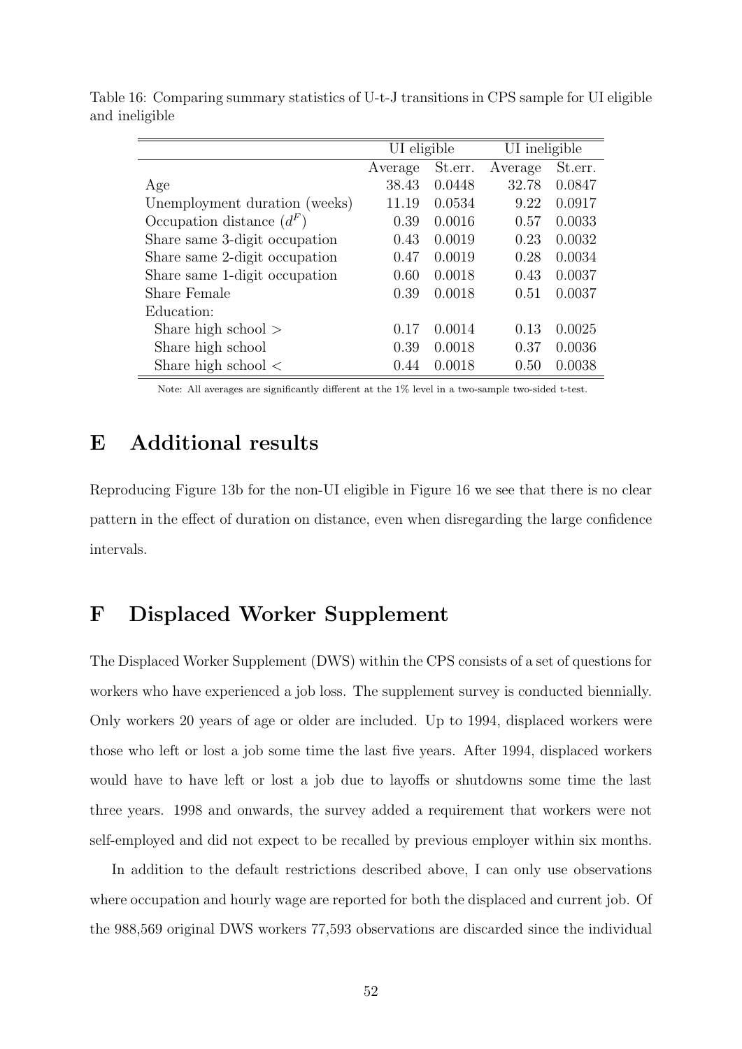Table 16: Comparing summary statistics of U-t-J transitions in CPS sample for UI eligible and ineligible

| | UI eligible | | UI ineligible | |
|---|---|---|---|---|
| | Average | St.err. | Average | St.err. |
| Age | 38.43 | 0.0448 | 32.78 | 0.0847 |
| Unemployment duration (weeks) | 11.19 | 0.0534 | 9.22 | 0.0917 |
| Occupation distance ($d^F$) | 0.39 | 0.0016 | 0.57 | 0.0033 |
| Share same 3-digit occupation | 0.43 | 0.0019 | 0.23 | 0.0032 |
| Share same 2-digit occupation | 0.47 | 0.0019 | 0.28 | 0.0034 |
| Share same 1-digit occupation | 0.60 | 0.0018 | 0.43 | 0.0037 |
| Share Female | 0.39 | 0.0018 | 0.51 | 0.0037 |
| Education: | | | | |
| Share high school > | 0.17 | 0.0014 | 0.13 | 0.0025 |
| Share high school | 0.39 | 0.0018 | 0.37 | 0.0036 |
| Share high school < | 0.44 | 0.0018 | 0.50 | 0.0038 |

Note: All averages are significantly different at the 1% level in a two-sample two-sided t-test.

# E Additional results

Reproducing Figure 13b for the non-UI eligible in Figure 16 we see that there is no clear pattern in the effect of duration on distance, even when disregarding the large confidence intervals.

# F Displaced Worker Supplement

The Displaced Worker Supplement (DWS) within the CPS consists of a set of questions for workers who have experienced a job loss. The supplement survey is conducted biennially. Only workers 20 years of age or older are included. Up to 1994, displaced workers were those who left or lost a job some time the last five years. After 1994, displaced workers would have to have left or lost a job due to layoffs or shutdowns some time the last three years. 1998 and onwards, the survey added a requirement that workers were not self-employed and did not expect to be recalled by previous employer within six months.

In addition to the default restrictions described above, I can only use observations where occupation and hourly wage are reported for both the displaced and current job. Of the 988,569 original DWS workers 77,593 observations are discarded since the individual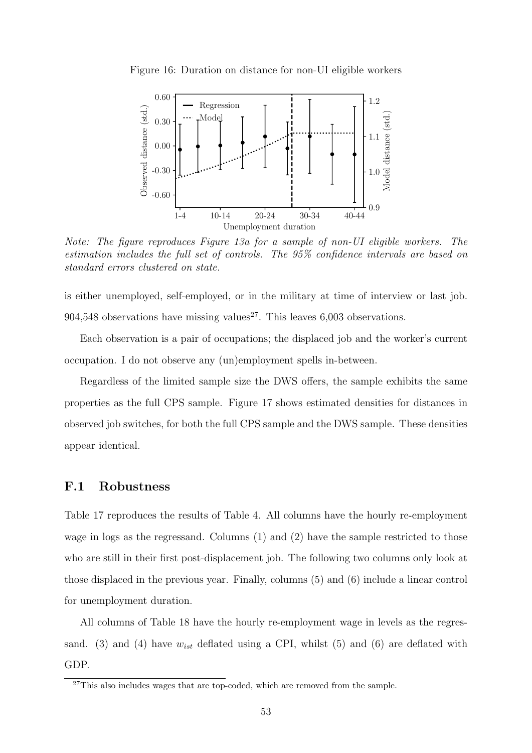Figure 16: Duration on distance for non-UI eligible workers

*Note: The figure reproduces Figure 13a for a sample of non-UI eligible workers. The estimation includes the full set of controls. The 95% confidence intervals are based on standard errors clustered on state.*

is either unemployed, self-employed, or in the military at time of interview or last job. 904,548 observations have missing values[27]. This leaves 6,003 observations.

Each observation is a pair of occupations; the displaced job and the worker's current occupation. I do not observe any (un)employment spells in-between.

Regardless of the limited sample size the DWS offers, the sample exhibits the same properties as the full CPS sample. Figure 17 shows estimated densities for distances in observed job switches, for both the full CPS sample and the DWS sample. These densities appear identical.

## F.1 Robustness

Table 17 reproduces the results of Table 4. All columns have the hourly re-employment wage in logs as the regressand. Columns (1) and (2) have the sample restricted to those who are still in their first post-displacement job. The following two columns only look at those displaced in the previous year. Finally, columns (5) and (6) include a linear control for unemployment duration.

All columns of Table 18 have the hourly re-employment wage in levels as the regressand. (3) and (4) have $w_{ist}$ deflated using a CPI, whilst (5) and (6) are deflated with GDP.

[27] This also includes wages that are top-coded, which are removed from the sample.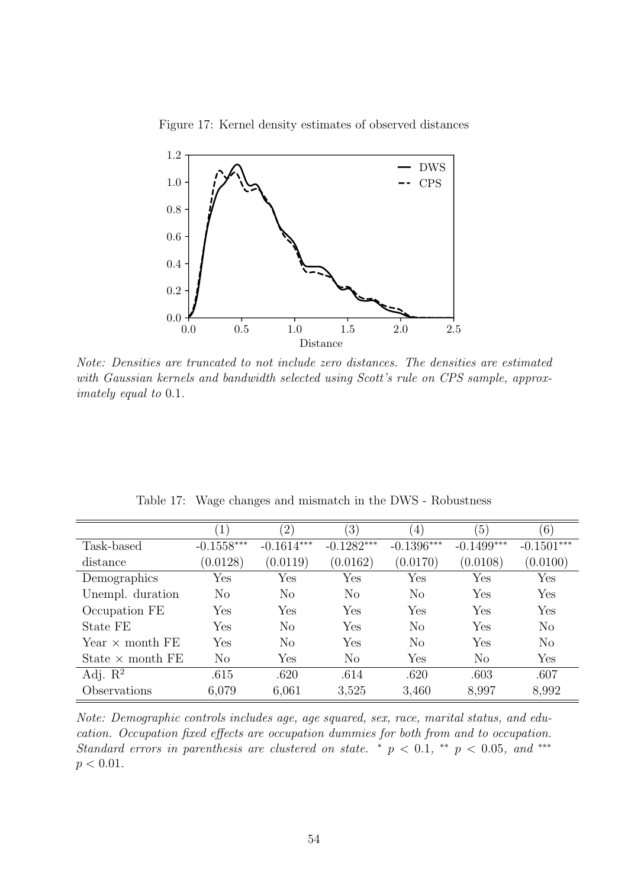Figure 17: Kernel density estimates of observed distances

*Note: Densities are truncated to not include zero distances. The densities are estimated with Gaussian kernels and bandwidth selected using Scott's rule on CPS sample, approximately equal to* 0.1.

Table 17: Wage changes and mismatch in the DWS - Robustness

| | (1) | (2) | (3) | (4) | (5) | (6) |
|---|---|---|---|---|---|---|
| Task-based distance | -0.1558*** (0.0128) | -0.1614*** (0.0119) | -0.1282*** (0.0162) | -0.1396*** (0.0170) | -0.1499*** (0.0108) | -0.1501*** (0.0100) |
| Demographics | Yes | Yes | Yes | Yes | Yes | Yes |
| Unempl. duration | No | No | No | No | Yes | Yes |
| Occupation FE | Yes | Yes | Yes | Yes | Yes | Yes |
| State FE | Yes | No | Yes | No | Yes | No |
| Year × month FE | Yes | No | Yes | No | Yes | No |
| State × month FE | No | Yes | No | Yes | No | Yes |
| Adj. $R^2$ | .615 | .620 | .614 | .620 | .603 | .607 |
| Observations | 6,079 | 6,061 | 3,525 | 3,460 | 8,997 | 8,992 |

*Note: Demographic controls includes age, age squared, sex, race, marital status, and education. Occupation fixed effects are occupation dummies for both from and to occupation. Standard errors in parenthesis are clustered on state.* $^{*}$ $p < 0.1$, $^{**}$ $p < 0.05$, *and* $^{***}$ $p < 0.01$.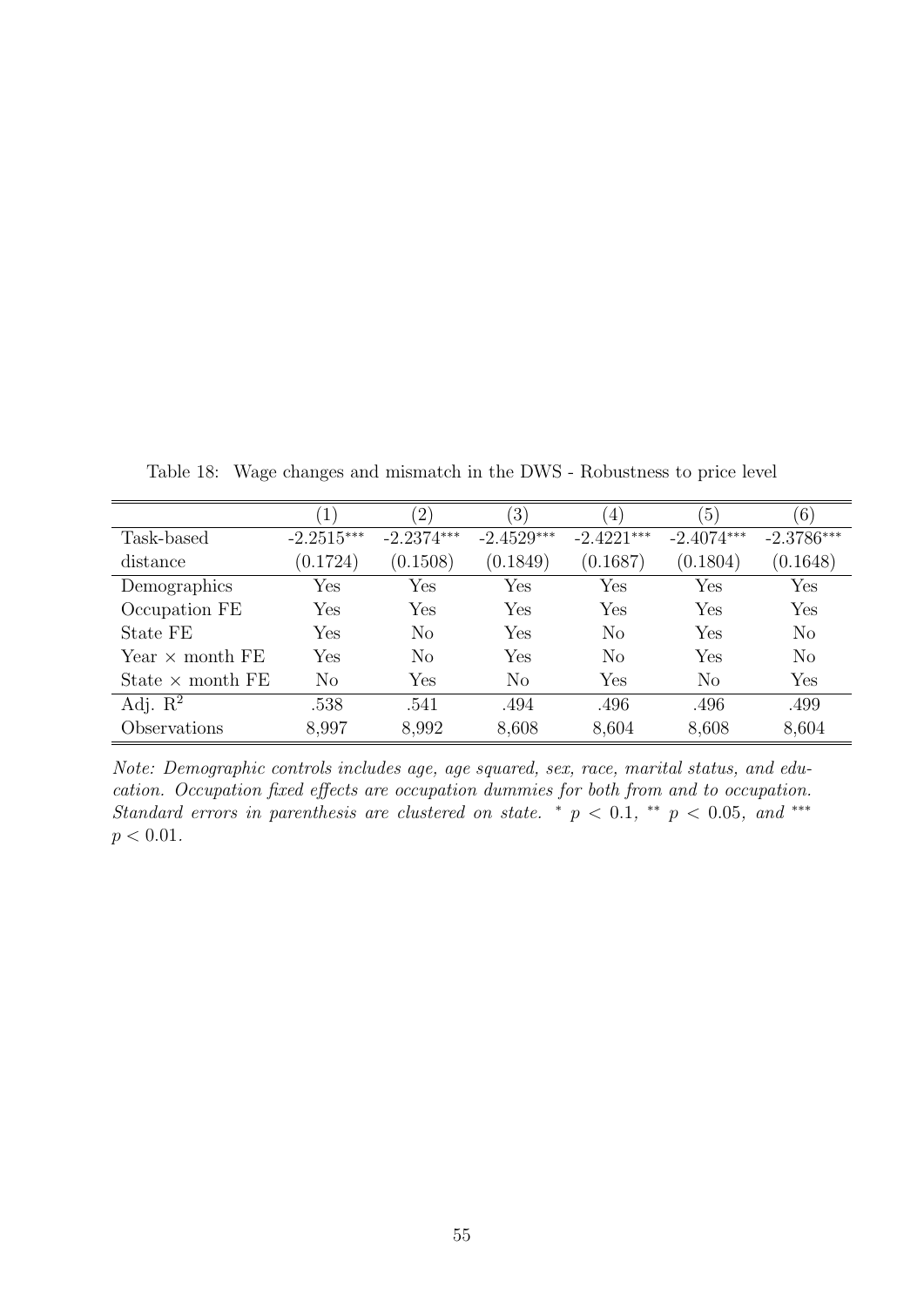Table 18: Wage changes and mismatch in the DWS - Robustness to price level

| | (1) | (2) | (3) | (4) | (5) | (6) |
|---|---|---|---|---|---|---|
| Task-based | -2.2515*** | -2.2374*** | -2.4529*** | -2.4221*** | -2.4074*** | -2.3786*** |
| distance | (0.1724) | (0.1508) | (0.1849) | (0.1687) | (0.1804) | (0.1648) |
| Demographics | Yes | Yes | Yes | Yes | Yes | Yes |
| Occupation FE | Yes | Yes | Yes | Yes | Yes | Yes |
| State FE | Yes | No | Yes | No | Yes | No |
| Year × month FE | Yes | No | Yes | No | Yes | No |
| State × month FE | No | Yes | No | Yes | No | Yes |
| Adj. $R^2$ | .538 | .541 | .494 | .496 | .496 | .499 |
| Observations | 8,997 | 8,992 | 8,608 | 8,604 | 8,608 | 8,604 |

*Note: Demographic controls includes age, age squared, sex, race, marital status, and education. Occupation fixed effects are occupation dummies for both from and to occupation. Standard errors in parenthesis are clustered on state.* * $p < 0.1$, ** $p < 0.05$, *and* *** $p < 0.01$.